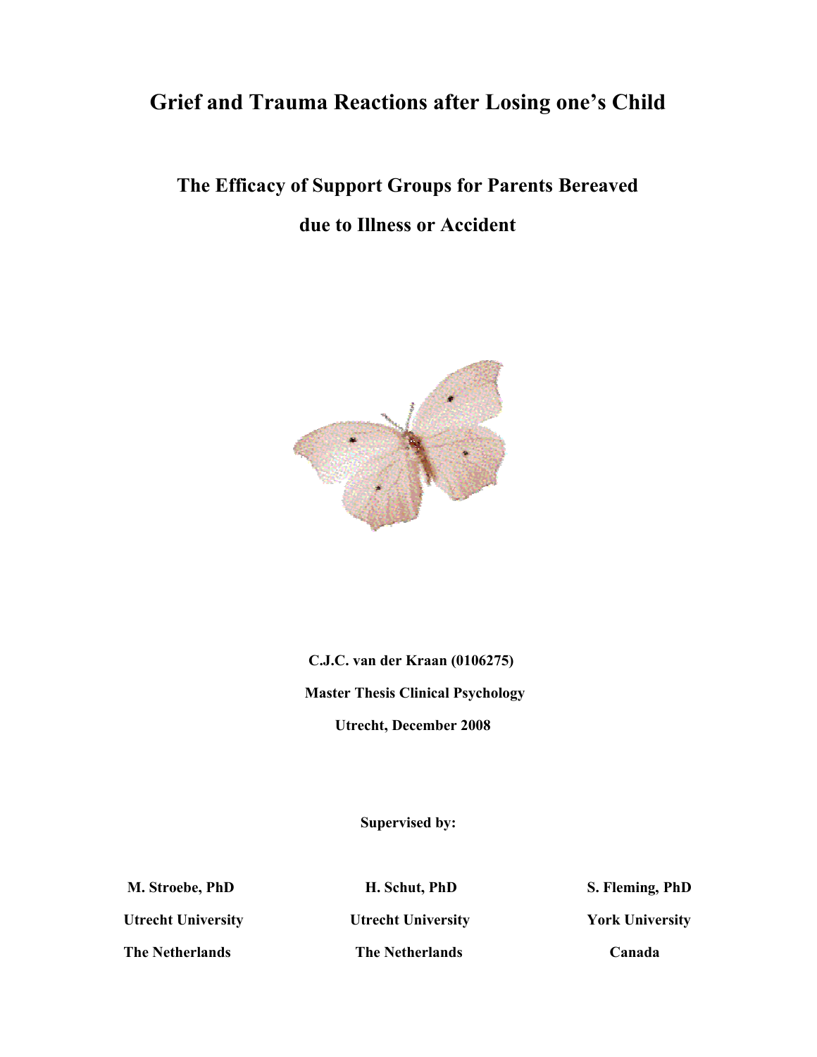# Grief and Trauma Reactions after Losing one's Child

## The Efficacy of Support Groups for Parents Bereaved due to Illness or Accident

**C.J.C. van der Kraan (0106275)**

**Master Thesis Clinical Psychology**

**Utrecht, December 2008**

**Supervised by:**

| | | |
|---|---|---|
| **M. Stroebe, PhD** | **H. Schut, PhD** | **S. Fleming, PhD** |
| **Utrecht University** | **Utrecht University** | **York University** |
| **The Netherlands** | **The Netherlands** | **Canada** |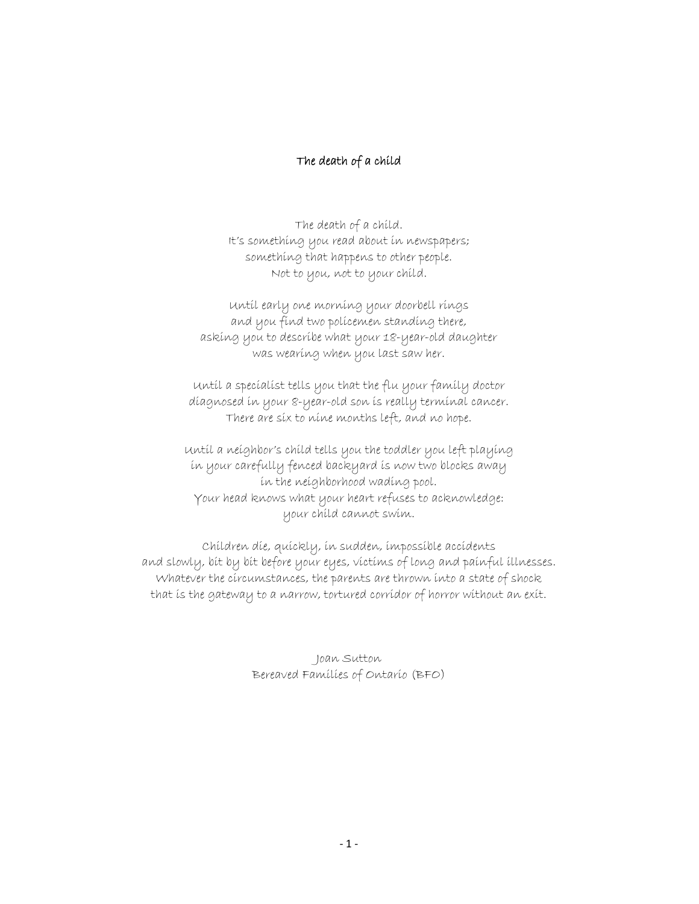# The death of a child

The death of a child.
It's something you read about in newspapers;
something that happens to other people.
Not to you, not to your child.

Until early one morning your doorbell rings
and you find two policemen standing there,
asking you to describe what your 18-year-old daughter
was wearing when you last saw her.

Until a specialist tells you that the flu your family doctor
diagnosed in your 8-year-old son is really terminal cancer.
There are six to nine months left, and no hope.

Until a neighbor's child tells you the toddler you left playing
in your carefully fenced backyard is now two blocks away
in the neighborhood wading pool.
Your head knows what your heart refuses to acknowledge:
your child cannot swim.

Children die, quickly, in sudden, impossible accidents
and slowly, bit by bit before your eyes, victims of long and painful illnesses.
Whatever the circumstances, the parents are thrown into a state of shock
that is the gateway to a narrow, tortured corridor of horror without an exit.

Joan Sutton
Bereaved Families of Ontario (BFO)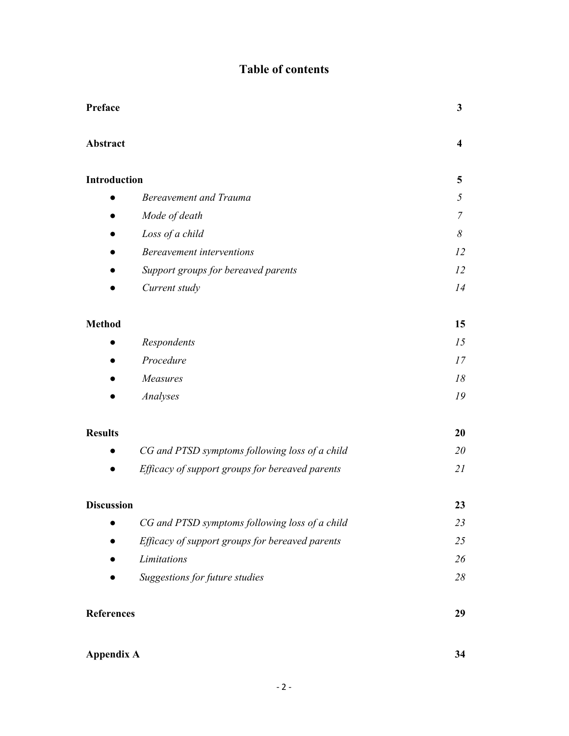# Table of contents

| | |
|---|---|
| **Preface** | **3** |
| **Abstract** | **4** |
| **Introduction** | **5** |
| ● *Bereavement and Trauma* | *5* |
| ● *Mode of death* | *7* |
| ● *Loss of a child* | *8* |
| ● *Bereavement interventions* | *12* |
| ● *Support groups for bereaved parents* | *12* |
| ● *Current study* | *14* |
| **Method** | **15** |
| ● *Respondents* | *15* |
| ● *Procedure* | *17* |
| ● *Measures* | *18* |
| ● *Analyses* | *19* |
| **Results** | **20** |
| ● *CG and PTSD symptoms following loss of a child* | *20* |
| ● *Efficacy of support groups for bereaved parents* | *21* |
| **Discussion** | **23** |
| ● *CG and PTSD symptoms following loss of a child* | *23* |
| ● *Efficacy of support groups for bereaved parents* | *25* |
| ● *Limitations* | *26* |
| ● *Suggestions for future studies* | *28* |
| **References** | **29** |
| **Appendix A** | **34** |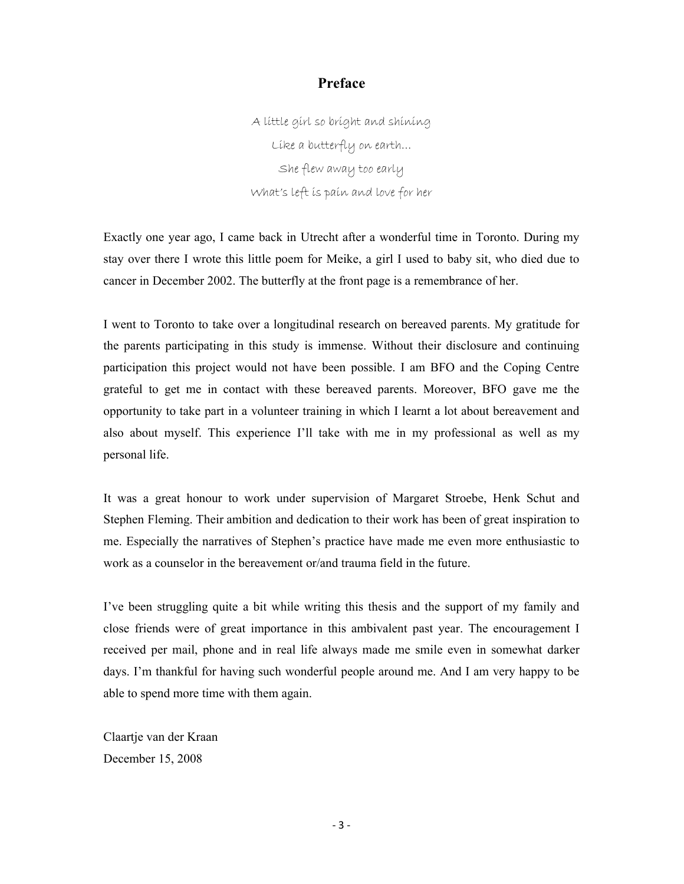# Preface

*A little girl so bright and shining*
*Like a butterfly on earth…*
*She flew away too early*
*What's left is pain and love for her*

Exactly one year ago, I came back in Utrecht after a wonderful time in Toronto. During my stay over there I wrote this little poem for Meike, a girl I used to baby sit, who died due to cancer in December 2002. The butterfly at the front page is a remembrance of her.

I went to Toronto to take over a longitudinal research on bereaved parents. My gratitude for the parents participating in this study is immense. Without their disclosure and continuing participation this project would not have been possible. I am BFO and the Coping Centre grateful to get me in contact with these bereaved parents. Moreover, BFO gave me the opportunity to take part in a volunteer training in which I learnt a lot about bereavement and also about myself. This experience I'll take with me in my professional as well as my personal life.

It was a great honour to work under supervision of Margaret Stroebe, Henk Schut and Stephen Fleming. Their ambition and dedication to their work has been of great inspiration to me. Especially the narratives of Stephen's practice have made me even more enthusiastic to work as a counselor in the bereavement or/and trauma field in the future.

I've been struggling quite a bit while writing this thesis and the support of my family and close friends were of great importance in this ambivalent past year. The encouragement I received per mail, phone and in real life always made me smile even in somewhat darker days. I'm thankful for having such wonderful people around me. And I am very happy to be able to spend more time with them again.

Claartje van der Kraan
December 15, 2008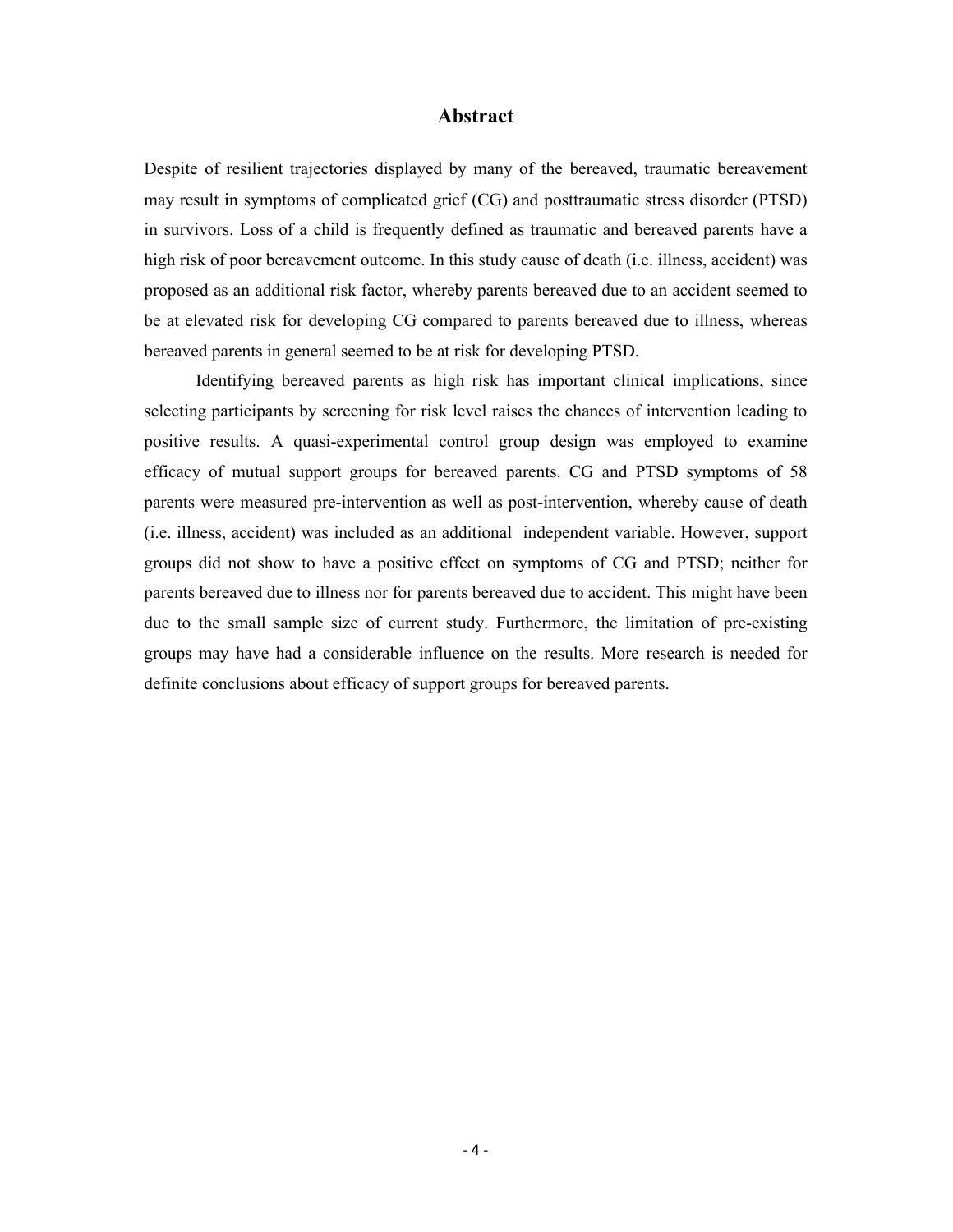## Abstract

Despite of resilient trajectories displayed by many of the bereaved, traumatic bereavement may result in symptoms of complicated grief (CG) and posttraumatic stress disorder (PTSD) in survivors. Loss of a child is frequently defined as traumatic and bereaved parents have a high risk of poor bereavement outcome. In this study cause of death (i.e. illness, accident) was proposed as an additional risk factor, whereby parents bereaved due to an accident seemed to be at elevated risk for developing CG compared to parents bereaved due to illness, whereas bereaved parents in general seemed to be at risk for developing PTSD.

Identifying bereaved parents as high risk has important clinical implications, since selecting participants by screening for risk level raises the chances of intervention leading to positive results. A quasi-experimental control group design was employed to examine efficacy of mutual support groups for bereaved parents. CG and PTSD symptoms of 58 parents were measured pre-intervention as well as post-intervention, whereby cause of death (i.e. illness, accident) was included as an additional independent variable. However, support groups did not show to have a positive effect on symptoms of CG and PTSD; neither for parents bereaved due to illness nor for parents bereaved due to accident. This might have been due to the small sample size of current study. Furthermore, the limitation of pre-existing groups may have had a considerable influence on the results. More research is needed for definite conclusions about efficacy of support groups for bereaved parents.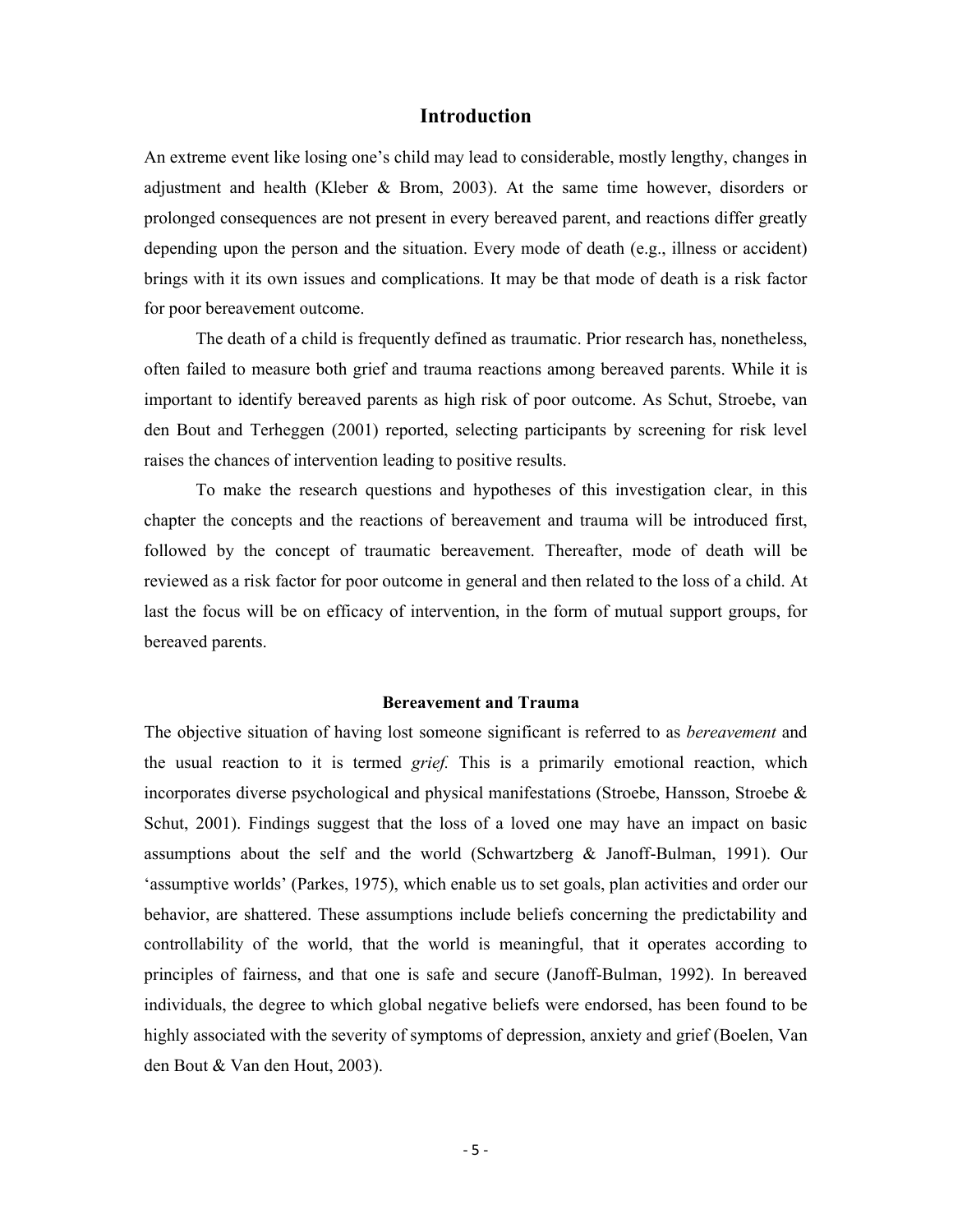# Introduction

An extreme event like losing one's child may lead to considerable, mostly lengthy, changes in adjustment and health (Kleber & Brom, 2003). At the same time however, disorders or prolonged consequences are not present in every bereaved parent, and reactions differ greatly depending upon the person and the situation. Every mode of death (e.g., illness or accident) brings with it its own issues and complications. It may be that mode of death is a risk factor for poor bereavement outcome.

The death of a child is frequently defined as traumatic. Prior research has, nonetheless, often failed to measure both grief and trauma reactions among bereaved parents. While it is important to identify bereaved parents as high risk of poor outcome. As Schut, Stroebe, van den Bout and Terheggen (2001) reported, selecting participants by screening for risk level raises the chances of intervention leading to positive results.

To make the research questions and hypotheses of this investigation clear, in this chapter the concepts and the reactions of bereavement and trauma will be introduced first, followed by the concept of traumatic bereavement. Thereafter, mode of death will be reviewed as a risk factor for poor outcome in general and then related to the loss of a child. At last the focus will be on efficacy of intervention, in the form of mutual support groups, for bereaved parents.

## Bereavement and Trauma

The objective situation of having lost someone significant is referred to as *bereavement* and the usual reaction to it is termed *grief.* This is a primarily emotional reaction, which incorporates diverse psychological and physical manifestations (Stroebe, Hansson, Stroebe & Schut, 2001). Findings suggest that the loss of a loved one may have an impact on basic assumptions about the self and the world (Schwartzberg & Janoff-Bulman, 1991). Our 'assumptive worlds' (Parkes, 1975), which enable us to set goals, plan activities and order our behavior, are shattered. These assumptions include beliefs concerning the predictability and controllability of the world, that the world is meaningful, that it operates according to principles of fairness, and that one is safe and secure (Janoff-Bulman, 1992). In bereaved individuals, the degree to which global negative beliefs were endorsed, has been found to be highly associated with the severity of symptoms of depression, anxiety and grief (Boelen, Van den Bout & Van den Hout, 2003).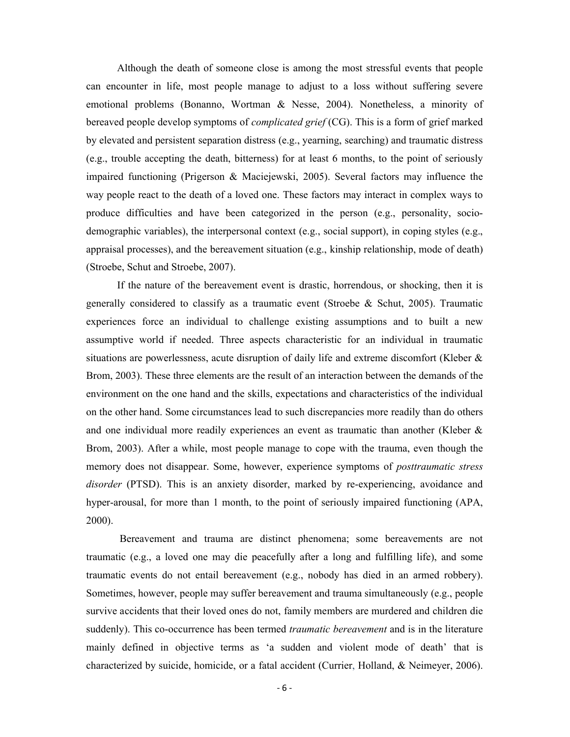Although the death of someone close is among the most stressful events that people can encounter in life, most people manage to adjust to a loss without suffering severe emotional problems (Bonanno, Wortman & Nesse, 2004). Nonetheless, a minority of bereaved people develop symptoms of *complicated grief* (CG). This is a form of grief marked by elevated and persistent separation distress (e.g., yearning, searching) and traumatic distress (e.g., trouble accepting the death, bitterness) for at least 6 months, to the point of seriously impaired functioning (Prigerson & Maciejewski, 2005). Several factors may influence the way people react to the death of a loved one. These factors may interact in complex ways to produce difficulties and have been categorized in the person (e.g., personality, socio-demographic variables), the interpersonal context (e.g., social support), in coping styles (e.g., appraisal processes), and the bereavement situation (e.g., kinship relationship, mode of death) (Stroebe, Schut and Stroebe, 2007).

If the nature of the bereavement event is drastic, horrendous, or shocking, then it is generally considered to classify as a traumatic event (Stroebe & Schut, 2005). Traumatic experiences force an individual to challenge existing assumptions and to built a new assumptive world if needed. Three aspects characteristic for an individual in traumatic situations are powerlessness, acute disruption of daily life and extreme discomfort (Kleber & Brom, 2003). These three elements are the result of an interaction between the demands of the environment on the one hand and the skills, expectations and characteristics of the individual on the other hand. Some circumstances lead to such discrepancies more readily than do others and one individual more readily experiences an event as traumatic than another (Kleber & Brom, 2003). After a while, most people manage to cope with the trauma, even though the memory does not disappear. Some, however, experience symptoms of *posttraumatic stress disorder* (PTSD). This is an anxiety disorder, marked by re-experiencing, avoidance and hyper-arousal, for more than 1 month, to the point of seriously impaired functioning (APA, 2000).

Bereavement and trauma are distinct phenomena; some bereavements are not traumatic (e.g., a loved one may die peacefully after a long and fulfilling life), and some traumatic events do not entail bereavement (e.g., nobody has died in an armed robbery). Sometimes, however, people may suffer bereavement and trauma simultaneously (e.g., people survive accidents that their loved ones do not, family members are murdered and children die suddenly). This co-occurrence has been termed *traumatic bereavement* and is in the literature mainly defined in objective terms as 'a sudden and violent mode of death' that is characterized by suicide, homicide, or a fatal accident (Currier, Holland, & Neimeyer, 2006).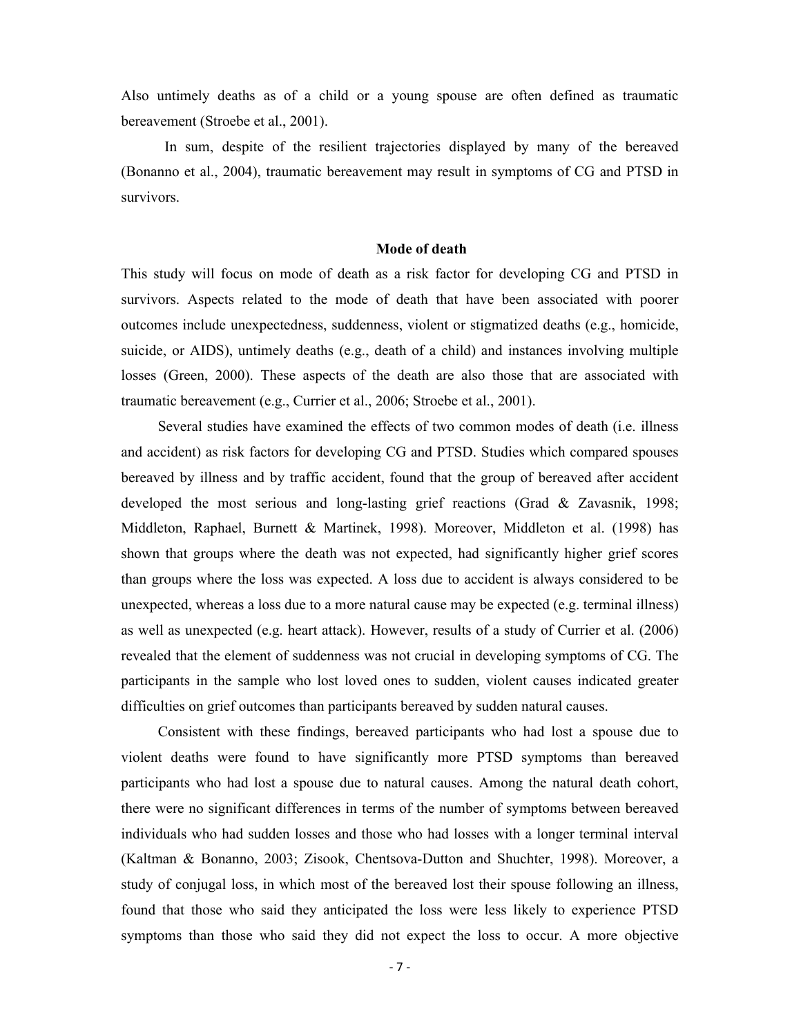Also untimely deaths as of a child or a young spouse are often defined as traumatic bereavement (Stroebe et al., 2001).

In sum, despite of the resilient trajectories displayed by many of the bereaved (Bonanno et al., 2004), traumatic bereavement may result in symptoms of CG and PTSD in survivors.

## Mode of death

This study will focus on mode of death as a risk factor for developing CG and PTSD in survivors. Aspects related to the mode of death that have been associated with poorer outcomes include unexpectedness, suddenness, violent or stigmatized deaths (e.g., homicide, suicide, or AIDS), untimely deaths (e.g., death of a child) and instances involving multiple losses (Green, 2000). These aspects of the death are also those that are associated with traumatic bereavement (e.g., Currier et al., 2006; Stroebe et al., 2001).

Several studies have examined the effects of two common modes of death (i.e. illness and accident) as risk factors for developing CG and PTSD. Studies which compared spouses bereaved by illness and by traffic accident, found that the group of bereaved after accident developed the most serious and long-lasting grief reactions (Grad & Zavasnik, 1998; Middleton, Raphael, Burnett & Martinek, 1998). Moreover, Middleton et al. (1998) has shown that groups where the death was not expected, had significantly higher grief scores than groups where the loss was expected. A loss due to accident is always considered to be unexpected, whereas a loss due to a more natural cause may be expected (e.g. terminal illness) as well as unexpected (e.g. heart attack). However, results of a study of Currier et al. (2006) revealed that the element of suddenness was not crucial in developing symptoms of CG. The participants in the sample who lost loved ones to sudden, violent causes indicated greater difficulties on grief outcomes than participants bereaved by sudden natural causes.

Consistent with these findings, bereaved participants who had lost a spouse due to violent deaths were found to have significantly more PTSD symptoms than bereaved participants who had lost a spouse due to natural causes. Among the natural death cohort, there were no significant differences in terms of the number of symptoms between bereaved individuals who had sudden losses and those who had losses with a longer terminal interval (Kaltman & Bonanno, 2003; Zisook, Chentsova-Dutton and Shuchter, 1998). Moreover, a study of conjugal loss, in which most of the bereaved lost their spouse following an illness, found that those who said they anticipated the loss were less likely to experience PTSD symptoms than those who said they did not expect the loss to occur. A more objective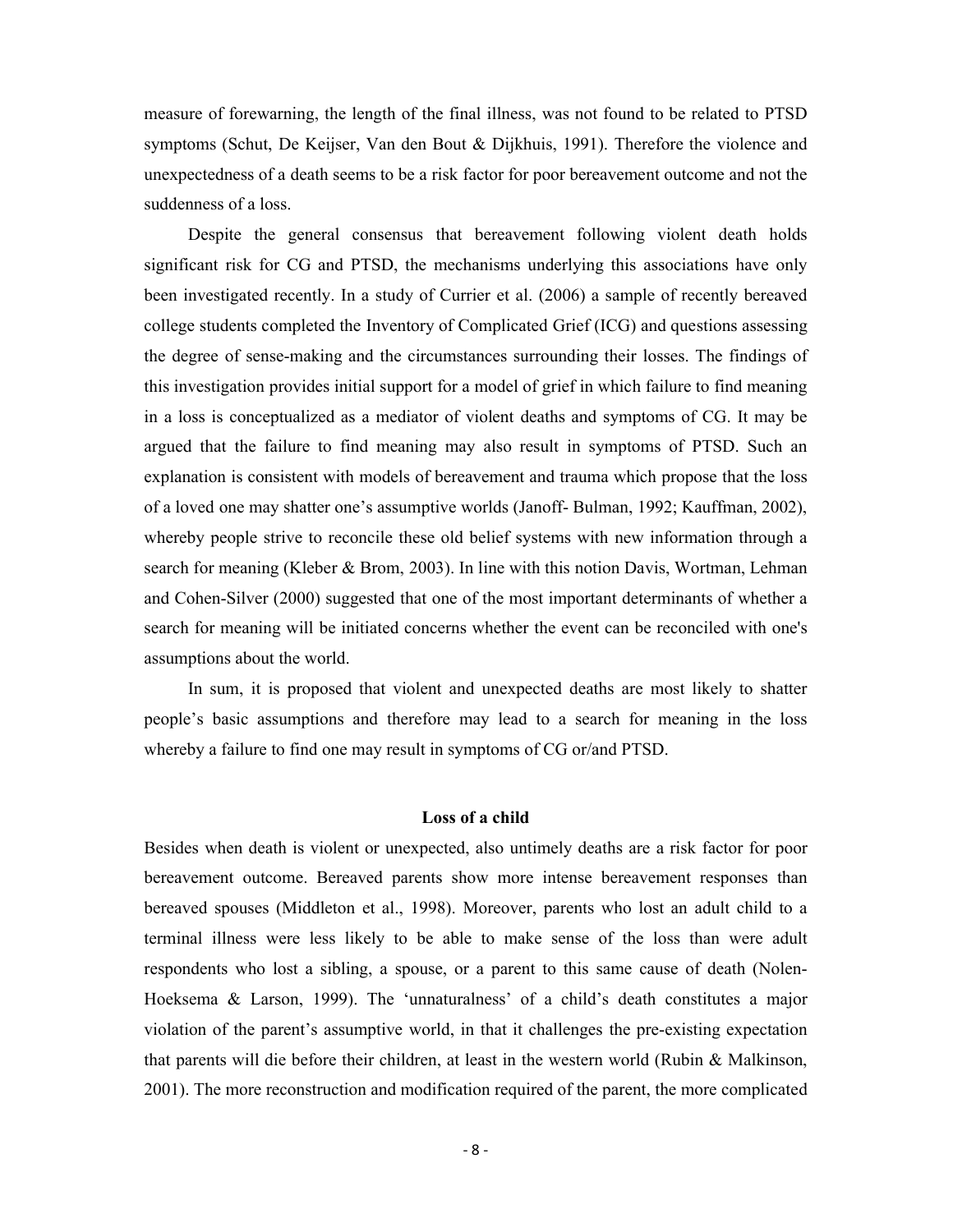measure of forewarning, the length of the final illness, was not found to be related to PTSD symptoms (Schut, De Keijser, Van den Bout & Dijkhuis, 1991). Therefore the violence and unexpectedness of a death seems to be a risk factor for poor bereavement outcome and not the suddenness of a loss.

Despite the general consensus that bereavement following violent death holds significant risk for CG and PTSD, the mechanisms underlying this associations have only been investigated recently. In a study of Currier et al. (2006) a sample of recently bereaved college students completed the Inventory of Complicated Grief (ICG) and questions assessing the degree of sense-making and the circumstances surrounding their losses. The findings of this investigation provides initial support for a model of grief in which failure to find meaning in a loss is conceptualized as a mediator of violent deaths and symptoms of CG. It may be argued that the failure to find meaning may also result in symptoms of PTSD. Such an explanation is consistent with models of bereavement and trauma which propose that the loss of a loved one may shatter one's assumptive worlds (Janoff- Bulman, 1992; Kauffman, 2002), whereby people strive to reconcile these old belief systems with new information through a search for meaning (Kleber & Brom, 2003). In line with this notion Davis, Wortman, Lehman and Cohen-Silver (2000) suggested that one of the most important determinants of whether a search for meaning will be initiated concerns whether the event can be reconciled with one's assumptions about the world.

In sum, it is proposed that violent and unexpected deaths are most likely to shatter people's basic assumptions and therefore may lead to a search for meaning in the loss whereby a failure to find one may result in symptoms of CG or/and PTSD.

## Loss of a child

Besides when death is violent or unexpected, also untimely deaths are a risk factor for poor bereavement outcome. Bereaved parents show more intense bereavement responses than bereaved spouses (Middleton et al., 1998). Moreover, parents who lost an adult child to a terminal illness were less likely to be able to make sense of the loss than were adult respondents who lost a sibling, a spouse, or a parent to this same cause of death (Nolen-Hoeksema & Larson, 1999). The 'unnaturalness' of a child's death constitutes a major violation of the parent's assumptive world, in that it challenges the pre-existing expectation that parents will die before their children, at least in the western world (Rubin & Malkinson, 2001). The more reconstruction and modification required of the parent, the more complicated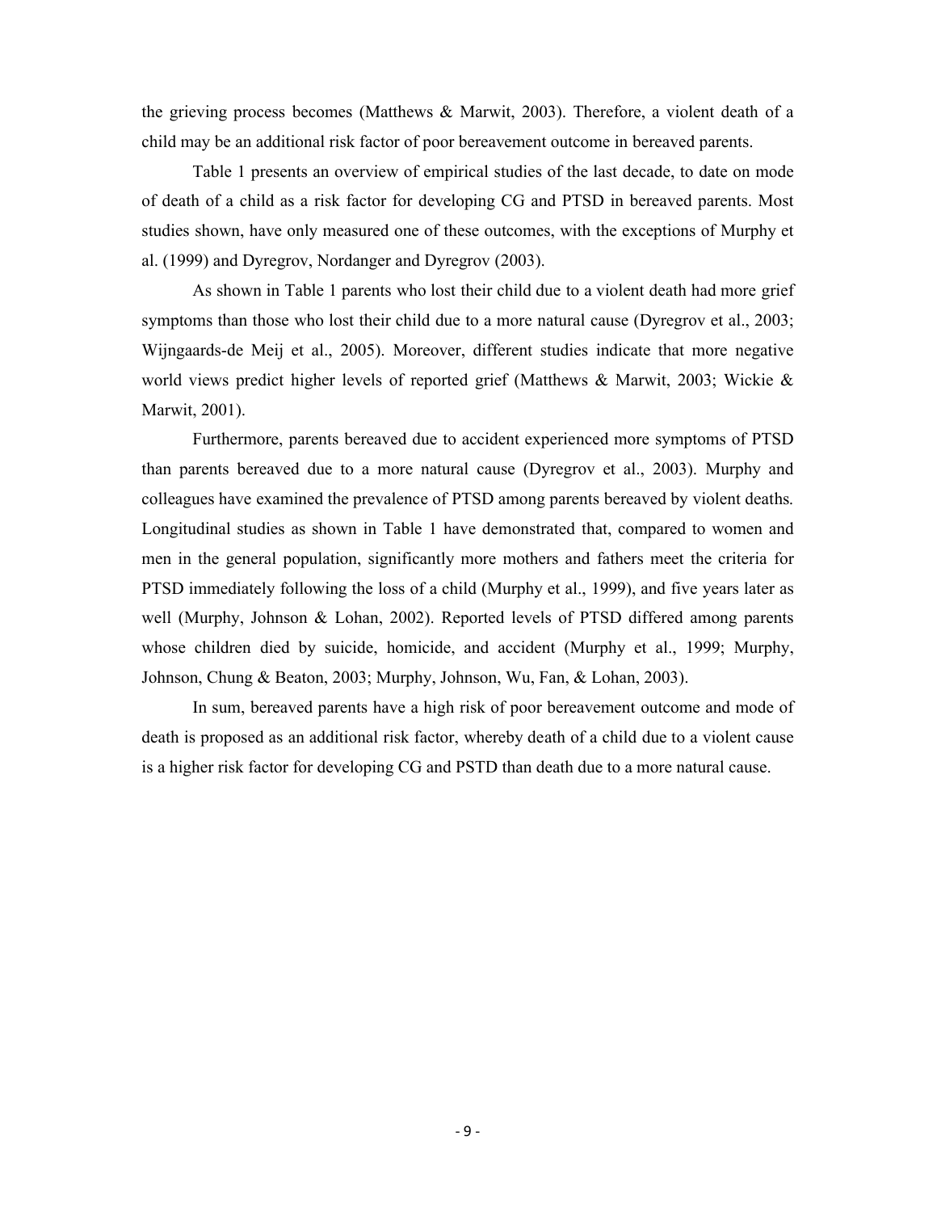the grieving process becomes (Matthews & Marwit, 2003). Therefore, a violent death of a child may be an additional risk factor of poor bereavement outcome in bereaved parents.

Table 1 presents an overview of empirical studies of the last decade, to date on mode of death of a child as a risk factor for developing CG and PTSD in bereaved parents. Most studies shown, have only measured one of these outcomes, with the exceptions of Murphy et al. (1999) and Dyregrov, Nordanger and Dyregrov (2003).

As shown in Table 1 parents who lost their child due to a violent death had more grief symptoms than those who lost their child due to a more natural cause (Dyregrov et al., 2003; Wijngaards-de Meij et al., 2005). Moreover, different studies indicate that more negative world views predict higher levels of reported grief (Matthews & Marwit, 2003; Wickie & Marwit, 2001).

Furthermore, parents bereaved due to accident experienced more symptoms of PTSD than parents bereaved due to a more natural cause (Dyregrov et al., 2003). Murphy and colleagues have examined the prevalence of PTSD among parents bereaved by violent deaths. Longitudinal studies as shown in Table 1 have demonstrated that, compared to women and men in the general population, significantly more mothers and fathers meet the criteria for PTSD immediately following the loss of a child (Murphy et al., 1999), and five years later as well (Murphy, Johnson & Lohan, 2002). Reported levels of PTSD differed among parents whose children died by suicide, homicide, and accident (Murphy et al., 1999; Murphy, Johnson, Chung & Beaton, 2003; Murphy, Johnson, Wu, Fan, & Lohan, 2003).

In sum, bereaved parents have a high risk of poor bereavement outcome and mode of death is proposed as an additional risk factor, whereby death of a child due to a violent cause is a higher risk factor for developing CG and PSTD than death due to a more natural cause.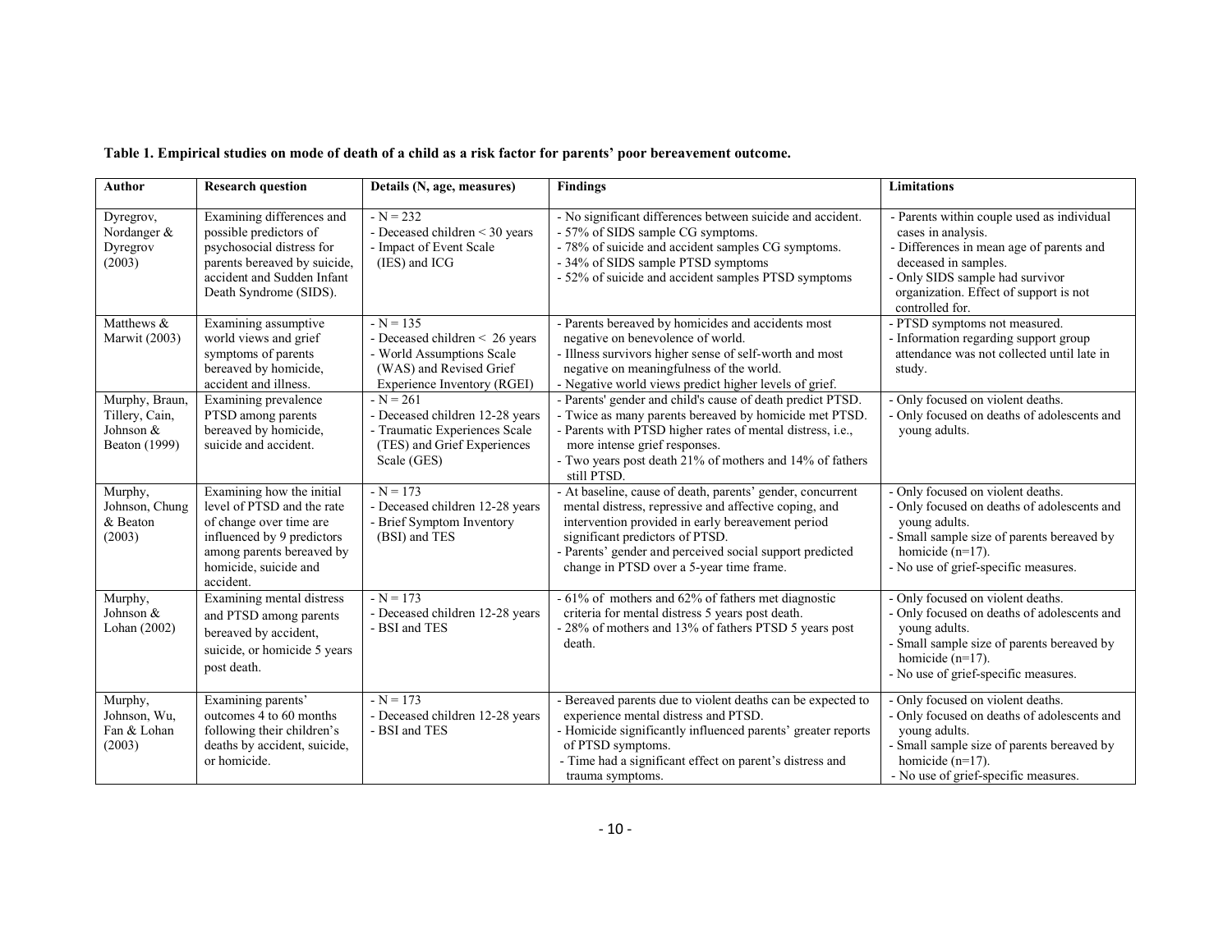**Table 1. Empirical studies on mode of death of a child as a risk factor for parents' poor bereavement outcome.**

| Author | Research question | Details (N, age, measures) | Findings | Limitations |
|---|---|---|---|---|
| Dyregrov, Nordanger & Dyregrov (2003) | Examining differences and possible predictors of psychosocial distress for parents bereaved by suicide, accident and Sudden Infant Death Syndrome (SIDS). | - N = 232<br>- Deceased children < 30 years<br>- Impact of Event Scale (IES) and ICG | - No significant differences between suicide and accident.<br>- 57% of SIDS sample CG symptoms.<br>- 78% of suicide and accident samples CG symptoms.<br>- 34% of SIDS sample PTSD symptoms<br>- 52% of suicide and accident samples PTSD symptoms | - Parents within couple used as individual cases in analysis.<br>- Differences in mean age of parents and deceased in samples.<br>- Only SIDS sample had survivor organization. Effect of support is not controlled for. |
| Matthews & Marwit (2003) | Examining assumptive world views and grief symptoms of parents bereaved by homicide, accident and illness. | - N = 135<br>- Deceased children < 26 years<br>- World Assumptions Scale (WAS) and Revised Grief Experience Inventory (RGEI) | - Parents bereaved by homicides and accidents most negative on benevolence of world.<br>- Illness survivors higher sense of self-worth and most negative on meaningfulness of the world.<br>- Negative world views predict higher levels of grief. | - PTSD symptoms not measured.<br>- Information regarding support group attendance was not collected until late in study. |
| Murphy, Braun, Tillery, Cain, Johnson & Beaton (1999) | Examining prevalence PTSD among parents bereaved by homicide, suicide and accident. | - N = 261<br>- Deceased children 12-28 years<br>- Traumatic Experiences Scale (TES) and Grief Experiences Scale (GES) | - Parents' gender and child's cause of death predict PTSD.<br>- Twice as many parents bereaved by homicide met PTSD.<br>- Parents with PTSD higher rates of mental distress, i.e., more intense grief responses.<br>- Two years post death 21% of mothers and 14% of fathers still PTSD. | - Only focused on violent deaths.<br>- Only focused on deaths of adolescents and young adults. |
| Murphy, Johnson, Chung & Beaton (2003) | Examining how the initial level of PTSD and the rate of change over time are influenced by 9 predictors among parents bereaved by homicide, suicide and accident. | - N = 173<br>- Deceased children 12-28 years<br>- Brief Symptom Inventory (BSI) and TES | - At baseline, cause of death, parents' gender, concurrent mental distress, repressive and affective coping, and intervention provided in early bereavement period significant predictors of PTSD.<br>- Parents' gender and perceived social support predicted change in PTSD over a 5-year time frame. | - Only focused on violent deaths.<br>- Only focused on deaths of adolescents and young adults.<br>- Small sample size of parents bereaved by homicide (n=17).<br>- No use of grief-specific measures. |
| Murphy, Johnson & Lohan (2002) | Examining mental distress and PTSD among parents bereaved by accident, suicide, or homicide 5 years post death. | - N = 173<br>- Deceased children 12-28 years<br>- BSI and TES | - 61% of mothers and 62% of fathers met diagnostic criteria for mental distress 5 years post death.<br>- 28% of mothers and 13% of fathers PTSD 5 years post death. | - Only focused on violent deaths.<br>- Only focused on deaths of adolescents and young adults.<br>- Small sample size of parents bereaved by homicide (n=17).<br>- No use of grief-specific measures. |
| Murphy, Johnson, Wu, Fan & Lohan (2003) | Examining parents' outcomes 4 to 60 months following their children's deaths by accident, suicide, or homicide. | - N = 173<br>- Deceased children 12-28 years<br>- BSI and TES | - Bereaved parents due to violent deaths can be expected to experience mental distress and PTSD.<br>- Homicide significantly influenced parents' greater reports of PTSD symptoms.<br>- Time had a significant effect on parent's distress and trauma symptoms. | - Only focused on violent deaths.<br>- Only focused on deaths of adolescents and young adults.<br>- Small sample size of parents bereaved by homicide (n=17).<br>- No use of grief-specific measures. |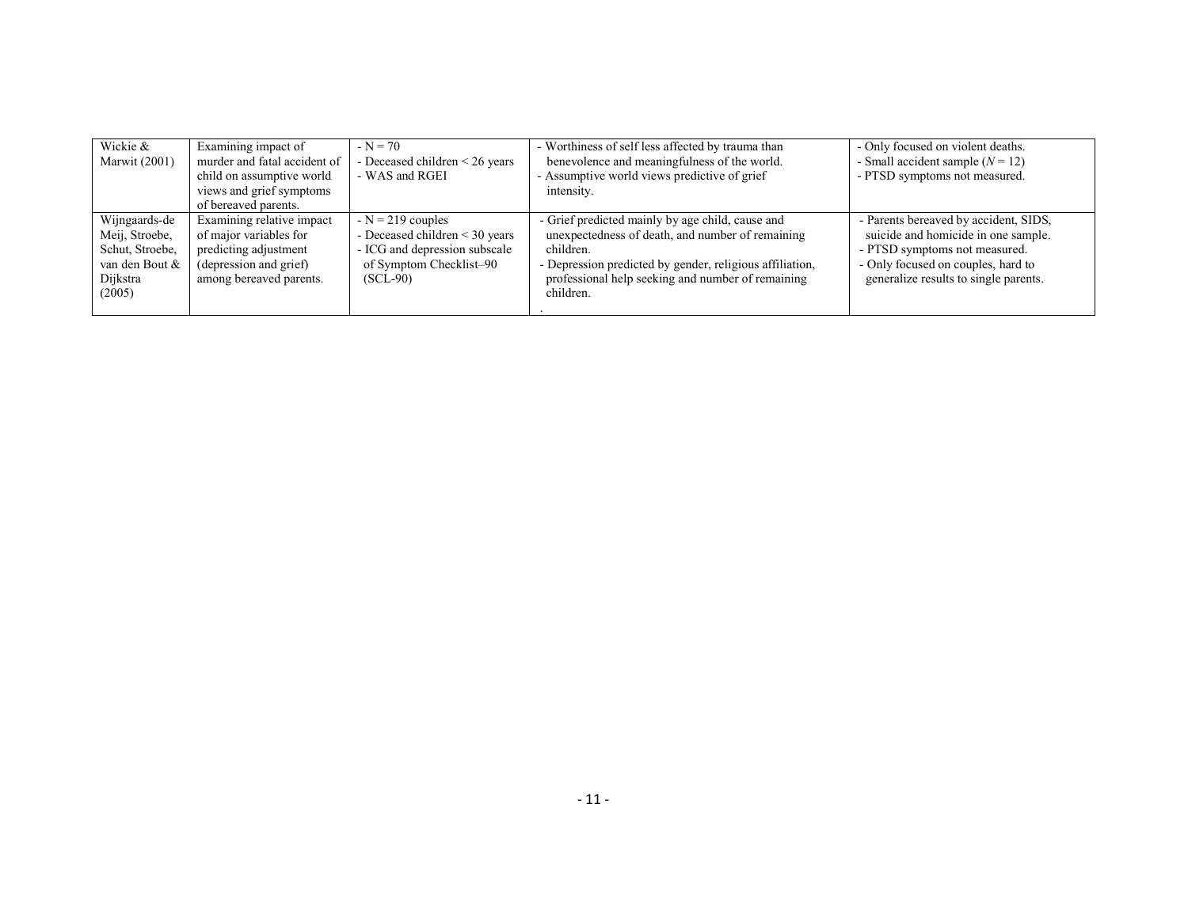| | | | | |
|---|---|---|---|---|
| Wickie & Marwit (2001) | Examining impact of murder and fatal accident of child on assumptive world views and grief symptoms of bereaved parents. | - N = 70<br>- Deceased children < 26 years<br>- WAS and RGEI | - Worthiness of self less affected by trauma than benevolence and meaningfulness of the world.<br>- Assumptive world views predictive of grief intensity. | - Only focused on violent deaths.<br>- Small accident sample (*N* = 12)<br>- PTSD symptoms not measured. |
| Wijngaards-de Meij, Stroebe, Schut, Stroebe, van den Bout & Dijkstra (2005) | Examining relative impact of major variables for predicting adjustment (depression and grief) among bereaved parents. | - N = 219 couples<br>- Deceased children < 30 years<br>- ICG and depression subscale of Symptom Checklist–90 (SCL-90) | - Grief predicted mainly by age child, cause and unexpectedness of death, and number of remaining children.<br>- Depression predicted by gender, religious affiliation, professional help seeking and number of remaining children.<br>. | - Parents bereaved by accident, SIDS, suicide and homicide in one sample.<br>- PTSD symptoms not measured.<br>- Only focused on couples, hard to generalize results to single parents. |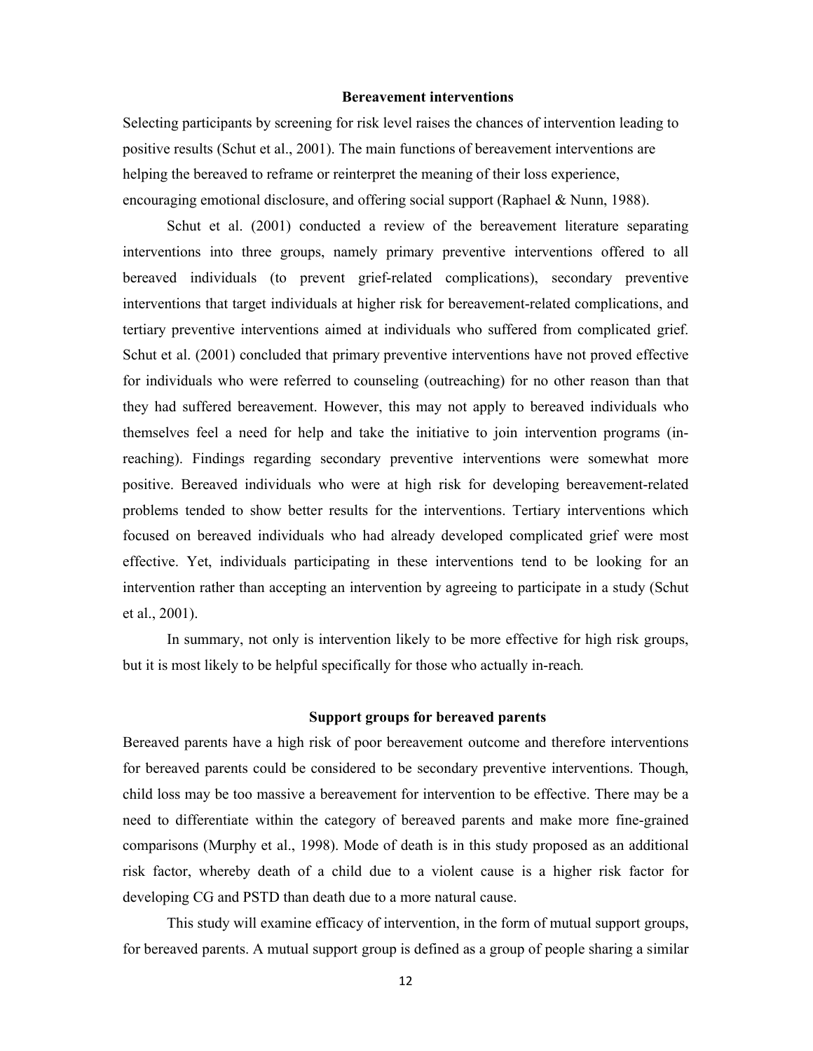## Bereavement interventions

Selecting participants by screening for risk level raises the chances of intervention leading to positive results (Schut et al., 2001). The main functions of bereavement interventions are helping the bereaved to reframe or reinterpret the meaning of their loss experience, encouraging emotional disclosure, and offering social support (Raphael & Nunn, 1988).

Schut et al. (2001) conducted a review of the bereavement literature separating interventions into three groups, namely primary preventive interventions offered to all bereaved individuals (to prevent grief-related complications), secondary preventive interventions that target individuals at higher risk for bereavement-related complications, and tertiary preventive interventions aimed at individuals who suffered from complicated grief. Schut et al. (2001) concluded that primary preventive interventions have not proved effective for individuals who were referred to counseling (outreaching) for no other reason than that they had suffered bereavement. However, this may not apply to bereaved individuals who themselves feel a need for help and take the initiative to join intervention programs (in-reaching). Findings regarding secondary preventive interventions were somewhat more positive. Bereaved individuals who were at high risk for developing bereavement-related problems tended to show better results for the interventions. Tertiary interventions which focused on bereaved individuals who had already developed complicated grief were most effective. Yet, individuals participating in these interventions tend to be looking for an intervention rather than accepting an intervention by agreeing to participate in a study (Schut et al., 2001).

In summary, not only is intervention likely to be more effective for high risk groups, but it is most likely to be helpful specifically for those who actually in-reach.

## Support groups for bereaved parents

Bereaved parents have a high risk of poor bereavement outcome and therefore interventions for bereaved parents could be considered to be secondary preventive interventions. Though, child loss may be too massive a bereavement for intervention to be effective. There may be a need to differentiate within the category of bereaved parents and make more fine-grained comparisons (Murphy et al., 1998). Mode of death is in this study proposed as an additional risk factor, whereby death of a child due to a violent cause is a higher risk factor for developing CG and PSTD than death due to a more natural cause.

This study will examine efficacy of intervention, in the form of mutual support groups, for bereaved parents. A mutual support group is defined as a group of people sharing a similar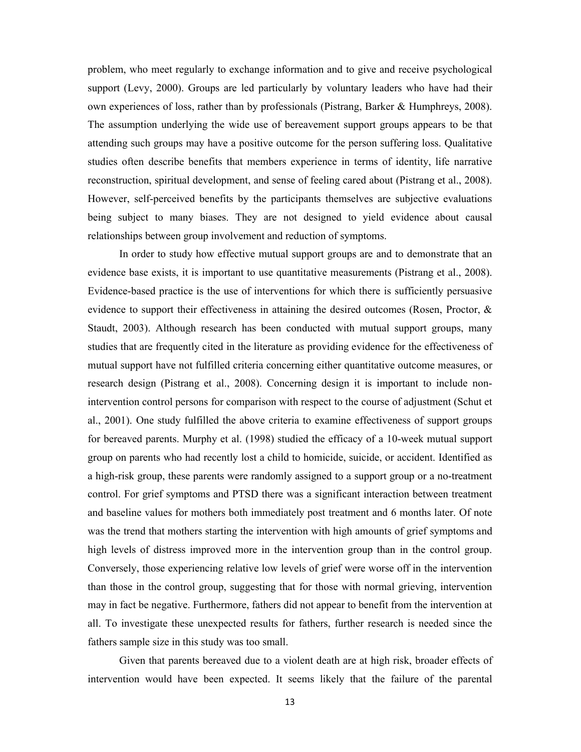problem, who meet regularly to exchange information and to give and receive psychological support (Levy, 2000). Groups are led particularly by voluntary leaders who have had their own experiences of loss, rather than by professionals (Pistrang, Barker & Humphreys, 2008). The assumption underlying the wide use of bereavement support groups appears to be that attending such groups may have a positive outcome for the person suffering loss. Qualitative studies often describe benefits that members experience in terms of identity, life narrative reconstruction, spiritual development, and sense of feeling cared about (Pistrang et al., 2008). However, self-perceived benefits by the participants themselves are subjective evaluations being subject to many biases. They are not designed to yield evidence about causal relationships between group involvement and reduction of symptoms.

In order to study how effective mutual support groups are and to demonstrate that an evidence base exists, it is important to use quantitative measurements (Pistrang et al., 2008). Evidence-based practice is the use of interventions for which there is sufficiently persuasive evidence to support their effectiveness in attaining the desired outcomes (Rosen, Proctor, & Staudt, 2003). Although research has been conducted with mutual support groups, many studies that are frequently cited in the literature as providing evidence for the effectiveness of mutual support have not fulfilled criteria concerning either quantitative outcome measures, or research design (Pistrang et al., 2008). Concerning design it is important to include non-intervention control persons for comparison with respect to the course of adjustment (Schut et al., 2001). One study fulfilled the above criteria to examine effectiveness of support groups for bereaved parents. Murphy et al. (1998) studied the efficacy of a 10-week mutual support group on parents who had recently lost a child to homicide, suicide, or accident. Identified as a high-risk group, these parents were randomly assigned to a support group or a no-treatment control. For grief symptoms and PTSD there was a significant interaction between treatment and baseline values for mothers both immediately post treatment and 6 months later. Of note was the trend that mothers starting the intervention with high amounts of grief symptoms and high levels of distress improved more in the intervention group than in the control group. Conversely, those experiencing relative low levels of grief were worse off in the intervention than those in the control group, suggesting that for those with normal grieving, intervention may in fact be negative. Furthermore, fathers did not appear to benefit from the intervention at all. To investigate these unexpected results for fathers, further research is needed since the fathers sample size in this study was too small.

Given that parents bereaved due to a violent death are at high risk, broader effects of intervention would have been expected. It seems likely that the failure of the parental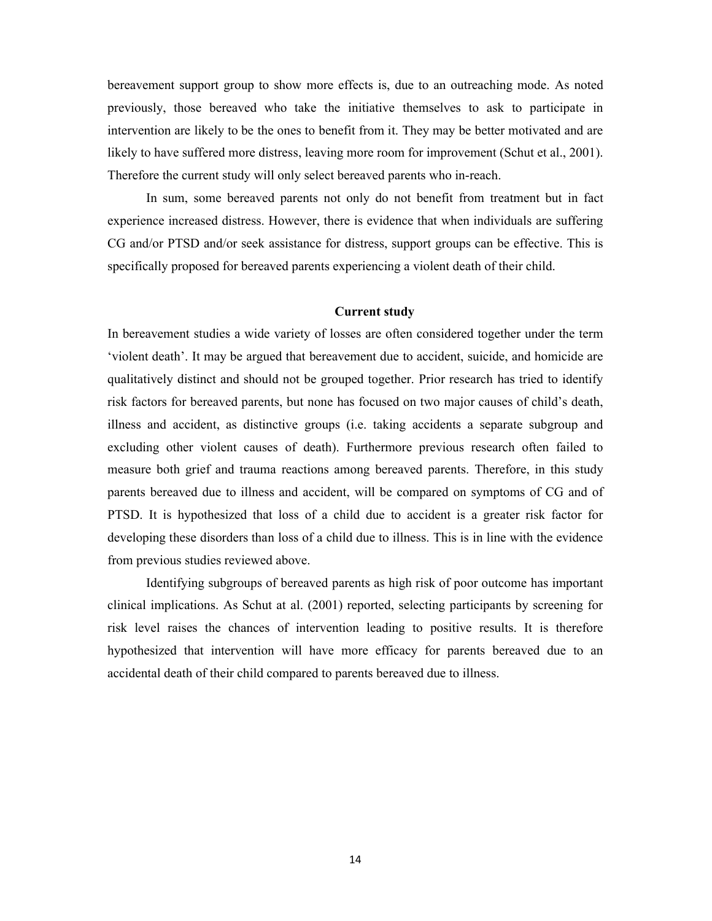bereavement support group to show more effects is, due to an outreaching mode. As noted previously, those bereaved who take the initiative themselves to ask to participate in intervention are likely to be the ones to benefit from it. They may be better motivated and are likely to have suffered more distress, leaving more room for improvement (Schut et al., 2001). Therefore the current study will only select bereaved parents who in-reach.

In sum, some bereaved parents not only do not benefit from treatment but in fact experience increased distress. However, there is evidence that when individuals are suffering CG and/or PTSD and/or seek assistance for distress, support groups can be effective. This is specifically proposed for bereaved parents experiencing a violent death of their child.

## Current study

In bereavement studies a wide variety of losses are often considered together under the term 'violent death'. It may be argued that bereavement due to accident, suicide, and homicide are qualitatively distinct and should not be grouped together. Prior research has tried to identify risk factors for bereaved parents, but none has focused on two major causes of child's death, illness and accident, as distinctive groups (i.e. taking accidents a separate subgroup and excluding other violent causes of death). Furthermore previous research often failed to measure both grief and trauma reactions among bereaved parents. Therefore, in this study parents bereaved due to illness and accident, will be compared on symptoms of CG and of PTSD. It is hypothesized that loss of a child due to accident is a greater risk factor for developing these disorders than loss of a child due to illness. This is in line with the evidence from previous studies reviewed above.

Identifying subgroups of bereaved parents as high risk of poor outcome has important clinical implications. As Schut at al. (2001) reported, selecting participants by screening for risk level raises the chances of intervention leading to positive results. It is therefore hypothesized that intervention will have more efficacy for parents bereaved due to an accidental death of their child compared to parents bereaved due to illness.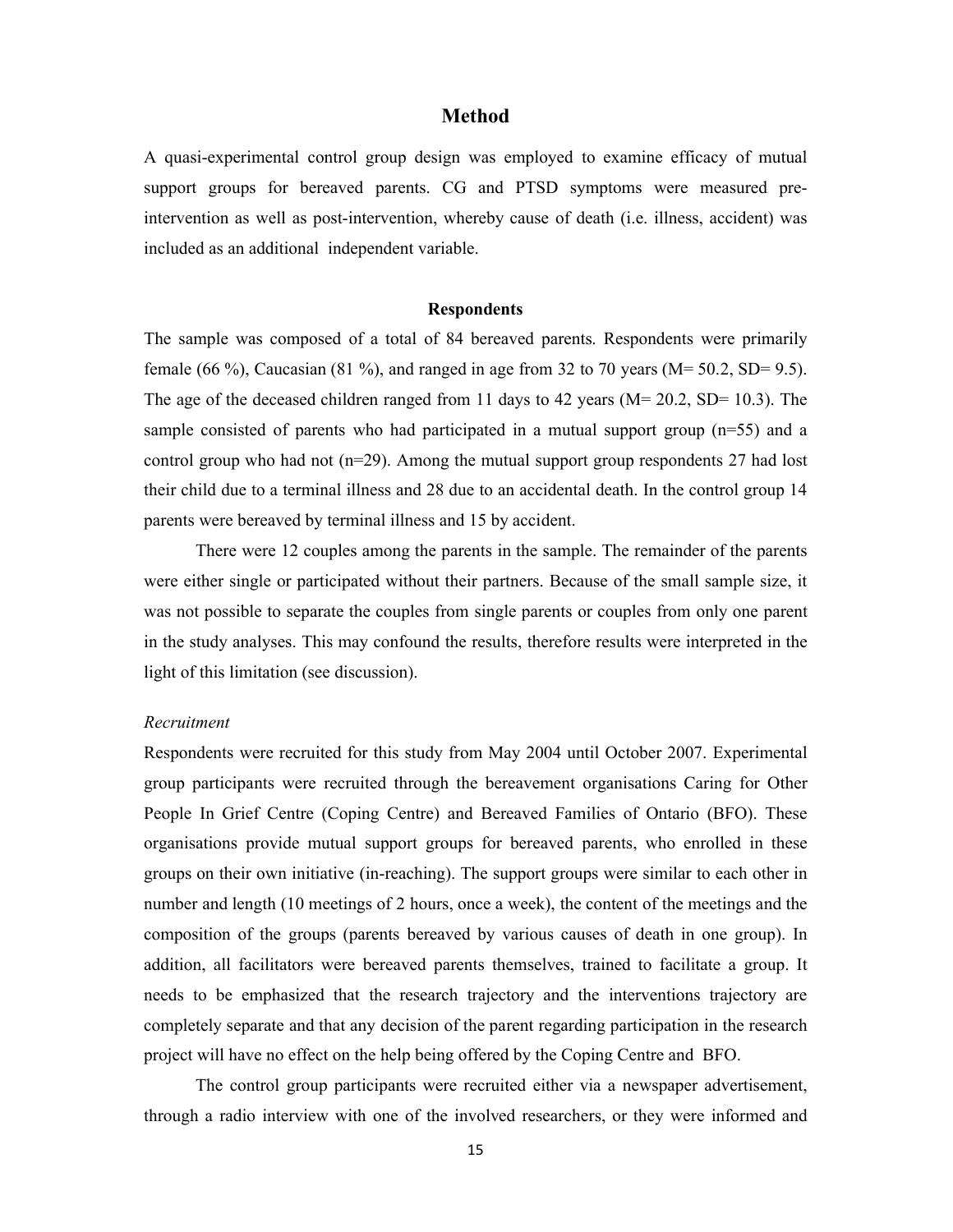## Method

A quasi-experimental control group design was employed to examine efficacy of mutual support groups for bereaved parents. CG and PTSD symptoms were measured pre-intervention as well as post-intervention, whereby cause of death (i.e. illness, accident) was included as an additional independent variable.

### Respondents

The sample was composed of a total of 84 bereaved parents. Respondents were primarily female (66 %), Caucasian (81 %), and ranged in age from 32 to 70 years (M= 50.2, SD= 9.5). The age of the deceased children ranged from 11 days to 42 years (M= 20.2, SD= 10.3). The sample consisted of parents who had participated in a mutual support group (n=55) and a control group who had not (n=29). Among the mutual support group respondents 27 had lost their child due to a terminal illness and 28 due to an accidental death. In the control group 14 parents were bereaved by terminal illness and 15 by accident.

There were 12 couples among the parents in the sample. The remainder of the parents were either single or participated without their partners. Because of the small sample size, it was not possible to separate the couples from single parents or couples from only one parent in the study analyses. This may confound the results, therefore results were interpreted in the light of this limitation (see discussion).

*Recruitment*

Respondents were recruited for this study from May 2004 until October 2007. Experimental group participants were recruited through the bereavement organisations Caring for Other People In Grief Centre (Coping Centre) and Bereaved Families of Ontario (BFO). These organisations provide mutual support groups for bereaved parents, who enrolled in these groups on their own initiative (in-reaching). The support groups were similar to each other in number and length (10 meetings of 2 hours, once a week), the content of the meetings and the composition of the groups (parents bereaved by various causes of death in one group). In addition, all facilitators were bereaved parents themselves, trained to facilitate a group. It needs to be emphasized that the research trajectory and the interventions trajectory are completely separate and that any decision of the parent regarding participation in the research project will have no effect on the help being offered by the Coping Centre and BFO.

The control group participants were recruited either via a newspaper advertisement, through a radio interview with one of the involved researchers, or they were informed and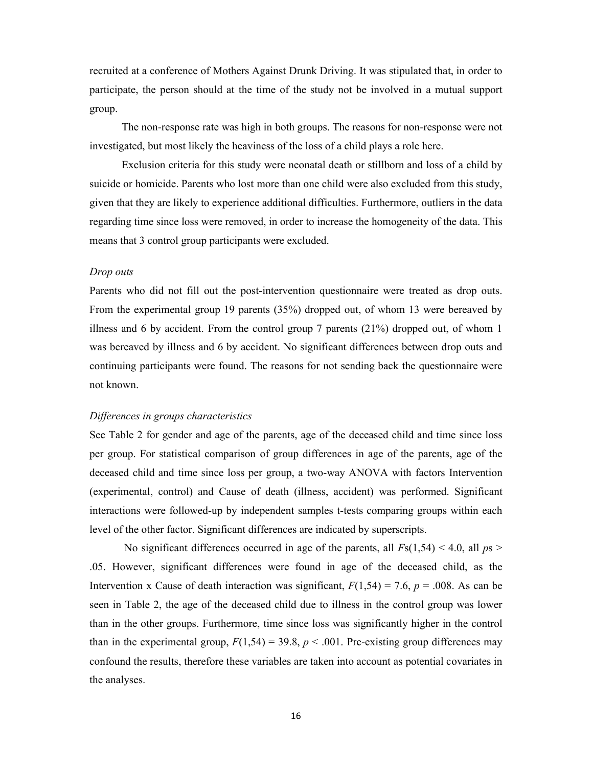recruited at a conference of Mothers Against Drunk Driving. It was stipulated that, in order to participate, the person should at the time of the study not be involved in a mutual support group.

The non-response rate was high in both groups. The reasons for non-response were not investigated, but most likely the heaviness of the loss of a child plays a role here.

Exclusion criteria for this study were neonatal death or stillborn and loss of a child by suicide or homicide. Parents who lost more than one child were also excluded from this study, given that they are likely to experience additional difficulties. Furthermore, outliers in the data regarding time since loss were removed, in order to increase the homogeneity of the data. This means that 3 control group participants were excluded.

*Drop outs*

Parents who did not fill out the post-intervention questionnaire were treated as drop outs. From the experimental group 19 parents (35%) dropped out, of whom 13 were bereaved by illness and 6 by accident. From the control group 7 parents (21%) dropped out, of whom 1 was bereaved by illness and 6 by accident. No significant differences between drop outs and continuing participants were found. The reasons for not sending back the questionnaire were not known.

*Differences in groups characteristics*

See Table 2 for gender and age of the parents, age of the deceased child and time since loss per group. For statistical comparison of group differences in age of the parents, age of the deceased child and time since loss per group, a two-way ANOVA with factors Intervention (experimental, control) and Cause of death (illness, accident) was performed. Significant interactions were followed-up by independent samples t-tests comparing groups within each level of the other factor. Significant differences are indicated by superscripts.

No significant differences occurred in age of the parents, all $F$s$(1,54) < 4.0$, all $p$s $> .05$. However, significant differences were found in age of the deceased child, as the Intervention x Cause of death interaction was significant, $F(1,54) = 7.6$, $p = .008$. As can be seen in Table 2, the age of the deceased child due to illness in the control group was lower than in the other groups. Furthermore, time since loss was significantly higher in the control than in the experimental group, $F(1,54) = 39.8$, $p < .001$. Pre-existing group differences may confound the results, therefore these variables are taken into account as potential covariates in the analyses.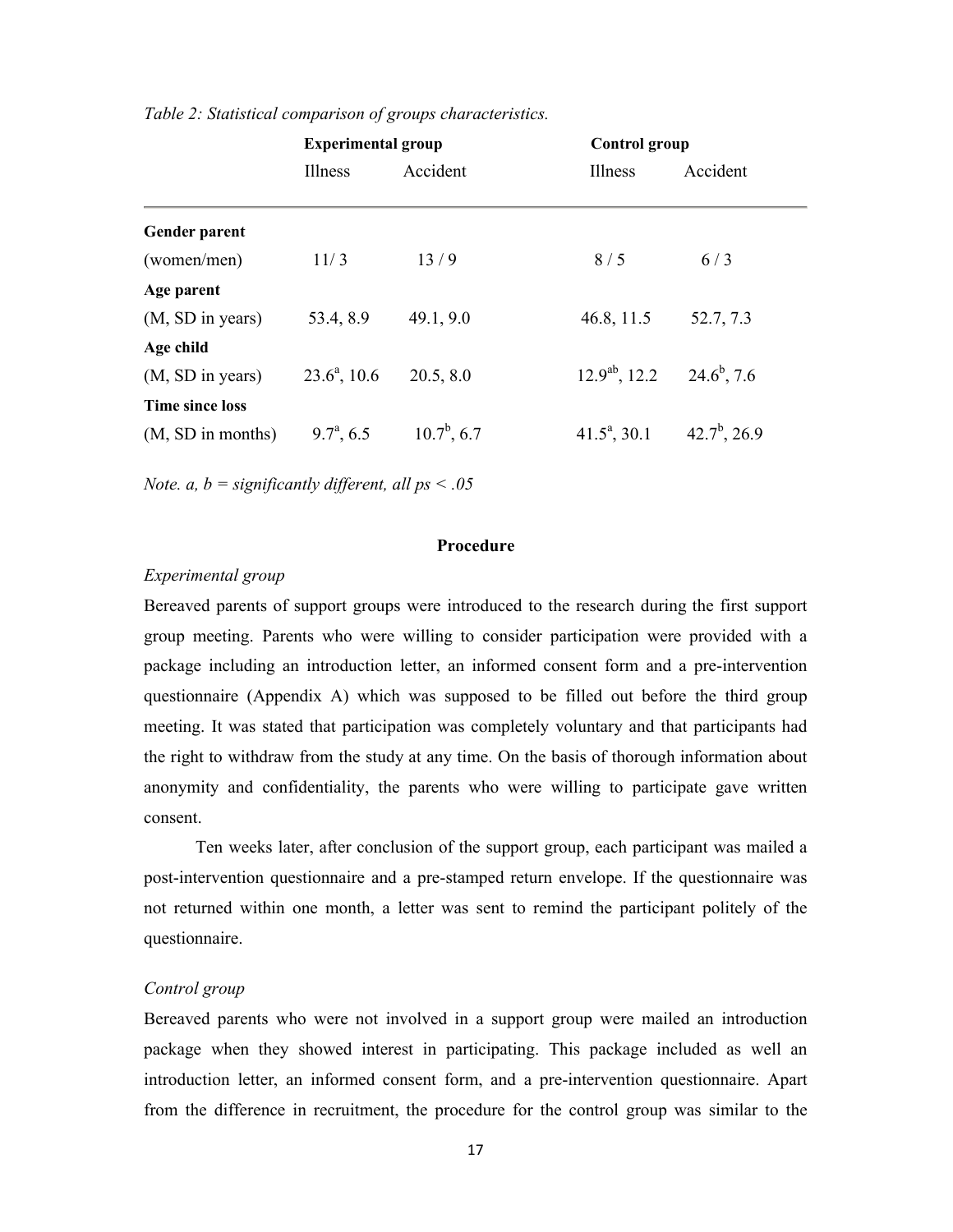*Table 2: Statistical comparison of groups characteristics.*

| | Experimental group | | Control group | |
|---|---|---|---|---|
| | Illness | Accident | Illness | Accident |
| **Gender parent** | | | | |
| (women/men) | 11/ 3 | 13 / 9 | 8 / 5 | 6 / 3 |
| **Age parent** | | | | |
| (M, SD in years) | 53.4, 8.9 | 49.1, 9.0 | 46.8, 11.5 | 52.7, 7.3 |
| **Age child** | | | | |
| (M, SD in years) | 23.6[a], 10.6 | 20.5, 8.0 | 12.9[ab], 12.2 | 24.6[b], 7.6 |
| **Time since loss** | | | | |
| (M, SD in months) | 9.7[a], 6.5 | 10.7[b], 6.7 | 41.5[a], 30.1 | 42.7[b], 26.9 |

*Note. a, b = significantly different, all ps < .05*

## Procedure

*Experimental group*

Bereaved parents of support groups were introduced to the research during the first support group meeting. Parents who were willing to consider participation were provided with a package including an introduction letter, an informed consent form and a pre-intervention questionnaire (Appendix A) which was supposed to be filled out before the third group meeting. It was stated that participation was completely voluntary and that participants had the right to withdraw from the study at any time. On the basis of thorough information about anonymity and confidentiality, the parents who were willing to participate gave written consent.

Ten weeks later, after conclusion of the support group, each participant was mailed a post-intervention questionnaire and a pre-stamped return envelope. If the questionnaire was not returned within one month, a letter was sent to remind the participant politely of the questionnaire.

*Control group*

Bereaved parents who were not involved in a support group were mailed an introduction package when they showed interest in participating. This package included as well an introduction letter, an informed consent form, and a pre-intervention questionnaire. Apart from the difference in recruitment, the procedure for the control group was similar to the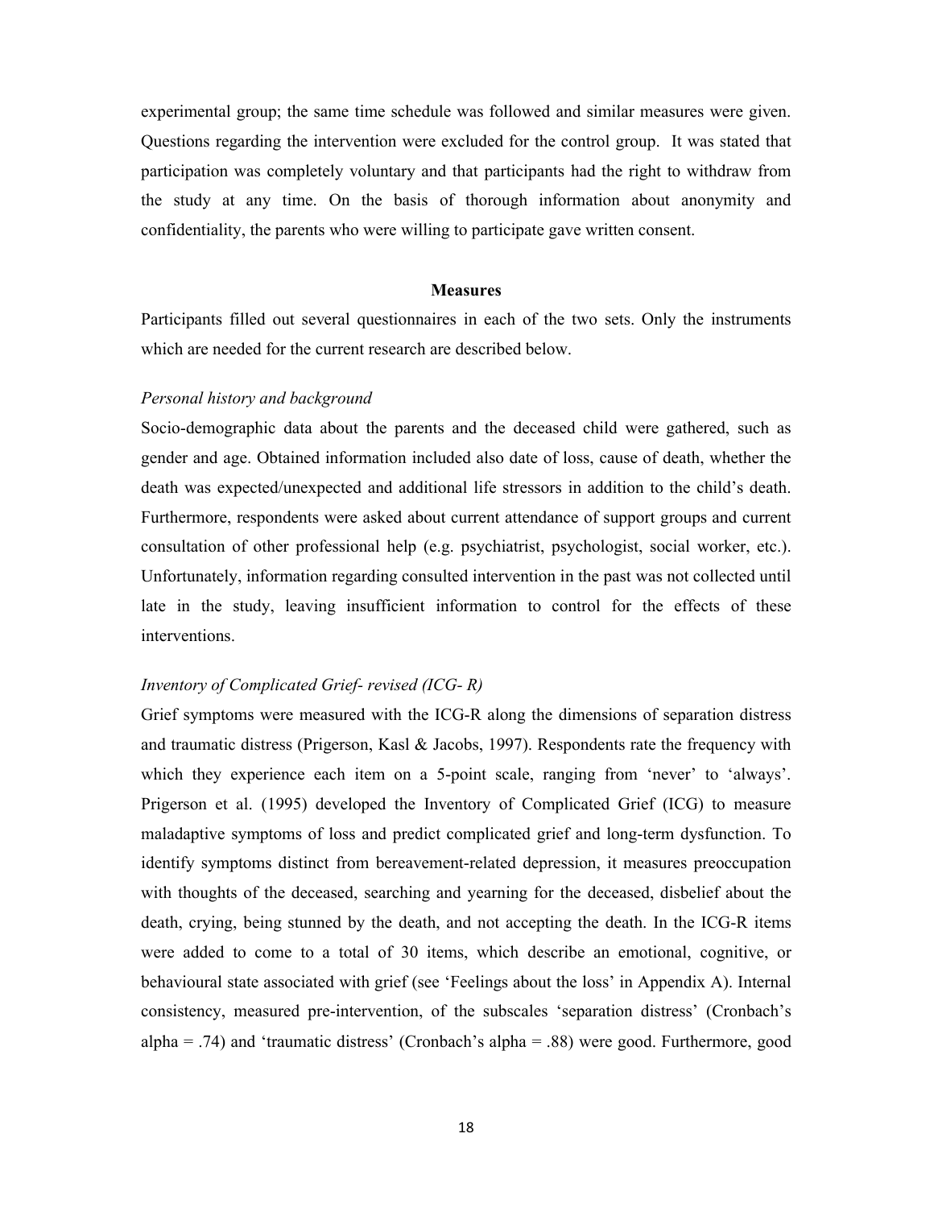experimental group; the same time schedule was followed and similar measures were given. Questions regarding the intervention were excluded for the control group. It was stated that participation was completely voluntary and that participants had the right to withdraw from the study at any time. On the basis of thorough information about anonymity and confidentiality, the parents who were willing to participate gave written consent.

## Measures

Participants filled out several questionnaires in each of the two sets. Only the instruments which are needed for the current research are described below.

*Personal history and background*

Socio-demographic data about the parents and the deceased child were gathered, such as gender and age. Obtained information included also date of loss, cause of death, whether the death was expected/unexpected and additional life stressors in addition to the child's death. Furthermore, respondents were asked about current attendance of support groups and current consultation of other professional help (e.g. psychiatrist, psychologist, social worker, etc.). Unfortunately, information regarding consulted intervention in the past was not collected until late in the study, leaving insufficient information to control for the effects of these interventions.

*Inventory of Complicated Grief- revised (ICG- R)*

Grief symptoms were measured with the ICG-R along the dimensions of separation distress and traumatic distress (Prigerson, Kasl & Jacobs, 1997). Respondents rate the frequency with which they experience each item on a 5-point scale, ranging from 'never' to 'always'. Prigerson et al. (1995) developed the Inventory of Complicated Grief (ICG) to measure maladaptive symptoms of loss and predict complicated grief and long-term dysfunction. To identify symptoms distinct from bereavement-related depression, it measures preoccupation with thoughts of the deceased, searching and yearning for the deceased, disbelief about the death, crying, being stunned by the death, and not accepting the death. In the ICG-R items were added to come to a total of 30 items, which describe an emotional, cognitive, or behavioural state associated with grief (see 'Feelings about the loss' in Appendix A). Internal consistency, measured pre-intervention, of the subscales 'separation distress' (Cronbach's alpha = .74) and 'traumatic distress' (Cronbach's alpha = .88) were good. Furthermore, good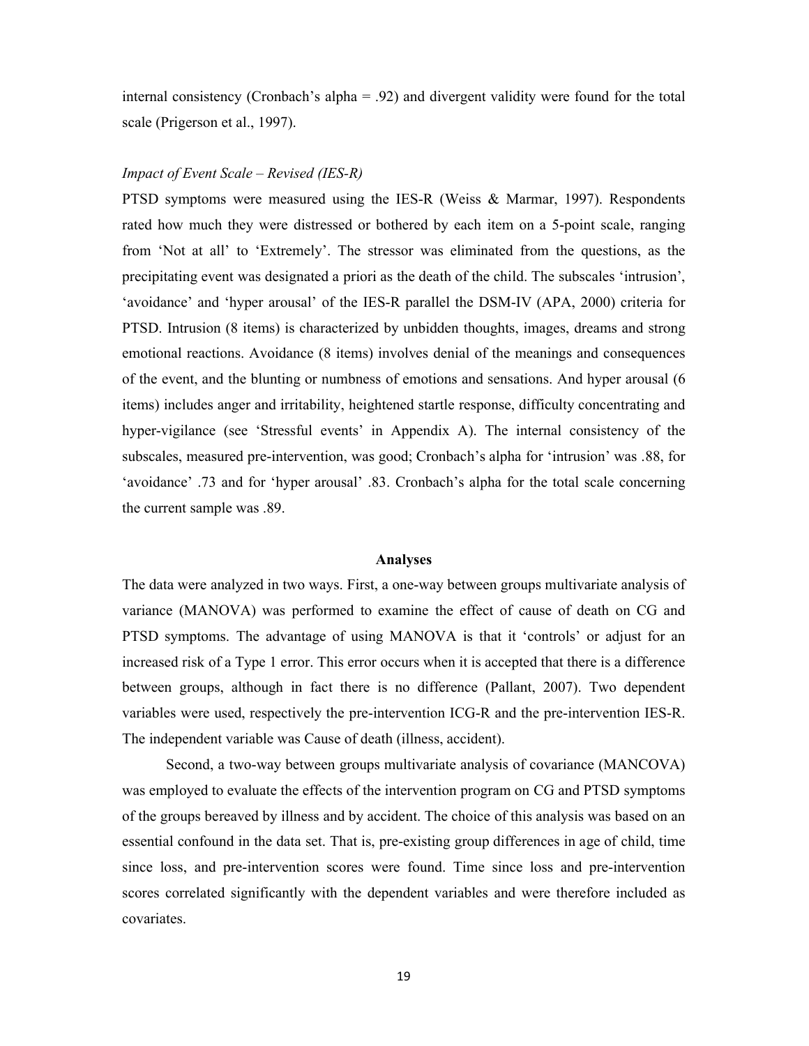internal consistency (Cronbach's alpha = .92) and divergent validity were found for the total scale (Prigerson et al., 1997).

*Impact of Event Scale – Revised (IES-R)*

PTSD symptoms were measured using the IES-R (Weiss & Marmar, 1997). Respondents rated how much they were distressed or bothered by each item on a 5-point scale, ranging from 'Not at all' to 'Extremely'. The stressor was eliminated from the questions, as the precipitating event was designated a priori as the death of the child. The subscales 'intrusion', 'avoidance' and 'hyper arousal' of the IES-R parallel the DSM-IV (APA, 2000) criteria for PTSD. Intrusion (8 items) is characterized by unbidden thoughts, images, dreams and strong emotional reactions. Avoidance (8 items) involves denial of the meanings and consequences of the event, and the blunting or numbness of emotions and sensations. And hyper arousal (6 items) includes anger and irritability, heightened startle response, difficulty concentrating and hyper-vigilance (see 'Stressful events' in Appendix A). The internal consistency of the subscales, measured pre-intervention, was good; Cronbach's alpha for 'intrusion' was .88, for 'avoidance' .73 and for 'hyper arousal' .83. Cronbach's alpha for the total scale concerning the current sample was .89.

## Analyses

The data were analyzed in two ways. First, a one-way between groups multivariate analysis of variance (MANOVA) was performed to examine the effect of cause of death on CG and PTSD symptoms. The advantage of using MANOVA is that it 'controls' or adjust for an increased risk of a Type 1 error. This error occurs when it is accepted that there is a difference between groups, although in fact there is no difference (Pallant, 2007). Two dependent variables were used, respectively the pre-intervention ICG-R and the pre-intervention IES-R. The independent variable was Cause of death (illness, accident).

Second, a two-way between groups multivariate analysis of covariance (MANCOVA) was employed to evaluate the effects of the intervention program on CG and PTSD symptoms of the groups bereaved by illness and by accident. The choice of this analysis was based on an essential confound in the data set. That is, pre-existing group differences in age of child, time since loss, and pre-intervention scores were found. Time since loss and pre-intervention scores correlated significantly with the dependent variables and were therefore included as covariates.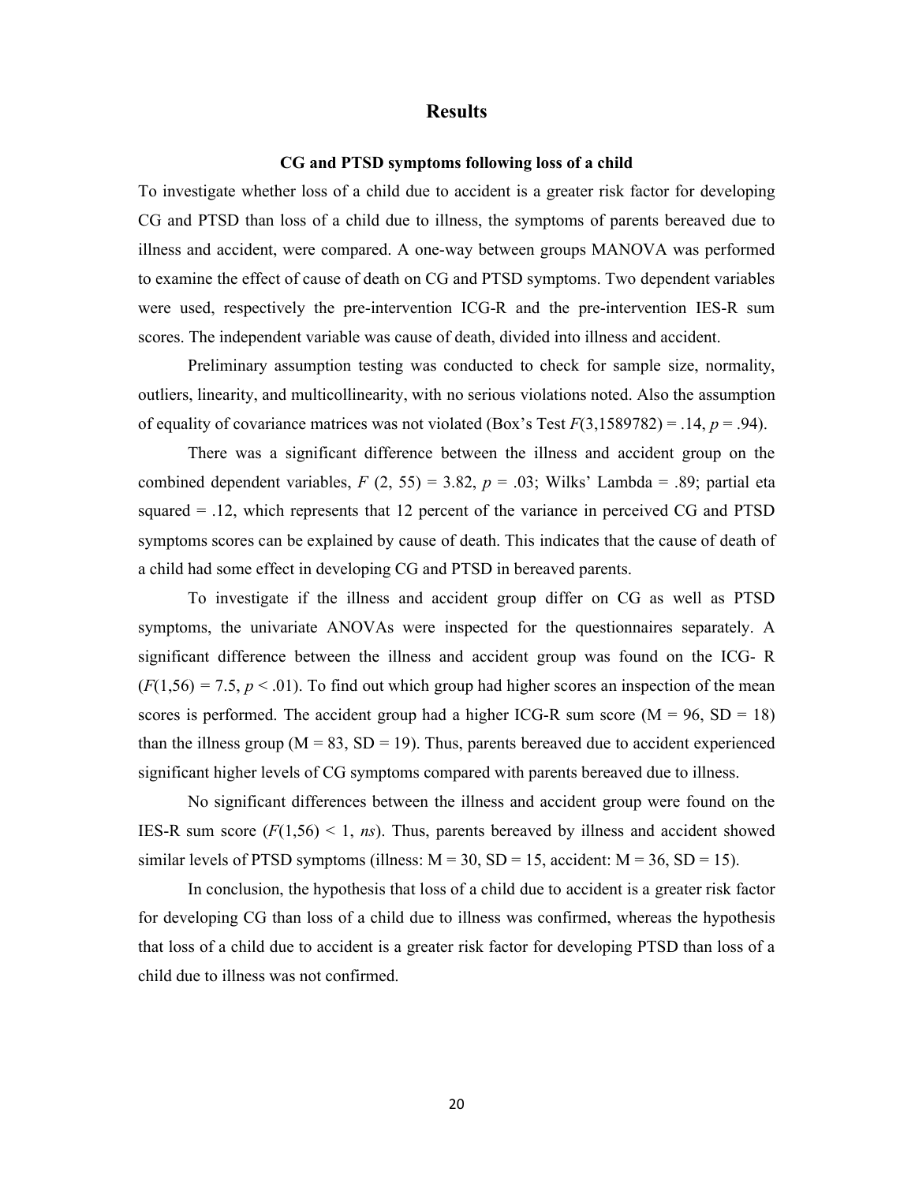# Results

### CG and PTSD symptoms following loss of a child

To investigate whether loss of a child due to accident is a greater risk factor for developing CG and PTSD than loss of a child due to illness, the symptoms of parents bereaved due to illness and accident, were compared. A one-way between groups MANOVA was performed to examine the effect of cause of death on CG and PTSD symptoms. Two dependent variables were used, respectively the pre-intervention ICG-R and the pre-intervention IES-R sum scores. The independent variable was cause of death, divided into illness and accident.

Preliminary assumption testing was conducted to check for sample size, normality, outliers, linearity, and multicollinearity, with no serious violations noted. Also the assumption of equality of covariance matrices was not violated (Box's Test $F(3,1589782) = .14$, $p = .94$).

There was a significant difference between the illness and accident group on the combined dependent variables, $F\ (2,\ 55) = 3.82$, $p = .03$; Wilks' Lambda = .89; partial eta squared = .12, which represents that 12 percent of the variance in perceived CG and PTSD symptoms scores can be explained by cause of death. This indicates that the cause of death of a child had some effect in developing CG and PTSD in bereaved parents.

To investigate if the illness and accident group differ on CG as well as PTSD symptoms, the univariate ANOVAs were inspected for the questionnaires separately. A significant difference between the illness and accident group was found on the ICG- R ($F(1,56) = 7.5$, $p < .01$). To find out which group had higher scores an inspection of the mean scores is performed. The accident group had a higher ICG-R sum score (M = 96, SD = 18) than the illness group (M = 83, SD = 19). Thus, parents bereaved due to accident experienced significant higher levels of CG symptoms compared with parents bereaved due to illness.

No significant differences between the illness and accident group were found on the IES-R sum score ($F(1,56) < 1$, *ns*). Thus, parents bereaved by illness and accident showed similar levels of PTSD symptoms (illness: M = 30, SD = 15, accident: M = 36, SD = 15).

In conclusion, the hypothesis that loss of a child due to accident is a greater risk factor for developing CG than loss of a child due to illness was confirmed, whereas the hypothesis that loss of a child due to accident is a greater risk factor for developing PTSD than loss of a child due to illness was not confirmed.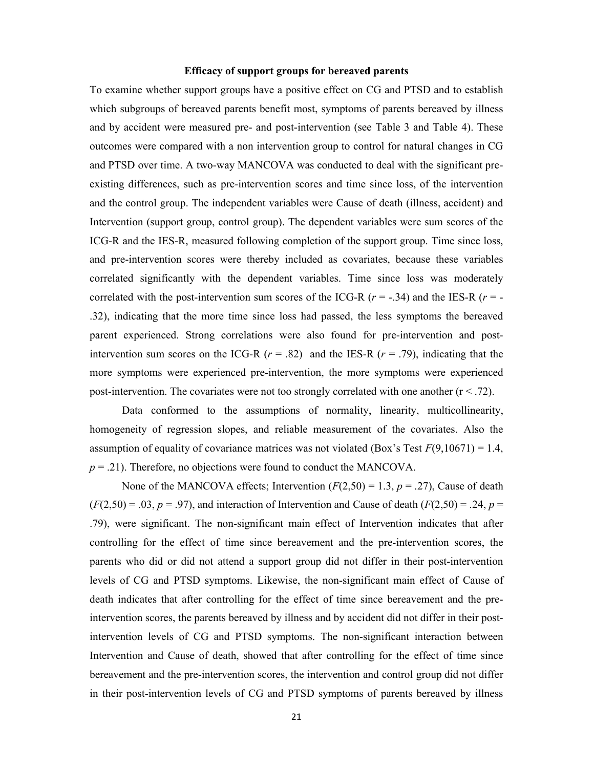### Efficacy of support groups for bereaved parents

To examine whether support groups have a positive effect on CG and PTSD and to establish which subgroups of bereaved parents benefit most, symptoms of parents bereaved by illness and by accident were measured pre- and post-intervention (see Table 3 and Table 4). These outcomes were compared with a non intervention group to control for natural changes in CG and PTSD over time. A two-way MANCOVA was conducted to deal with the significant pre-existing differences, such as pre-intervention scores and time since loss, of the intervention and the control group. The independent variables were Cause of death (illness, accident) and Intervention (support group, control group). The dependent variables were sum scores of the ICG-R and the IES-R, measured following completion of the support group. Time since loss, and pre-intervention scores were thereby included as covariates, because these variables correlated significantly with the dependent variables. Time since loss was moderately correlated with the post-intervention sum scores of the ICG-R ($r$ = -.34) and the IES-R ($r$ = -.32), indicating that the more time since loss had passed, the less symptoms the bereaved parent experienced. Strong correlations were also found for pre-intervention and post-intervention sum scores on the ICG-R ($r$ = .82) and the IES-R ($r$ = .79), indicating that the more symptoms were experienced pre-intervention, the more symptoms were experienced post-intervention. The covariates were not too strongly correlated with one another ($r < .72$).

Data conformed to the assumptions of normality, linearity, multicollinearity, homogeneity of regression slopes, and reliable measurement of the covariates. Also the assumption of equality of covariance matrices was not violated (Box's Test $F(9,10671) = 1.4$, $p = .21$). Therefore, no objections were found to conduct the MANCOVA.

None of the MANCOVA effects; Intervention ($F(2,50) = 1.3$, $p = .27$), Cause of death ($F(2,50) = .03$, $p = .97$), and interaction of Intervention and Cause of death ($F(2,50) = .24$, $p = .79$), were significant. The non-significant main effect of Intervention indicates that after controlling for the effect of time since bereavement and the pre-intervention scores, the parents who did or did not attend a support group did not differ in their post-intervention levels of CG and PTSD symptoms. Likewise, the non-significant main effect of Cause of death indicates that after controlling for the effect of time since bereavement and the pre-intervention scores, the parents bereaved by illness and by accident did not differ in their post-intervention levels of CG and PTSD symptoms. The non-significant interaction between Intervention and Cause of death, showed that after controlling for the effect of time since bereavement and the pre-intervention scores, the intervention and control group did not differ in their post-intervention levels of CG and PTSD symptoms of parents bereaved by illness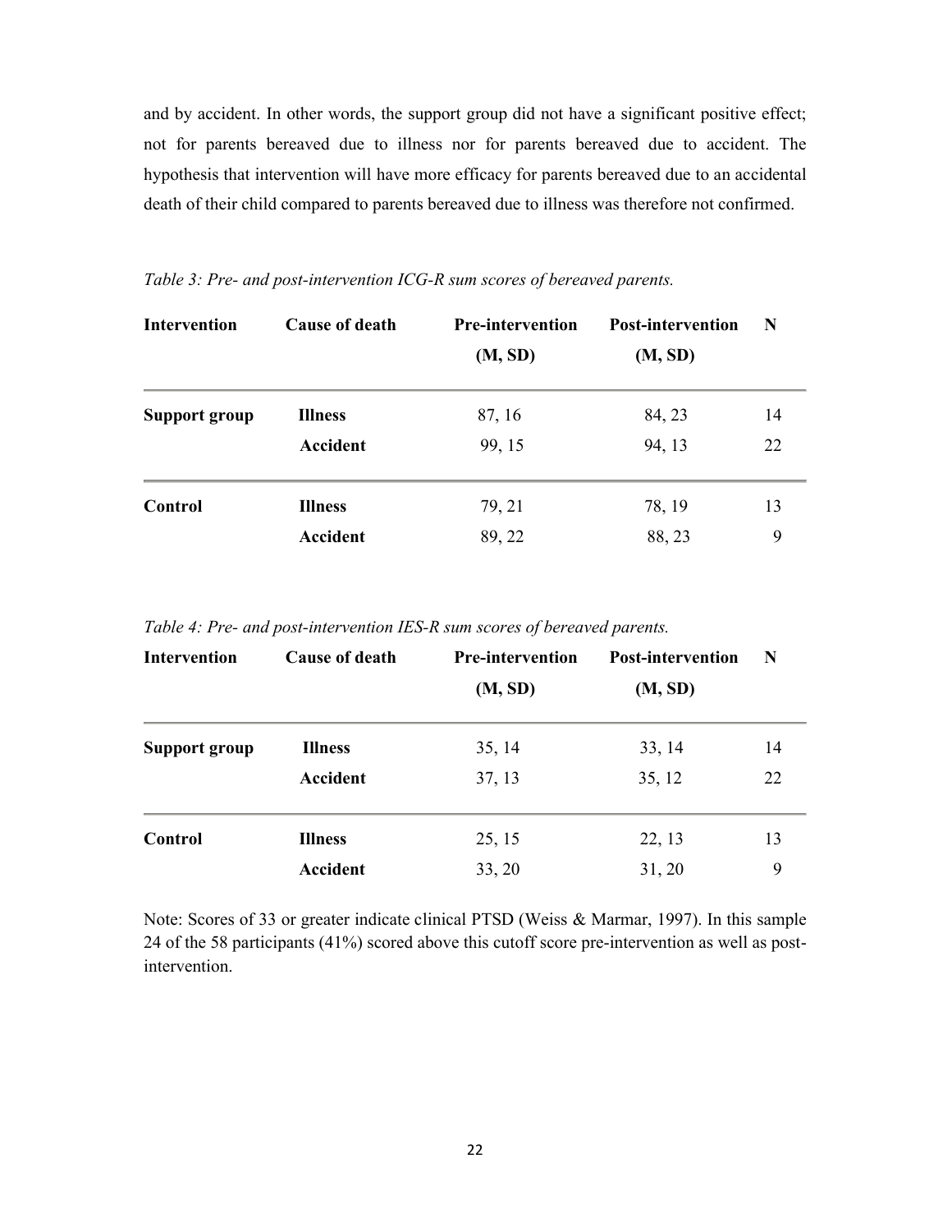and by accident. In other words, the support group did not have a significant positive effect; not for parents bereaved due to illness nor for parents bereaved due to accident. The hypothesis that intervention will have more efficacy for parents bereaved due to an accidental death of their child compared to parents bereaved due to illness was therefore not confirmed.

*Table 3: Pre- and post-intervention ICG-R sum scores of bereaved parents.*

| Intervention | Cause of death | Pre-intervention (M, SD) | Post-intervention (M, SD) | N |
|---|---|---|---|---|
| **Support group** | **Illness** | 87, 16 | 84, 23 | 14 |
| | **Accident** | 99, 15 | 94, 13 | 22 |
| **Control** | **Illness** | 79, 21 | 78, 19 | 13 |
| | **Accident** | 89, 22 | 88, 23 | 9 |

*Table 4: Pre- and post-intervention IES-R sum scores of bereaved parents.*

| Intervention | Cause of death | Pre-intervention (M, SD) | Post-intervention (M, SD) | N |
|---|---|---|---|---|
| **Support group** | **Illness** | 35, 14 | 33, 14 | 14 |
| | **Accident** | 37, 13 | 35, 12 | 22 |
| **Control** | **Illness** | 25, 15 | 22, 13 | 13 |
| | **Accident** | 33, 20 | 31, 20 | 9 |

Note: Scores of 33 or greater indicate clinical PTSD (Weiss & Marmar, 1997). In this sample 24 of the 58 participants (41%) scored above this cutoff score pre-intervention as well as post-intervention.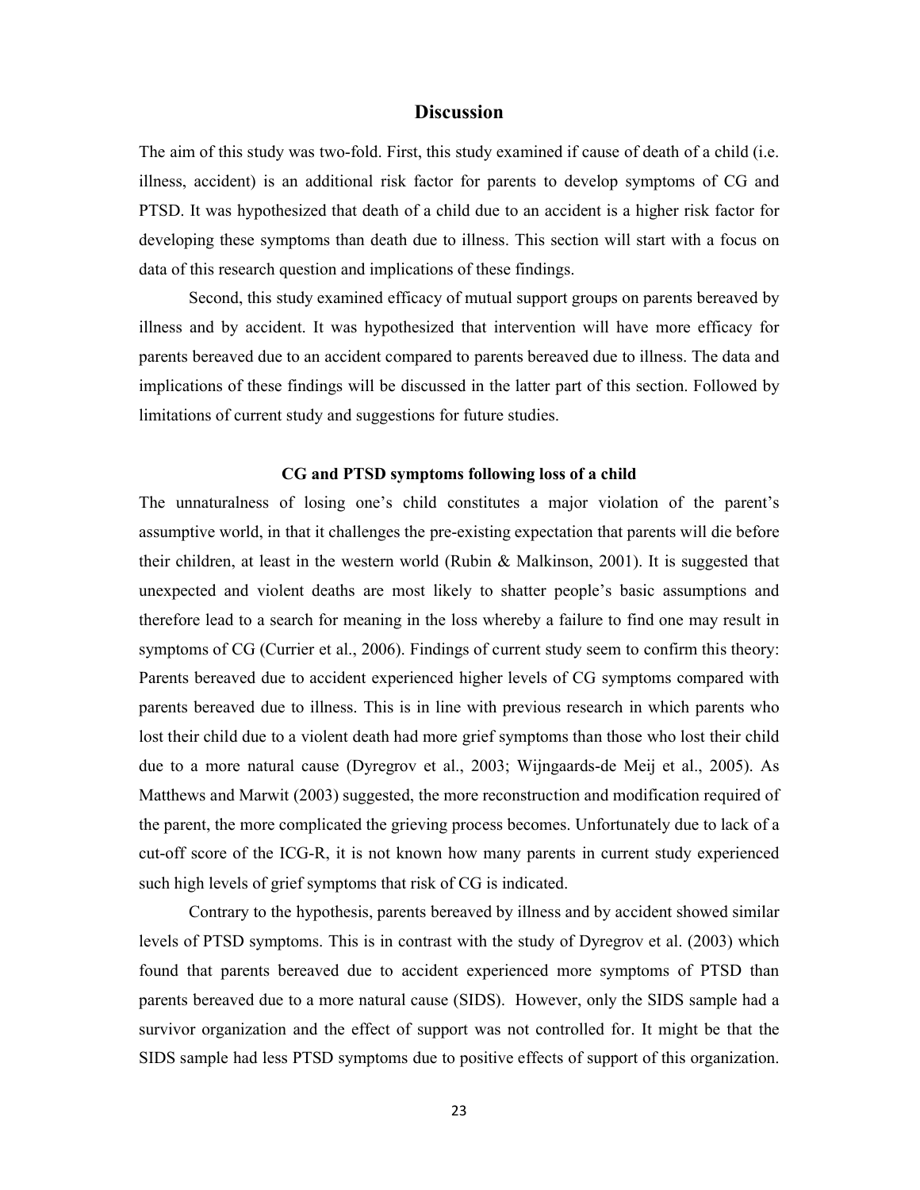## Discussion

The aim of this study was two-fold. First, this study examined if cause of death of a child (i.e. illness, accident) is an additional risk factor for parents to develop symptoms of CG and PTSD. It was hypothesized that death of a child due to an accident is a higher risk factor for developing these symptoms than death due to illness. This section will start with a focus on data of this research question and implications of these findings.

Second, this study examined efficacy of mutual support groups on parents bereaved by illness and by accident. It was hypothesized that intervention will have more efficacy for parents bereaved due to an accident compared to parents bereaved due to illness. The data and implications of these findings will be discussed in the latter part of this section. Followed by limitations of current study and suggestions for future studies.

### CG and PTSD symptoms following loss of a child

The unnaturalness of losing one's child constitutes a major violation of the parent's assumptive world, in that it challenges the pre-existing expectation that parents will die before their children, at least in the western world (Rubin & Malkinson, 2001). It is suggested that unexpected and violent deaths are most likely to shatter people's basic assumptions and therefore lead to a search for meaning in the loss whereby a failure to find one may result in symptoms of CG (Currier et al., 2006). Findings of current study seem to confirm this theory: Parents bereaved due to accident experienced higher levels of CG symptoms compared with parents bereaved due to illness. This is in line with previous research in which parents who lost their child due to a violent death had more grief symptoms than those who lost their child due to a more natural cause (Dyregrov et al., 2003; Wijngaards-de Meij et al., 2005). As Matthews and Marwit (2003) suggested, the more reconstruction and modification required of the parent, the more complicated the grieving process becomes. Unfortunately due to lack of a cut-off score of the ICG-R, it is not known how many parents in current study experienced such high levels of grief symptoms that risk of CG is indicated.

Contrary to the hypothesis, parents bereaved by illness and by accident showed similar levels of PTSD symptoms. This is in contrast with the study of Dyregrov et al. (2003) which found that parents bereaved due to accident experienced more symptoms of PTSD than parents bereaved due to a more natural cause (SIDS). However, only the SIDS sample had a survivor organization and the effect of support was not controlled for. It might be that the SIDS sample had less PTSD symptoms due to positive effects of support of this organization.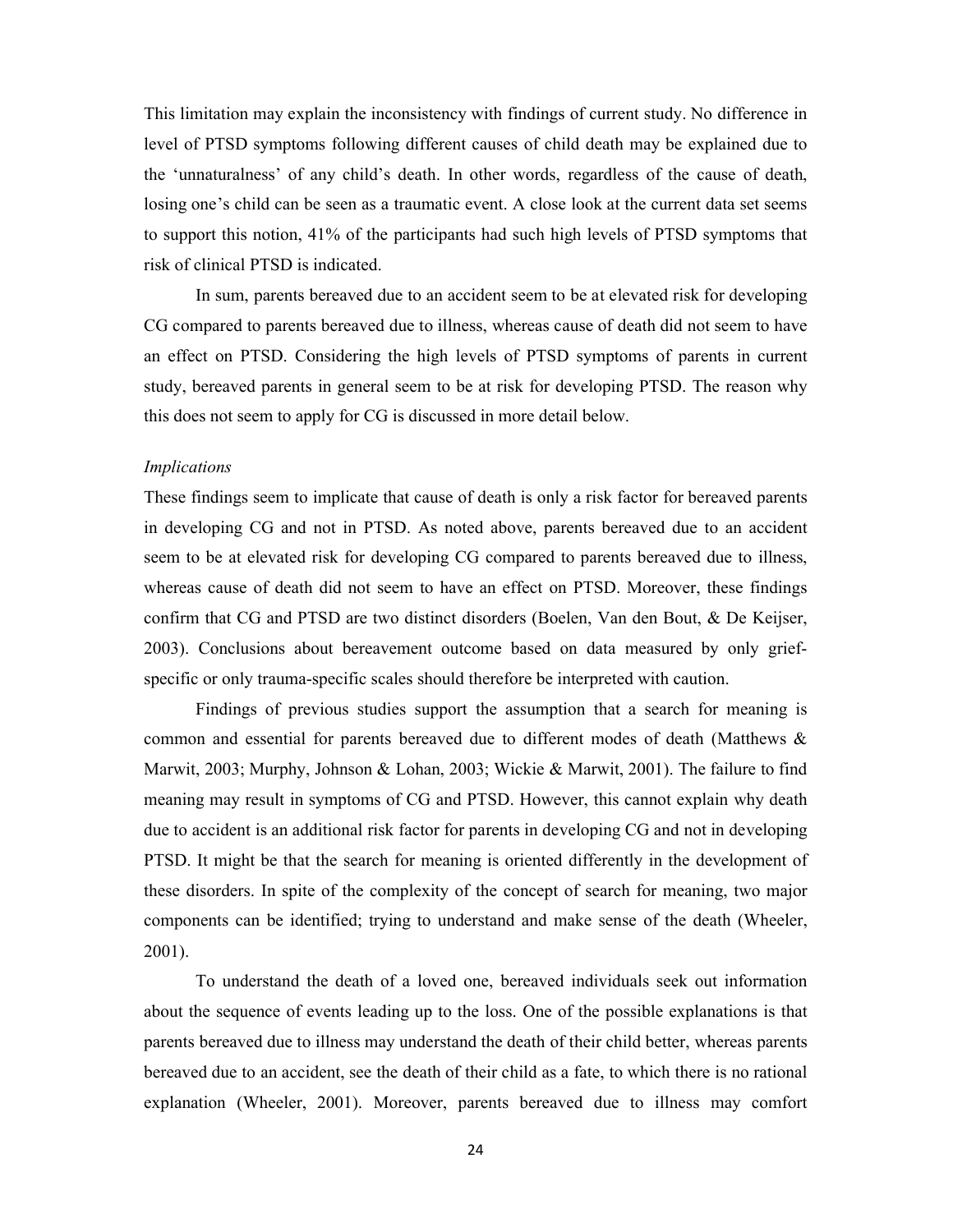This limitation may explain the inconsistency with findings of current study. No difference in level of PTSD symptoms following different causes of child death may be explained due to the 'unnaturalness' of any child's death. In other words, regardless of the cause of death, losing one's child can be seen as a traumatic event. A close look at the current data set seems to support this notion, 41% of the participants had such high levels of PTSD symptoms that risk of clinical PTSD is indicated.

In sum, parents bereaved due to an accident seem to be at elevated risk for developing CG compared to parents bereaved due to illness, whereas cause of death did not seem to have an effect on PTSD. Considering the high levels of PTSD symptoms of parents in current study, bereaved parents in general seem to be at risk for developing PTSD. The reason why this does not seem to apply for CG is discussed in more detail below.

*Implications*

These findings seem to implicate that cause of death is only a risk factor for bereaved parents in developing CG and not in PTSD. As noted above, parents bereaved due to an accident seem to be at elevated risk for developing CG compared to parents bereaved due to illness, whereas cause of death did not seem to have an effect on PTSD. Moreover, these findings confirm that CG and PTSD are two distinct disorders (Boelen, Van den Bout, & De Keijser, 2003). Conclusions about bereavement outcome based on data measured by only grief-specific or only trauma-specific scales should therefore be interpreted with caution.

Findings of previous studies support the assumption that a search for meaning is common and essential for parents bereaved due to different modes of death (Matthews & Marwit, 2003; Murphy, Johnson & Lohan, 2003; Wickie & Marwit, 2001). The failure to find meaning may result in symptoms of CG and PTSD. However, this cannot explain why death due to accident is an additional risk factor for parents in developing CG and not in developing PTSD. It might be that the search for meaning is oriented differently in the development of these disorders. In spite of the complexity of the concept of search for meaning, two major components can be identified; trying to understand and make sense of the death (Wheeler, 2001).

To understand the death of a loved one, bereaved individuals seek out information about the sequence of events leading up to the loss. One of the possible explanations is that parents bereaved due to illness may understand the death of their child better, whereas parents bereaved due to an accident, see the death of their child as a fate, to which there is no rational explanation (Wheeler, 2001). Moreover, parents bereaved due to illness may comfort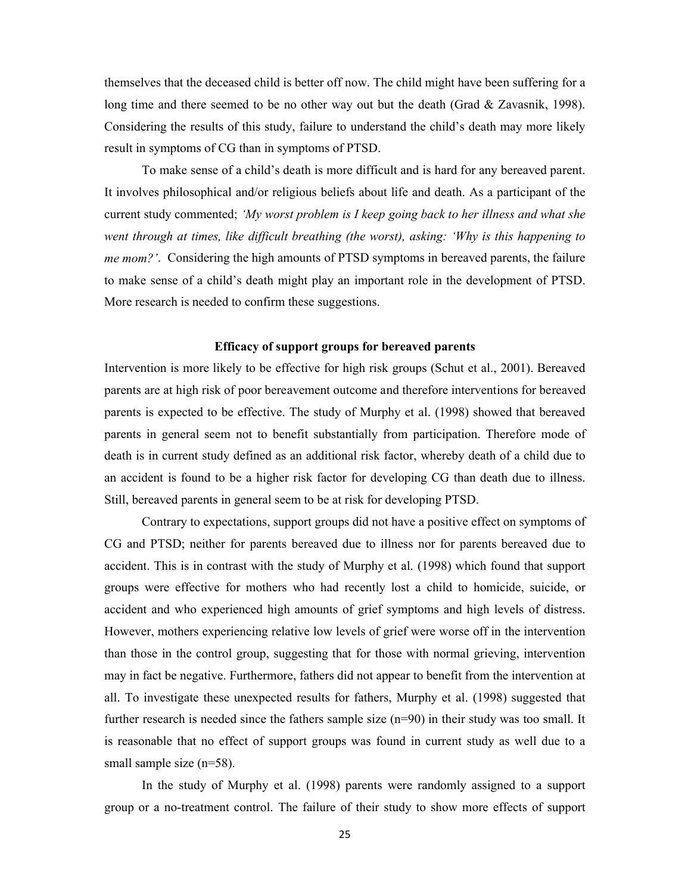themselves that the deceased child is better off now. The child might have been suffering for a long time and there seemed to be no other way out but the death (Grad & Zavasnik, 1998). Considering the results of this study, failure to understand the child's death may more likely result in symptoms of CG than in symptoms of PTSD.

To make sense of a child's death is more difficult and is hard for any bereaved parent. It involves philosophical and/or religious beliefs about life and death. As a participant of the current study commented; *'My worst problem is I keep going back to her illness and what she went through at times, like difficult breathing (the worst), asking: 'Why is this happening to me mom?'*. Considering the high amounts of PTSD symptoms in bereaved parents, the failure to make sense of a child's death might play an important role in the development of PTSD. More research is needed to confirm these suggestions.

### Efficacy of support groups for bereaved parents

Intervention is more likely to be effective for high risk groups (Schut et al., 2001). Bereaved parents are at high risk of poor bereavement outcome and therefore interventions for bereaved parents is expected to be effective. The study of Murphy et al. (1998) showed that bereaved parents in general seem not to benefit substantially from participation. Therefore mode of death is in current study defined as an additional risk factor, whereby death of a child due to an accident is found to be a higher risk factor for developing CG than death due to illness. Still, bereaved parents in general seem to be at risk for developing PTSD.

Contrary to expectations, support groups did not have a positive effect on symptoms of CG and PTSD; neither for parents bereaved due to illness nor for parents bereaved due to accident. This is in contrast with the study of Murphy et al. (1998) which found that support groups were effective for mothers who had recently lost a child to homicide, suicide, or accident and who experienced high amounts of grief symptoms and high levels of distress. However, mothers experiencing relative low levels of grief were worse off in the intervention than those in the control group, suggesting that for those with normal grieving, intervention may in fact be negative. Furthermore, fathers did not appear to benefit from the intervention at all. To investigate these unexpected results for fathers, Murphy et al. (1998) suggested that further research is needed since the fathers sample size (n=90) in their study was too small. It is reasonable that no effect of support groups was found in current study as well due to a small sample size (n=58).

In the study of Murphy et al. (1998) parents were randomly assigned to a support group or a no-treatment control. The failure of their study to show more effects of support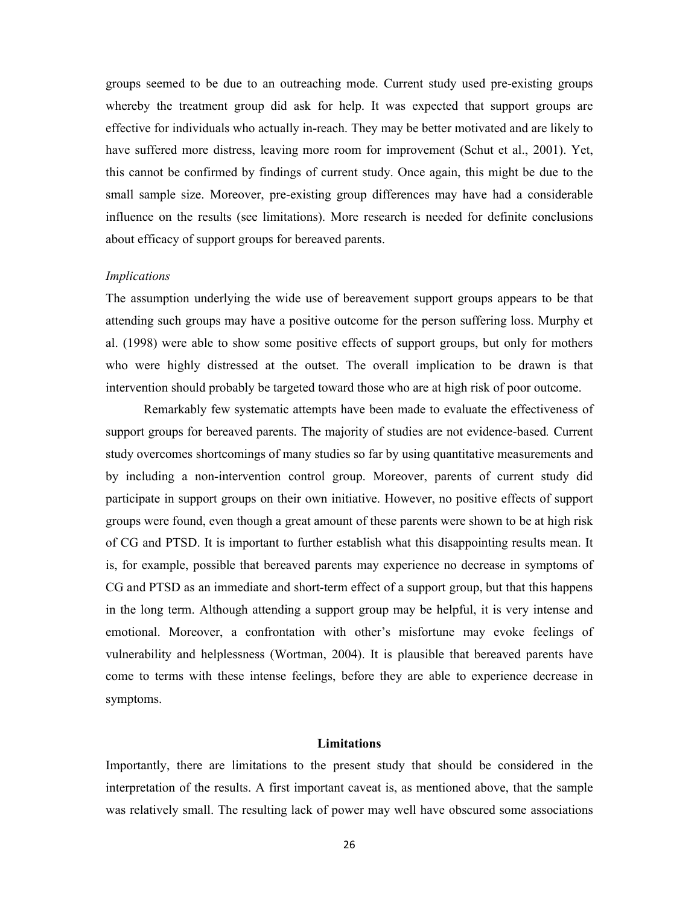groups seemed to be due to an outreaching mode. Current study used pre-existing groups whereby the treatment group did ask for help. It was expected that support groups are effective for individuals who actually in-reach. They may be better motivated and are likely to have suffered more distress, leaving more room for improvement (Schut et al., 2001). Yet, this cannot be confirmed by findings of current study. Once again, this might be due to the small sample size. Moreover, pre-existing group differences may have had a considerable influence on the results (see limitations). More research is needed for definite conclusions about efficacy of support groups for bereaved parents.

*Implications*

The assumption underlying the wide use of bereavement support groups appears to be that attending such groups may have a positive outcome for the person suffering loss. Murphy et al. (1998) were able to show some positive effects of support groups, but only for mothers who were highly distressed at the outset. The overall implication to be drawn is that intervention should probably be targeted toward those who are at high risk of poor outcome.

Remarkably few systematic attempts have been made to evaluate the effectiveness of support groups for bereaved parents. The majority of studies are not evidence-based. Current study overcomes shortcomings of many studies so far by using quantitative measurements and by including a non-intervention control group. Moreover, parents of current study did participate in support groups on their own initiative. However, no positive effects of support groups were found, even though a great amount of these parents were shown to be at high risk of CG and PTSD. It is important to further establish what this disappointing results mean. It is, for example, possible that bereaved parents may experience no decrease in symptoms of CG and PTSD as an immediate and short-term effect of a support group, but that this happens in the long term. Although attending a support group may be helpful, it is very intense and emotional. Moreover, a confrontation with other's misfortune may evoke feelings of vulnerability and helplessness (Wortman, 2004). It is plausible that bereaved parents have come to terms with these intense feelings, before they are able to experience decrease in symptoms.

## Limitations

Importantly, there are limitations to the present study that should be considered in the interpretation of the results. A first important caveat is, as mentioned above, that the sample was relatively small. The resulting lack of power may well have obscured some associations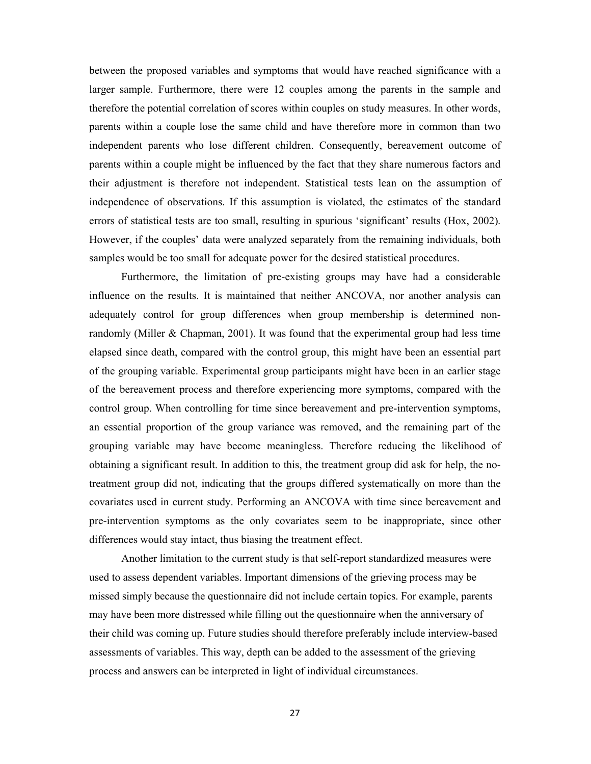between the proposed variables and symptoms that would have reached significance with a larger sample. Furthermore, there were 12 couples among the parents in the sample and therefore the potential correlation of scores within couples on study measures. In other words, parents within a couple lose the same child and have therefore more in common than two independent parents who lose different children. Consequently, bereavement outcome of parents within a couple might be influenced by the fact that they share numerous factors and their adjustment is therefore not independent. Statistical tests lean on the assumption of independence of observations. If this assumption is violated, the estimates of the standard errors of statistical tests are too small, resulting in spurious 'significant' results (Hox, 2002). However, if the couples' data were analyzed separately from the remaining individuals, both samples would be too small for adequate power for the desired statistical procedures.

Furthermore, the limitation of pre-existing groups may have had a considerable influence on the results. It is maintained that neither ANCOVA, nor another analysis can adequately control for group differences when group membership is determined non-randomly (Miller & Chapman, 2001). It was found that the experimental group had less time elapsed since death, compared with the control group, this might have been an essential part of the grouping variable. Experimental group participants might have been in an earlier stage of the bereavement process and therefore experiencing more symptoms, compared with the control group. When controlling for time since bereavement and pre-intervention symptoms, an essential proportion of the group variance was removed, and the remaining part of the grouping variable may have become meaningless. Therefore reducing the likelihood of obtaining a significant result. In addition to this, the treatment group did ask for help, the no-treatment group did not, indicating that the groups differed systematically on more than the covariates used in current study. Performing an ANCOVA with time since bereavement and pre-intervention symptoms as the only covariates seem to be inappropriate, since other differences would stay intact, thus biasing the treatment effect.

Another limitation to the current study is that self-report standardized measures were used to assess dependent variables. Important dimensions of the grieving process may be missed simply because the questionnaire did not include certain topics. For example, parents may have been more distressed while filling out the questionnaire when the anniversary of their child was coming up. Future studies should therefore preferably include interview-based assessments of variables. This way, depth can be added to the assessment of the grieving process and answers can be interpreted in light of individual circumstances.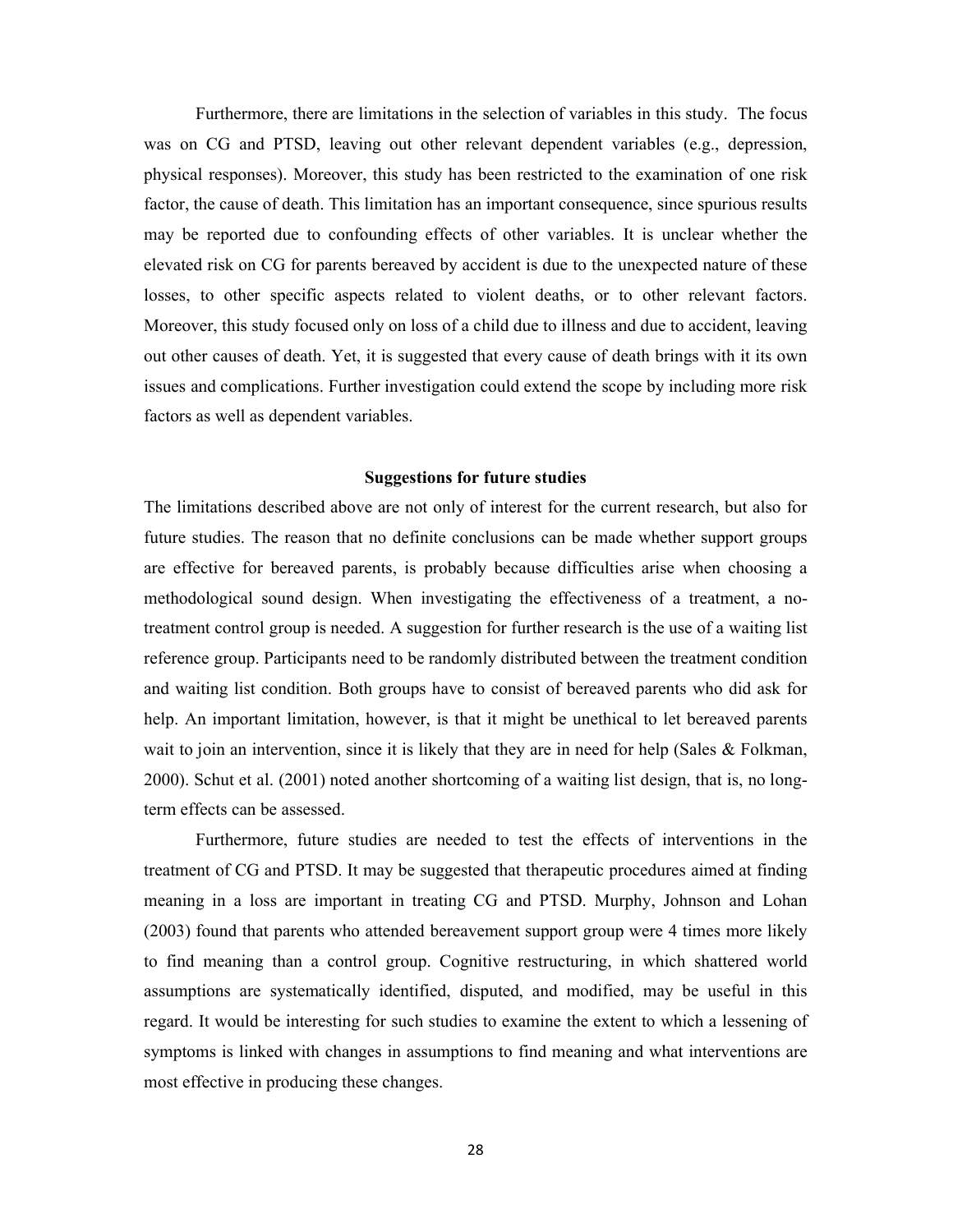Furthermore, there are limitations in the selection of variables in this study. The focus was on CG and PTSD, leaving out other relevant dependent variables (e.g., depression, physical responses). Moreover, this study has been restricted to the examination of one risk factor, the cause of death. This limitation has an important consequence, since spurious results may be reported due to confounding effects of other variables. It is unclear whether the elevated risk on CG for parents bereaved by accident is due to the unexpected nature of these losses, to other specific aspects related to violent deaths, or to other relevant factors. Moreover, this study focused only on loss of a child due to illness and due to accident, leaving out other causes of death. Yet, it is suggested that every cause of death brings with it its own issues and complications. Further investigation could extend the scope by including more risk factors as well as dependent variables.

### Suggestions for future studies

The limitations described above are not only of interest for the current research, but also for future studies. The reason that no definite conclusions can be made whether support groups are effective for bereaved parents, is probably because difficulties arise when choosing a methodological sound design. When investigating the effectiveness of a treatment, a no-treatment control group is needed. A suggestion for further research is the use of a waiting list reference group. Participants need to be randomly distributed between the treatment condition and waiting list condition. Both groups have to consist of bereaved parents who did ask for help. An important limitation, however, is that it might be unethical to let bereaved parents wait to join an intervention, since it is likely that they are in need for help (Sales & Folkman, 2000). Schut et al. (2001) noted another shortcoming of a waiting list design, that is, no long-term effects can be assessed.

Furthermore, future studies are needed to test the effects of interventions in the treatment of CG and PTSD. It may be suggested that therapeutic procedures aimed at finding meaning in a loss are important in treating CG and PTSD. Murphy, Johnson and Lohan (2003) found that parents who attended bereavement support group were 4 times more likely to find meaning than a control group. Cognitive restructuring, in which shattered world assumptions are systematically identified, disputed, and modified, may be useful in this regard. It would be interesting for such studies to examine the extent to which a lessening of symptoms is linked with changes in assumptions to find meaning and what interventions are most effective in producing these changes.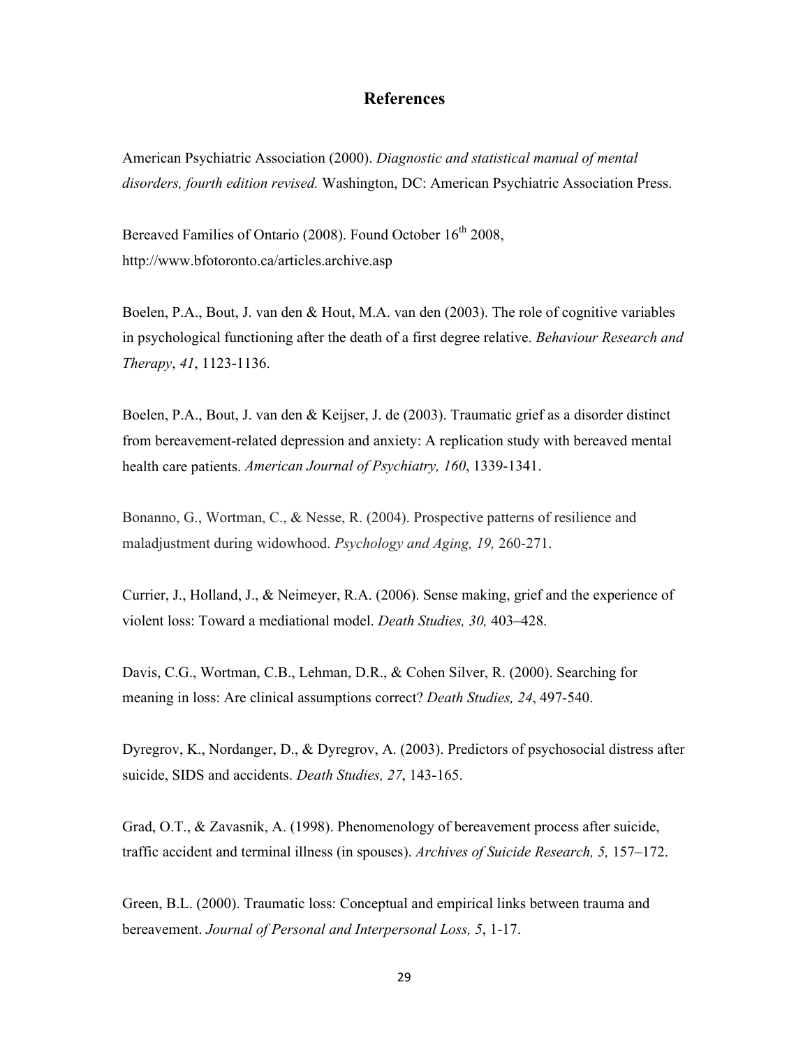# References

American Psychiatric Association (2000). *Diagnostic and statistical manual of mental disorders, fourth edition revised.* Washington, DC: American Psychiatric Association Press.

Bereaved Families of Ontario (2008). Found October 16th 2008, http://www.bfotoronto.ca/articles.archive.asp

Boelen, P.A., Bout, J. van den & Hout, M.A. van den (2003). The role of cognitive variables in psychological functioning after the death of a first degree relative. *Behaviour Research and Therapy*, *41*, 1123-1136.

Boelen, P.A., Bout, J. van den & Keijser, J. de (2003). Traumatic grief as a disorder distinct from bereavement-related depression and anxiety: A replication study with bereaved mental health care patients. *American Journal of Psychiatry, 160*, 1339-1341.

Bonanno, G., Wortman, C., & Nesse, R. (2004). Prospective patterns of resilience and maladjustment during widowhood. *Psychology and Aging, 19,* 260-271.

Currier, J., Holland, J., & Neimeyer, R.A. (2006). Sense making, grief and the experience of violent loss: Toward a mediational model. *Death Studies, 30,* 403–428.

Davis, C.G., Wortman, C.B., Lehman, D.R., & Cohen Silver, R. (2000). Searching for meaning in loss: Are clinical assumptions correct? *Death Studies, 24*, 497-540.

Dyregrov, K., Nordanger, D., & Dyregrov, A. (2003). Predictors of psychosocial distress after suicide, SIDS and accidents. *Death Studies, 27*, 143-165.

Grad, O.T., & Zavasnik, A. (1998). Phenomenology of bereavement process after suicide, traffic accident and terminal illness (in spouses). *Archives of Suicide Research, 5,* 157–172.

Green, B.L. (2000). Traumatic loss: Conceptual and empirical links between trauma and bereavement. *Journal of Personal and Interpersonal Loss, 5*, 1-17.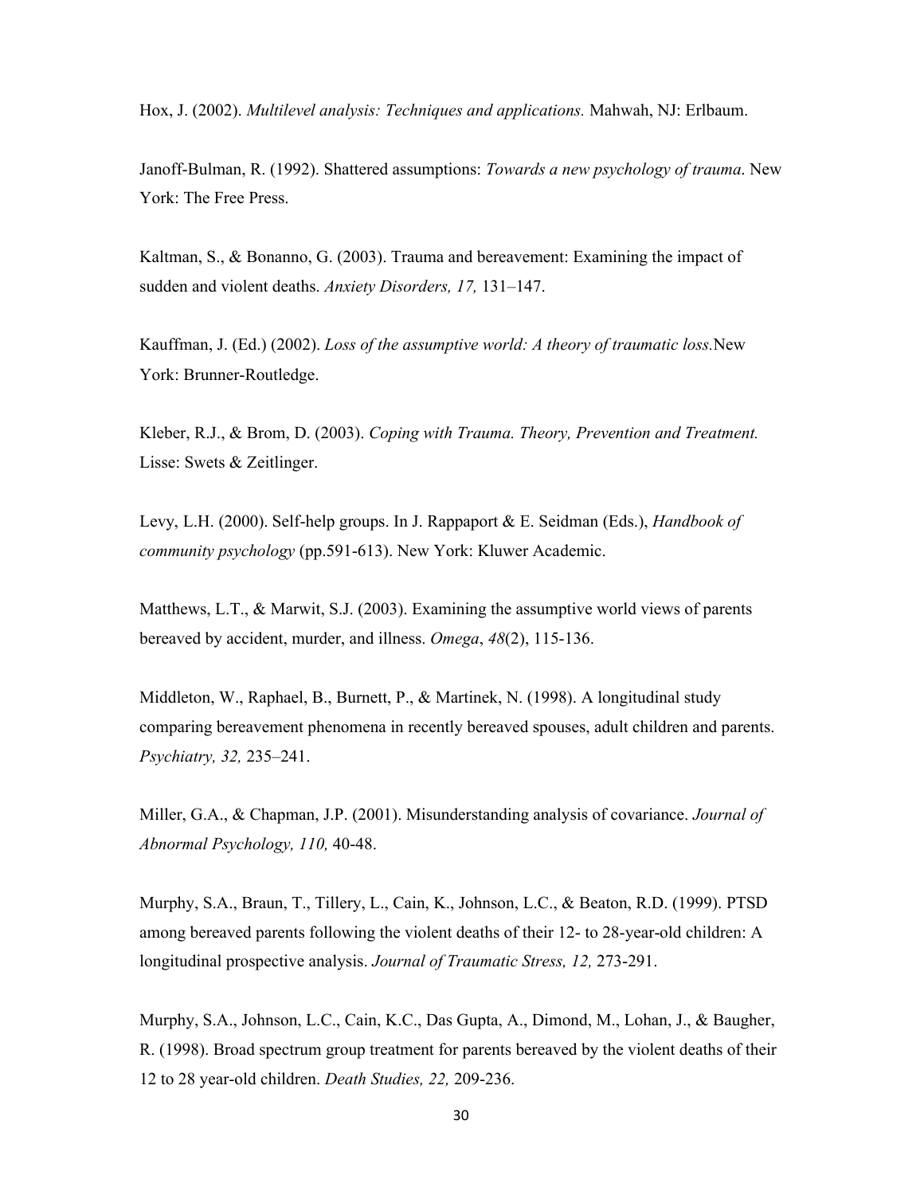Hox, J. (2002). *Multilevel analysis: Techniques and applications.* Mahwah, NJ: Erlbaum.

Janoff-Bulman, R. (1992). Shattered assumptions: *Towards a new psychology of trauma*. New York: The Free Press.

Kaltman, S., & Bonanno, G. (2003). Trauma and bereavement: Examining the impact of sudden and violent deaths. *Anxiety Disorders, 17,* 131–147.

Kauffman, J. (Ed.) (2002). *Loss of the assumptive world: A theory of traumatic loss.*New York: Brunner-Routledge.

Kleber, R.J., & Brom, D. (2003). *Coping with Trauma. Theory, Prevention and Treatment.* Lisse: Swets & Zeitlinger.

Levy, L.H. (2000). Self-help groups. In J. Rappaport & E. Seidman (Eds.), *Handbook of community psychology* (pp.591-613). New York: Kluwer Academic.

Matthews, L.T., & Marwit, S.J. (2003). Examining the assumptive world views of parents bereaved by accident, murder, and illness. *Omega*, *48*(2), 115-136.

Middleton, W., Raphael, B., Burnett, P., & Martinek, N. (1998). A longitudinal study comparing bereavement phenomena in recently bereaved spouses, adult children and parents. *Psychiatry, 32,* 235–241.

Miller, G.A., & Chapman, J.P. (2001). Misunderstanding analysis of covariance. *Journal of Abnormal Psychology, 110,* 40-48.

Murphy, S.A., Braun, T., Tillery, L., Cain, K., Johnson, L.C., & Beaton, R.D. (1999). PTSD among bereaved parents following the violent deaths of their 12- to 28-year-old children: A longitudinal prospective analysis. *Journal of Traumatic Stress, 12,* 273-291.

Murphy, S.A., Johnson, L.C., Cain, K.C., Das Gupta, A., Dimond, M., Lohan, J., & Baugher, R. (1998). Broad spectrum group treatment for parents bereaved by the violent deaths of their 12 to 28 year-old children. *Death Studies, 22,* 209-236.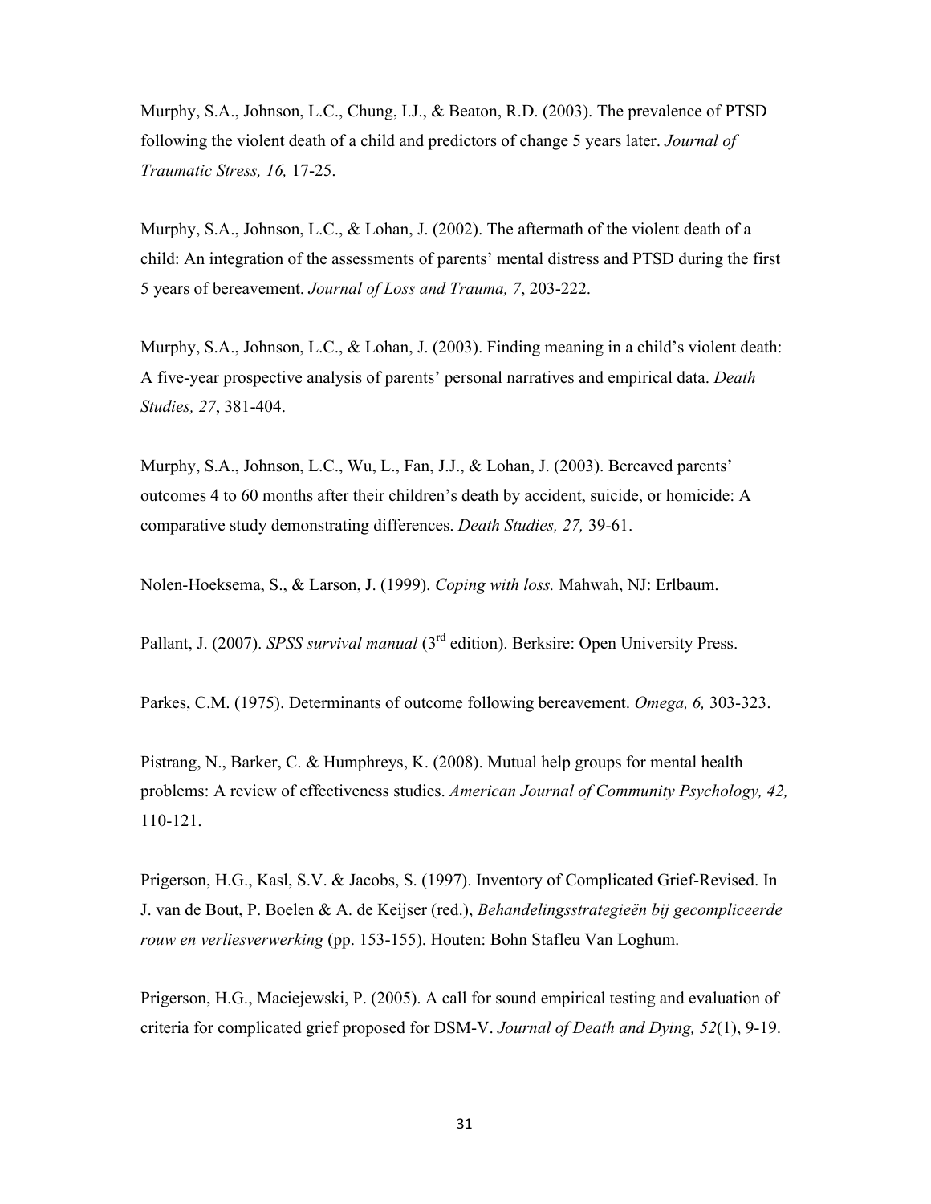Murphy, S.A., Johnson, L.C., Chung, I.J., & Beaton, R.D. (2003). The prevalence of PTSD following the violent death of a child and predictors of change 5 years later. *Journal of Traumatic Stress, 16,* 17-25.

Murphy, S.A., Johnson, L.C., & Lohan, J. (2002). The aftermath of the violent death of a child: An integration of the assessments of parents' mental distress and PTSD during the first 5 years of bereavement. *Journal of Loss and Trauma, 7*, 203-222.

Murphy, S.A., Johnson, L.C., & Lohan, J. (2003). Finding meaning in a child's violent death: A five-year prospective analysis of parents' personal narratives and empirical data. *Death Studies, 27*, 381-404.

Murphy, S.A., Johnson, L.C., Wu, L., Fan, J.J., & Lohan, J. (2003). Bereaved parents' outcomes 4 to 60 months after their children's death by accident, suicide, or homicide: A comparative study demonstrating differences. *Death Studies, 27,* 39-61.

Nolen-Hoeksema, S., & Larson, J. (1999). *Coping with loss.* Mahwah, NJ: Erlbaum.

Pallant, J. (2007). *SPSS survival manual* (3rd edition). Berksire: Open University Press.

Parkes, C.M. (1975). Determinants of outcome following bereavement. *Omega, 6,* 303-323.

Pistrang, N., Barker, C. & Humphreys, K. (2008). Mutual help groups for mental health problems: A review of effectiveness studies. *American Journal of Community Psychology, 42,* 110-121.

Prigerson, H.G., Kasl, S.V. & Jacobs, S. (1997). Inventory of Complicated Grief-Revised. In J. van de Bout, P. Boelen & A. de Keijser (red.), *Behandelingsstrategieën bij gecompliceerde rouw en verliesverwerking* (pp. 153-155). Houten: Bohn Stafleu Van Loghum.

Prigerson, H.G., Maciejewski, P. (2005). A call for sound empirical testing and evaluation of criteria for complicated grief proposed for DSM-V. *Journal of Death and Dying, 52*(1), 9-19.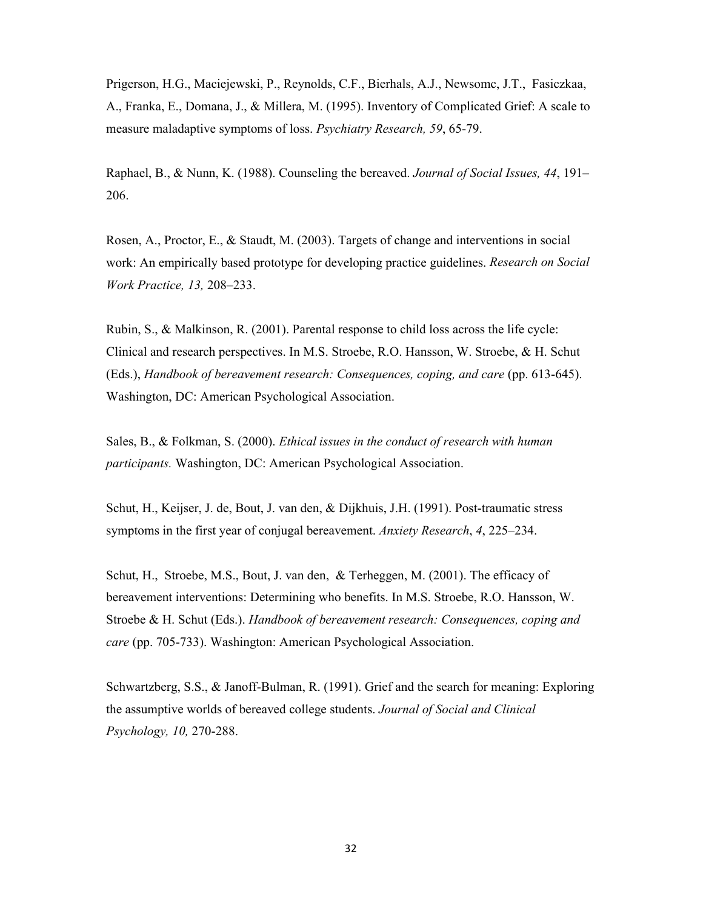Prigerson, H.G., Maciejewski, P., Reynolds, C.F., Bierhals, A.J., Newsomc, J.T., Fasiczkaa, A., Franka, E., Domana, J., & Millera, M. (1995). Inventory of Complicated Grief: A scale to measure maladaptive symptoms of loss. *Psychiatry Research, 59*, 65-79.

Raphael, B., & Nunn, K. (1988). Counseling the bereaved. *Journal of Social Issues, 44*, 191–206.

Rosen, A., Proctor, E., & Staudt, M. (2003). Targets of change and interventions in social work: An empirically based prototype for developing practice guidelines. *Research on Social Work Practice, 13,* 208–233.

Rubin, S., & Malkinson, R. (2001). Parental response to child loss across the life cycle: Clinical and research perspectives. In M.S. Stroebe, R.O. Hansson, W. Stroebe, & H. Schut (Eds.), *Handbook of bereavement research: Consequences, coping, and care* (pp. 613-645). Washington, DC: American Psychological Association.

Sales, B., & Folkman, S. (2000). *Ethical issues in the conduct of research with human participants.* Washington, DC: American Psychological Association.

Schut, H., Keijser, J. de, Bout, J. van den, & Dijkhuis, J.H. (1991). Post-traumatic stress symptoms in the first year of conjugal bereavement. *Anxiety Research*, *4*, 225–234.

Schut, H., Stroebe, M.S., Bout, J. van den, & Terheggen, M. (2001). The efficacy of bereavement interventions: Determining who benefits. In M.S. Stroebe, R.O. Hansson, W. Stroebe & H. Schut (Eds.). *Handbook of bereavement research: Consequences, coping and care* (pp. 705-733). Washington: American Psychological Association.

Schwartzberg, S.S., & Janoff-Bulman, R. (1991). Grief and the search for meaning: Exploring the assumptive worlds of bereaved college students. *Journal of Social and Clinical Psychology, 10,* 270-288.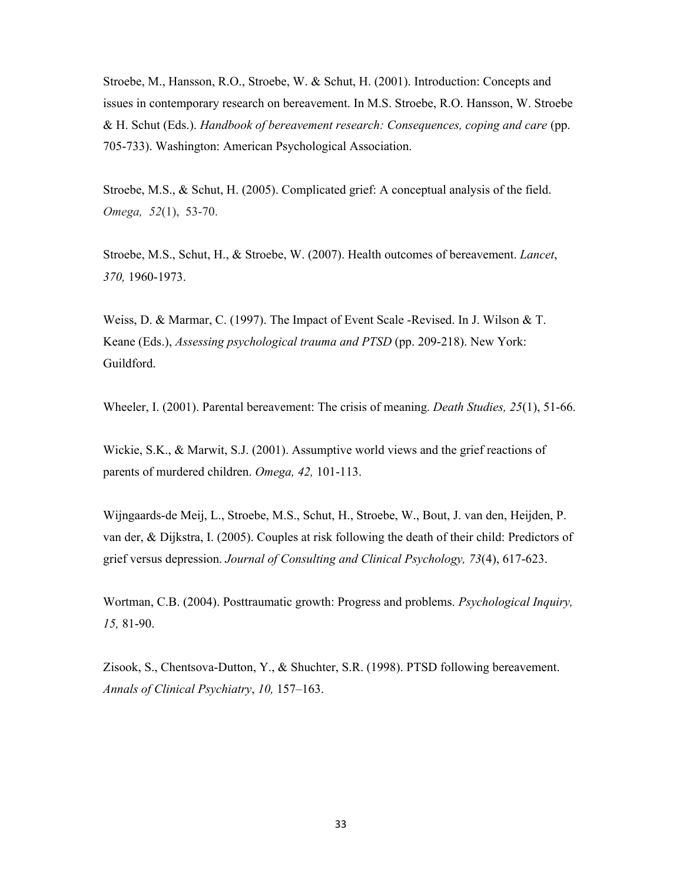Stroebe, M., Hansson, R.O., Stroebe, W. & Schut, H. (2001). Introduction: Concepts and issues in contemporary research on bereavement. In M.S. Stroebe, R.O. Hansson, W. Stroebe & H. Schut (Eds.). *Handbook of bereavement research: Consequences, coping and care* (pp. 705-733). Washington: American Psychological Association.

Stroebe, M.S., & Schut, H. (2005). Complicated grief: A conceptual analysis of the field. *Omega, 52*(1), 53-70.

Stroebe, M.S., Schut, H., & Stroebe, W. (2007). Health outcomes of bereavement. *Lancet*, *370,* 1960-1973.

Weiss, D. & Marmar, C. (1997). The Impact of Event Scale -Revised. In J. Wilson & T. Keane (Eds.), *Assessing psychological trauma and PTSD* (pp. 209-218). New York: Guildford.

Wheeler, I. (2001). Parental bereavement: The crisis of meaning. *Death Studies, 25*(1), 51-66.

Wickie, S.K., & Marwit, S.J. (2001). Assumptive world views and the grief reactions of parents of murdered children. *Omega, 42,* 101-113.

Wijngaards-de Meij, L., Stroebe, M.S., Schut, H., Stroebe, W., Bout, J. van den, Heijden, P. van der, & Dijkstra, I. (2005). Couples at risk following the death of their child: Predictors of grief versus depression. *Journal of Consulting and Clinical Psychology, 73*(4), 617-623.

Wortman, C.B. (2004). Posttraumatic growth: Progress and problems. *Psychological Inquiry, 15,* 81-90.

Zisook, S., Chentsova-Dutton, Y., & Shuchter, S.R. (1998). PTSD following bereavement. *Annals of Clinical Psychiatry*, *10,* 157–163.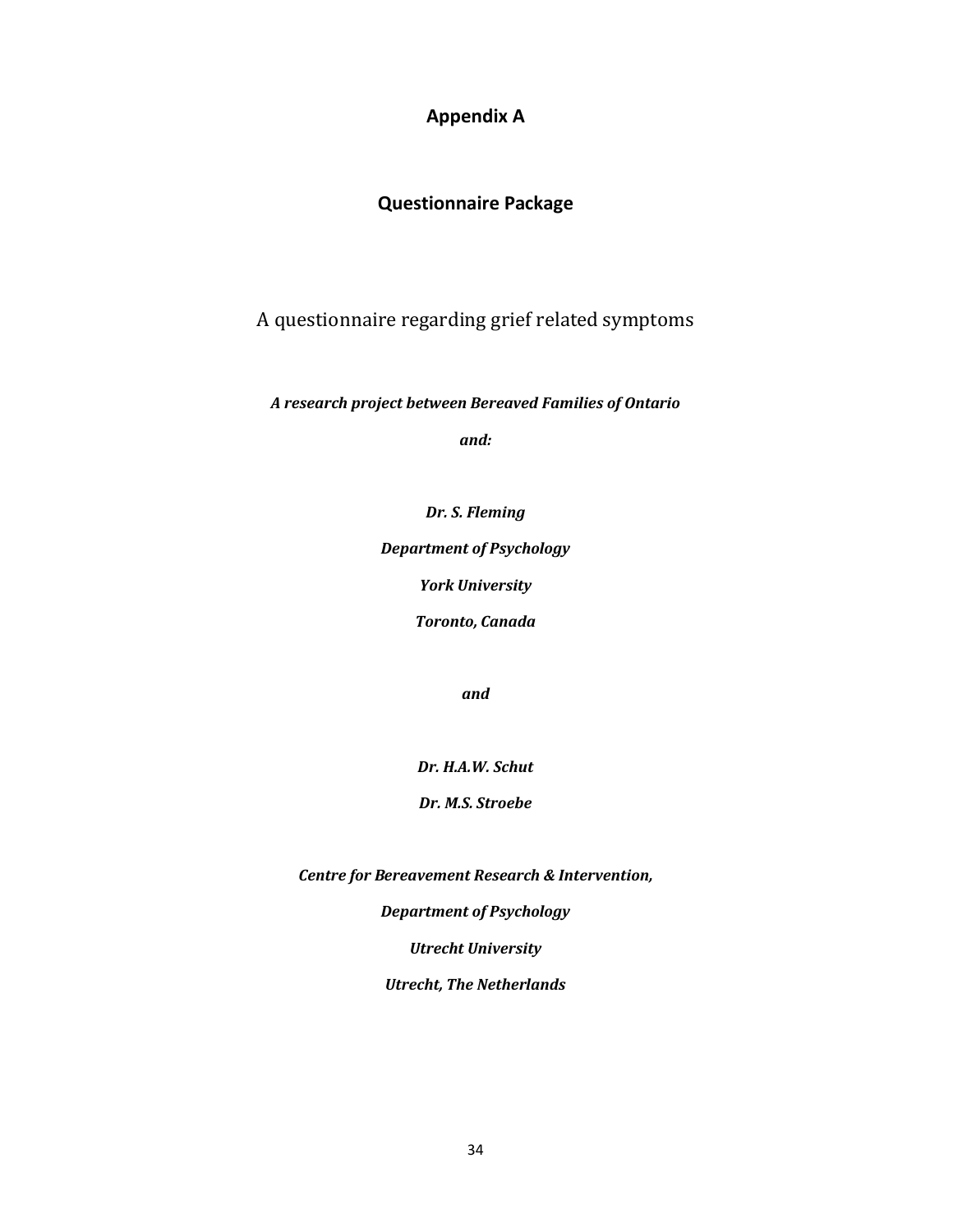# Appendix A

## Questionnaire Package

A questionnaire regarding grief related symptoms

***A research project between Bereaved Families of Ontario***

***and:***

***Dr. S. Fleming***

***Department of Psychology***

***York University***

***Toronto, Canada***

***and***

***Dr. H.A.W. Schut***

***Dr. M.S. Stroebe***

***Centre for Bereavement Research & Intervention,***

***Department of Psychology***

***Utrecht University***

***Utrecht, The Netherlands***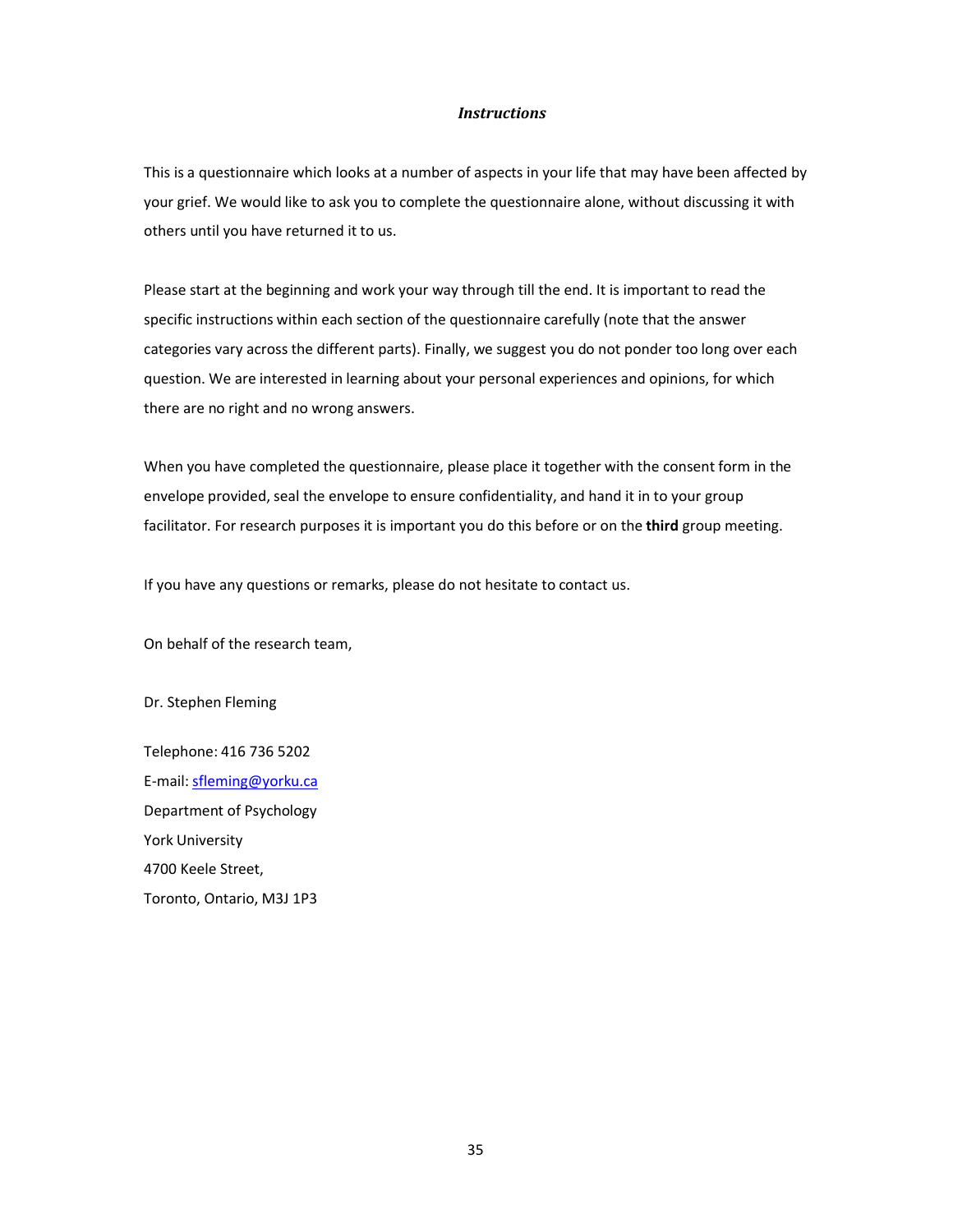## *Instructions*

This is a questionnaire which looks at a number of aspects in your life that may have been affected by your grief. We would like to ask you to complete the questionnaire alone, without discussing it with others until you have returned it to us.

Please start at the beginning and work your way through till the end. It is important to read the specific instructions within each section of the questionnaire carefully (note that the answer categories vary across the different parts). Finally, we suggest you do not ponder too long over each question. We are interested in learning about your personal experiences and opinions, for which there are no right and no wrong answers.

When you have completed the questionnaire, please place it together with the consent form in the envelope provided, seal the envelope to ensure confidentiality, and hand it in to your group facilitator. For research purposes it is important you do this before or on the **third** group meeting.

If you have any questions or remarks, please do not hesitate to contact us.

On behalf of the research team,

Dr. Stephen Fleming

Telephone: 416 736 5202
E-mail: sfleming@yorku.ca
Department of Psychology
York University
4700 Keele Street,
Toronto, Ontario, M3J 1P3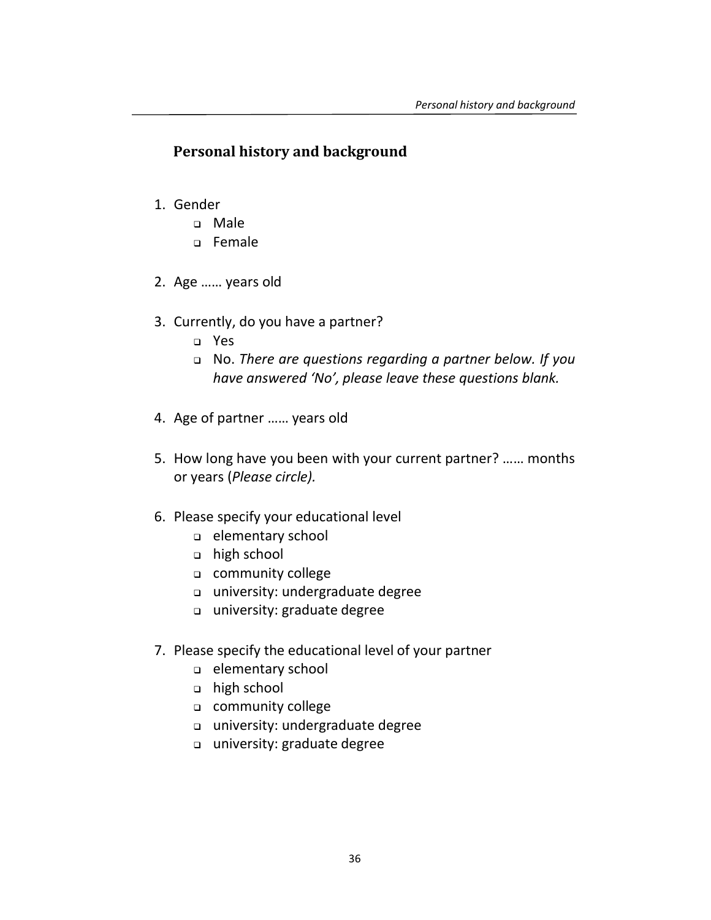## Personal history and background

1. Gender
   - ❑ Male
   - ❑ Female

2. Age …… years old

3. Currently, do you have a partner?
   - ❑ Yes
   - ❑ No. *There are questions regarding a partner below. If you have answered 'No', please leave these questions blank.*

4. Age of partner …… years old

5. How long have you been with your current partner? …… months or years (*Please circle).*

6. Please specify your educational level
   - ❑ elementary school
   - ❑ high school
   - ❑ community college
   - ❑ university: undergraduate degree
   - ❑ university: graduate degree

7. Please specify the educational level of your partner
   - ❑ elementary school
   - ❑ high school
   - ❑ community college
   - ❑ university: undergraduate degree
   - ❑ university: graduate degree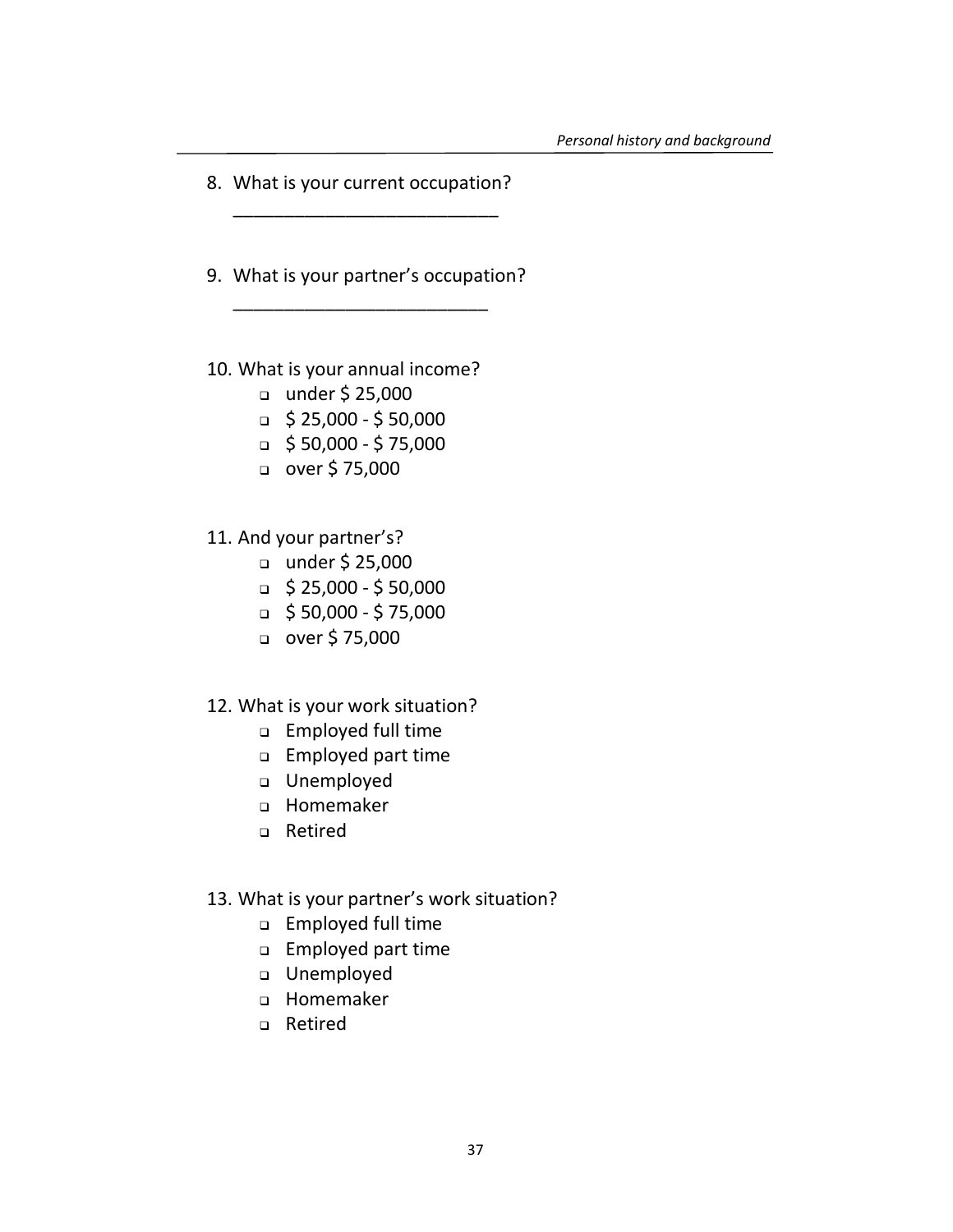8. What is your current occupation?

   __________________________

9. What is your partner's occupation?

   _________________________

10. What is your annual income?
    - ❑ under $ 25,000
    - ❑ $ 25,000 - $ 50,000
    - ❑ $ 50,000 - $ 75,000
    - ❑ over $ 75,000

11. And your partner's?
    - ❑ under $ 25,000
    - ❑ $ 25,000 - $ 50,000
    - ❑ $ 50,000 - $ 75,000
    - ❑ over $ 75,000

12. What is your work situation?
    - ❑ Employed full time
    - ❑ Employed part time
    - ❑ Unemployed
    - ❑ Homemaker
    - ❑ Retired

13. What is your partner's work situation?
    - ❑ Employed full time
    - ❑ Employed part time
    - ❑ Unemployed
    - ❑ Homemaker
    - ❑ Retired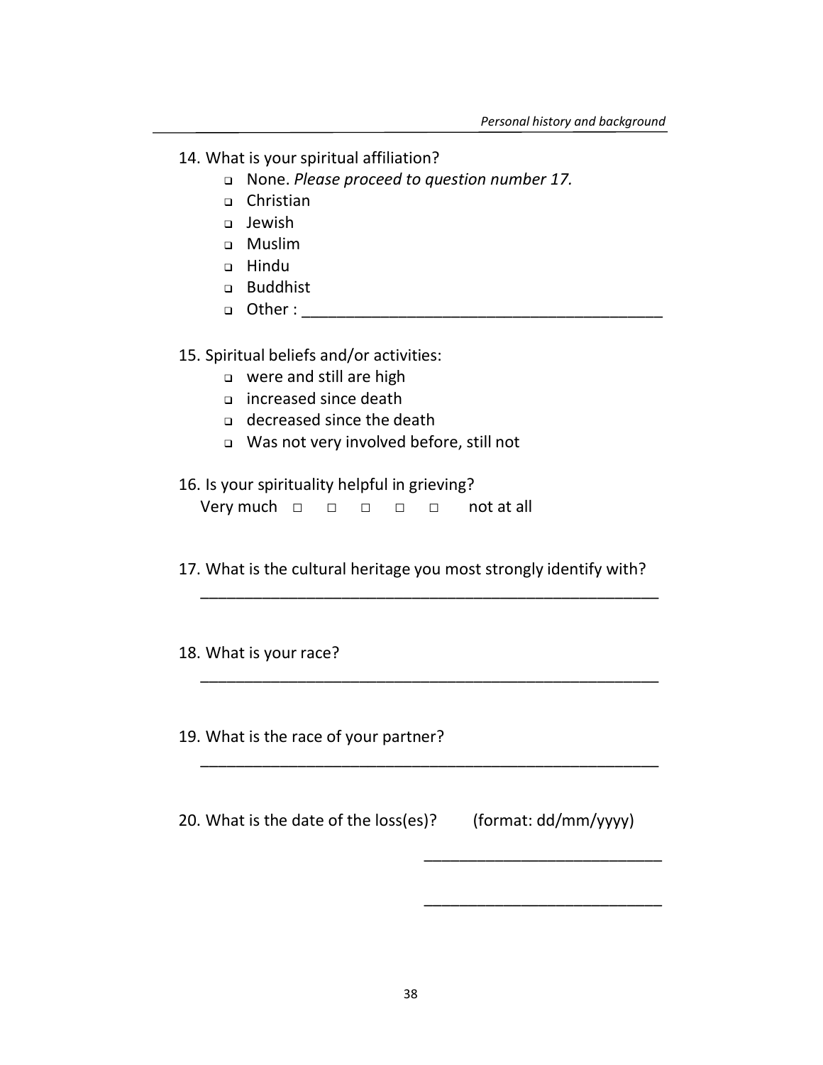14. What is your spiritual affiliation?
    - ❑ None. *Please proceed to question number 17.*
    - ❑ Christian
    - ❑ Jewish
    - ❑ Muslim
    - ❑ Hindu
    - ❑ Buddhist
    - ❑ Other : ________________________________________

15. Spiritual beliefs and/or activities:
    - ❑ were and still are high
    - ❑ increased since death
    - ❑ decreased since the death
    - ❑ Was not very involved before, still not

16. Is your spirituality helpful in grieving?

    Very much □ □ □ □ □ not at all

17. What is the cultural heritage you most strongly identify with?

    ____________________________________________________

18. What is your race?

    ____________________________________________________

19. What is the race of your partner?

    ____________________________________________________

20. What is the date of the loss(es)? (format: dd/mm/yyyy)

    ___________________________

    ___________________________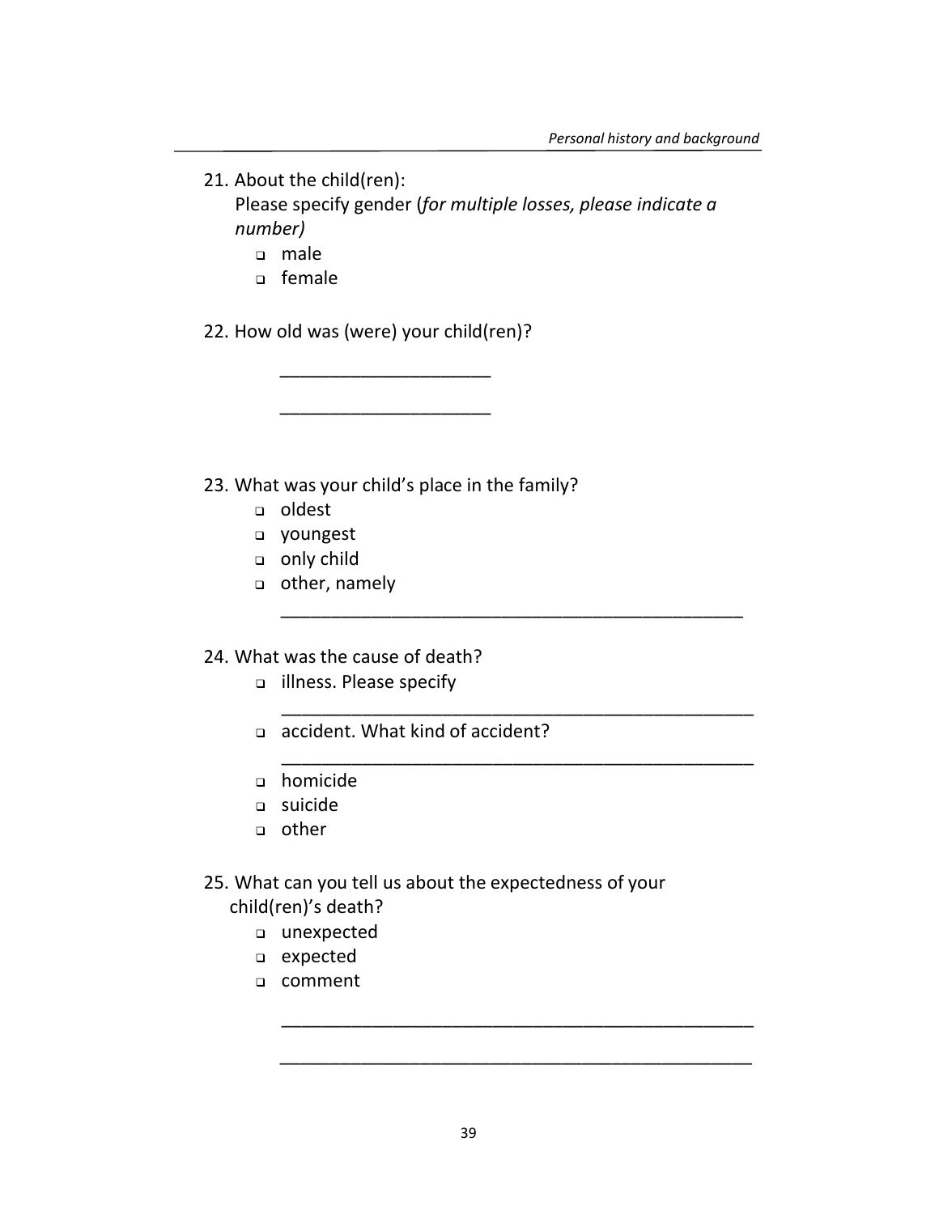21. About the child(ren):
    Please specify gender (*for multiple losses, please indicate a number)*
    - ❑ male
    - ❑ female

22. How old was (were) your child(ren)?

    _____________________

    _____________________

23. What was your child's place in the family?
    - ❑ oldest
    - ❑ youngest
    - ❑ only child
    - ❑ other, namely

      ______________________________________________

24. What was the cause of death?
    - ❑ illness. Please specify

      ______________________________________________
    - ❑ accident. What kind of accident?

      ______________________________________________
    - ❑ homicide
    - ❑ suicide
    - ❑ other

25. What can you tell us about the expectedness of your child(ren)'s death?
    - ❑ unexpected
    - ❑ expected
    - ❑ comment

      ______________________________________________

      ______________________________________________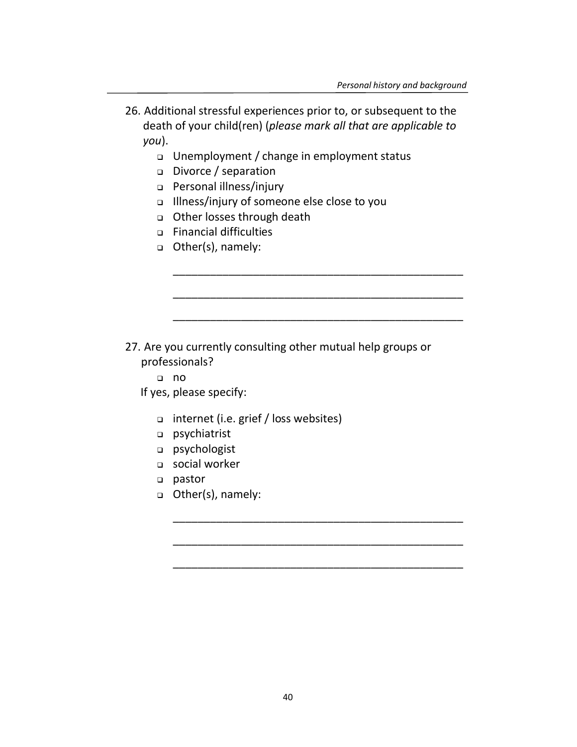26. Additional stressful experiences prior to, or subsequent to the death of your child(ren) (*please mark all that are applicable to you*).
    - ❑ Unemployment / change in employment status
    - ❑ Divorce / separation
    - ❑ Personal illness/injury
    - ❑ Illness/injury of someone else close to you
    - ❑ Other losses through death
    - ❑ Financial difficulties
    - ❑ Other(s), namely:

      ________________________________________________

      ________________________________________________

      ________________________________________________

27. Are you currently consulting other mutual help groups or professionals?
    - ❑ no

    If yes, please specify:

    - ❑ internet (i.e. grief / loss websites)
    - ❑ psychiatrist
    - ❑ psychologist
    - ❑ social worker
    - ❑ pastor
    - ❑ Other(s), namely:

      ________________________________________________

      ________________________________________________

      ________________________________________________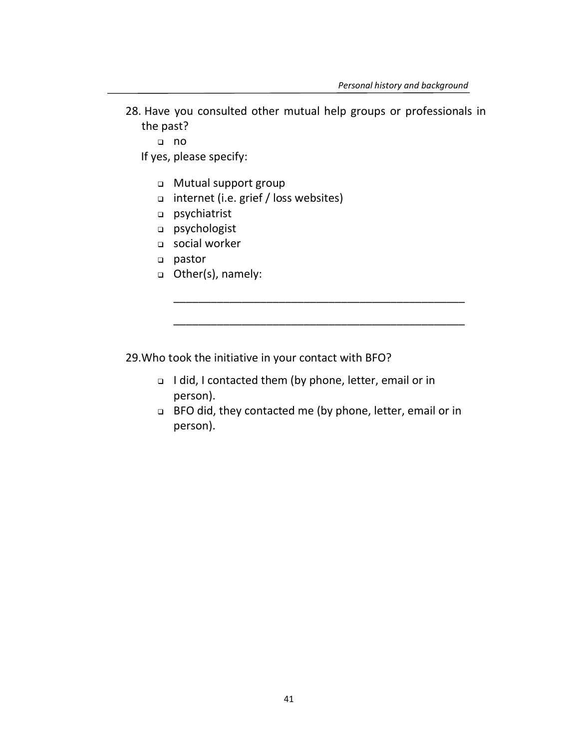28. Have you consulted other mutual help groups or professionals in the past?

   - ❑ no

   If yes, please specify:

   - ❑ Mutual support group
   - ❑ internet (i.e. grief / loss websites)
   - ❑ psychiatrist
   - ❑ psychologist
   - ❑ social worker
   - ❑ pastor
   - ❑ Other(s), namely:

   ______________________________________________

   ______________________________________________

29. Who took the initiative in your contact with BFO?

   - ❑ I did, I contacted them (by phone, letter, email or in person).
   - ❑ BFO did, they contacted me (by phone, letter, email or in person).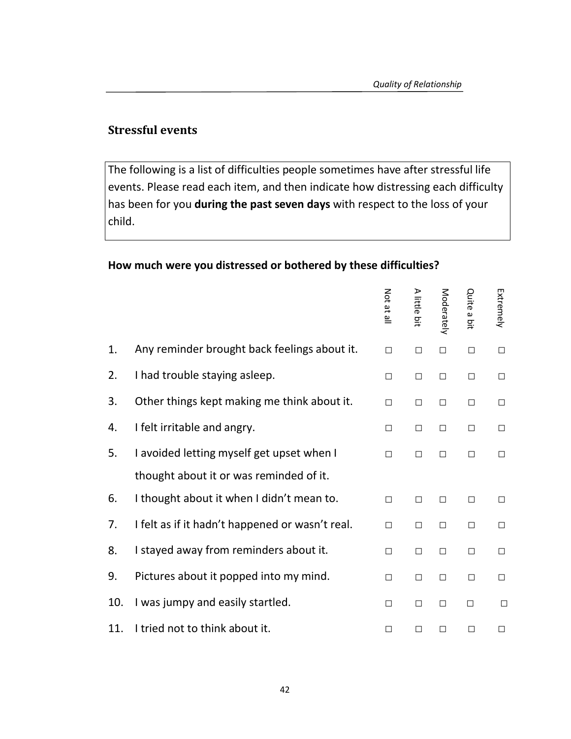## Stressful events

The following is a list of difficulties people sometimes have after stressful life events. Please read each item, and then indicate how distressing each difficulty has been for you **during the past seven days** with respect to the loss of your child.

**How much were you distressed or bothered by these difficulties?**

| | | Not at all | A little bit | Moderately | Quite a bit | Extremely |
|---|---|---|---|---|---|---|
| 1. | Any reminder brought back feelings about it. | □ | □ | □ | □ | □ |
| 2. | I had trouble staying asleep. | □ | □ | □ | □ | □ |
| 3. | Other things kept making me think about it. | □ | □ | □ | □ | □ |
| 4. | I felt irritable and angry. | □ | □ | □ | □ | □ |
| 5. | I avoided letting myself get upset when I thought about it or was reminded of it. | □ | □ | □ | □ | □ |
| 6. | I thought about it when I didn't mean to. | □ | □ | □ | □ | □ |
| 7. | I felt as if it hadn't happened or wasn't real. | □ | □ | □ | □ | □ |
| 8. | I stayed away from reminders about it. | □ | □ | □ | □ | □ |
| 9. | Pictures about it popped into my mind. | □ | □ | □ | □ | □ |
| 10. | I was jumpy and easily startled. | □ | □ | □ | □ | □ |
| 11. | I tried not to think about it. | □ | □ | □ | □ | □ |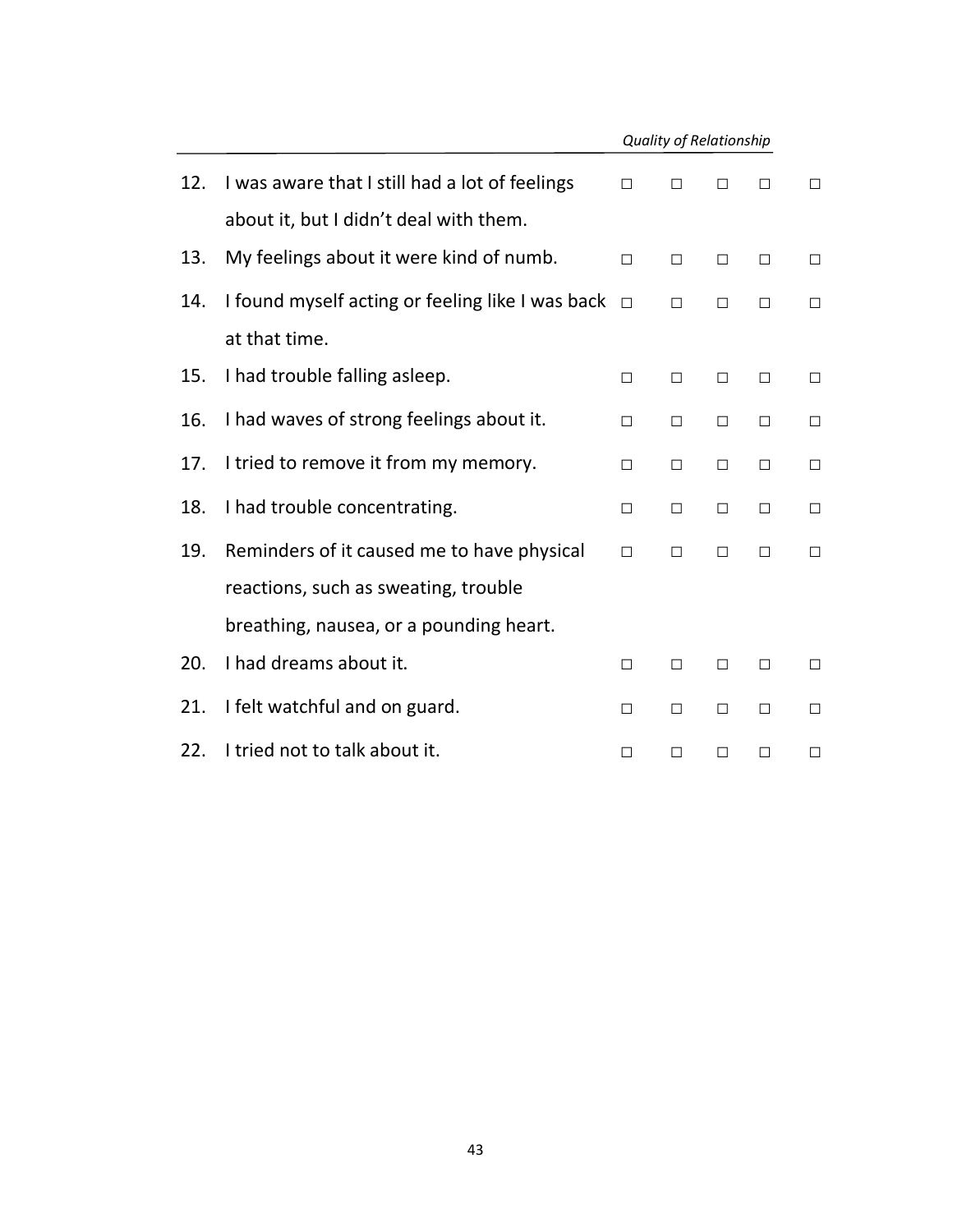| | | | | | | |
|---|---|---|---|---|---|---|
| 12. | I was aware that I still had a lot of feelings about it, but I didn't deal with them. | □ | □ | □ | □ | □ |
| 13. | My feelings about it were kind of numb. | □ | □ | □ | □ | □ |
| 14. | I found myself acting or feeling like I was back at that time. | □ | □ | □ | □ | □ |
| 15. | I had trouble falling asleep. | □ | □ | □ | □ | □ |
| 16. | I had waves of strong feelings about it. | □ | □ | □ | □ | □ |
| 17. | I tried to remove it from my memory. | □ | □ | □ | □ | □ |
| 18. | I had trouble concentrating. | □ | □ | □ | □ | □ |
| 19. | Reminders of it caused me to have physical reactions, such as sweating, trouble breathing, nausea, or a pounding heart. | □ | □ | □ | □ | □ |
| 20. | I had dreams about it. | □ | □ | □ | □ | □ |
| 21. | I felt watchful and on guard. | □ | □ | □ | □ | □ |
| 22. | I tried not to talk about it. | □ | □ | □ | □ | □ |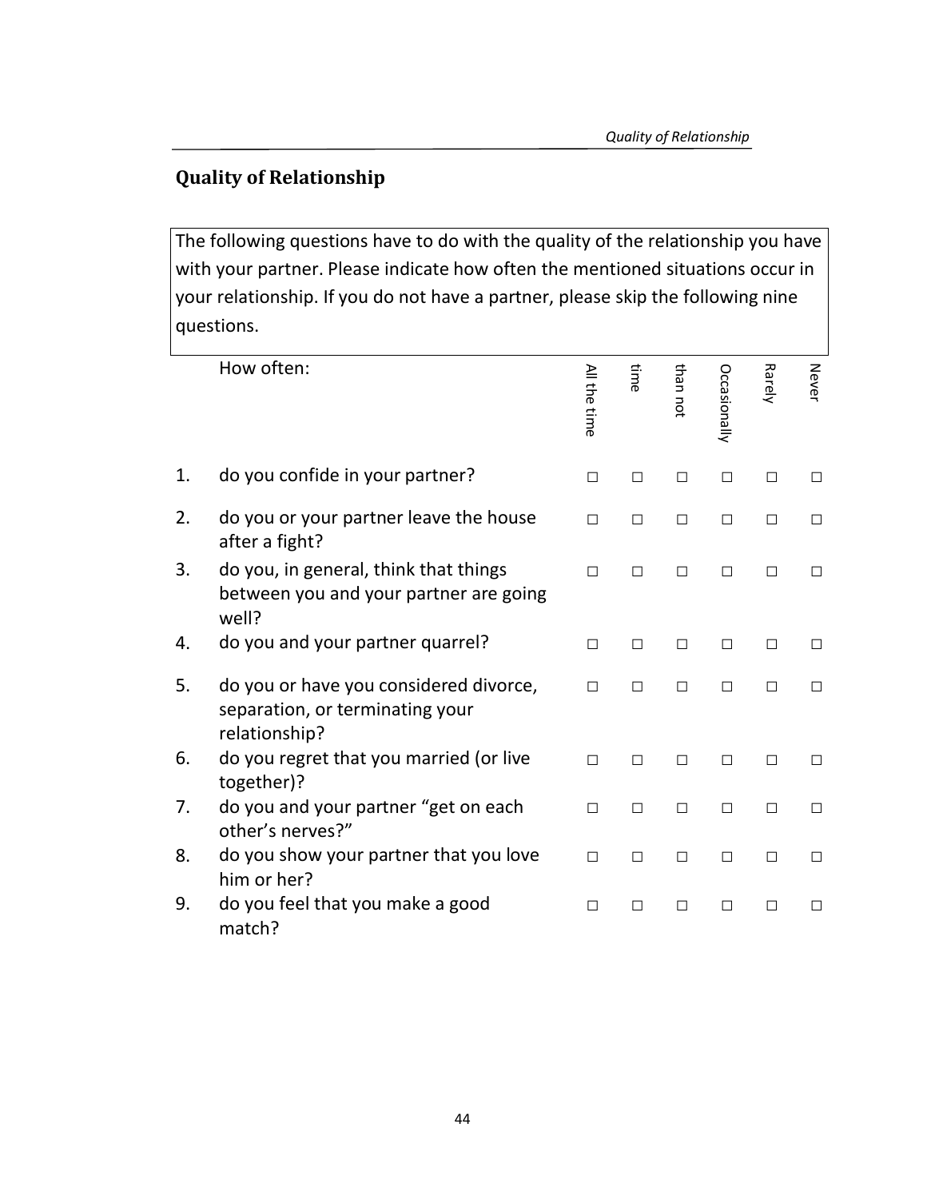## Quality of Relationship

The following questions have to do with the quality of the relationship you have with your partner. Please indicate how often the mentioned situations occur in your relationship. If you do not have a partner, please skip the following nine questions.

| | How often: | All the time | time | than not | Occasionally | Rarely | Never |
|---|---|---|---|---|---|---|---|
| 1. | do you confide in your partner? | □ | □ | □ | □ | □ | □ |
| 2. | do you or your partner leave the house after a fight? | □ | □ | □ | □ | □ | □ |
| 3. | do you, in general, think that things between you and your partner are going well? | □ | □ | □ | □ | □ | □ |
| 4. | do you and your partner quarrel? | □ | □ | □ | □ | □ | □ |
| 5. | do you or have you considered divorce, separation, or terminating your relationship? | □ | □ | □ | □ | □ | □ |
| 6. | do you regret that you married (or live together)? | □ | □ | □ | □ | □ | □ |
| 7. | do you and your partner "get on each other's nerves?" | □ | □ | □ | □ | □ | □ |
| 8. | do you show your partner that you love him or her? | □ | □ | □ | □ | □ | □ |
| 9. | do you feel that you make a good match? | □ | □ | □ | □ | □ | □ |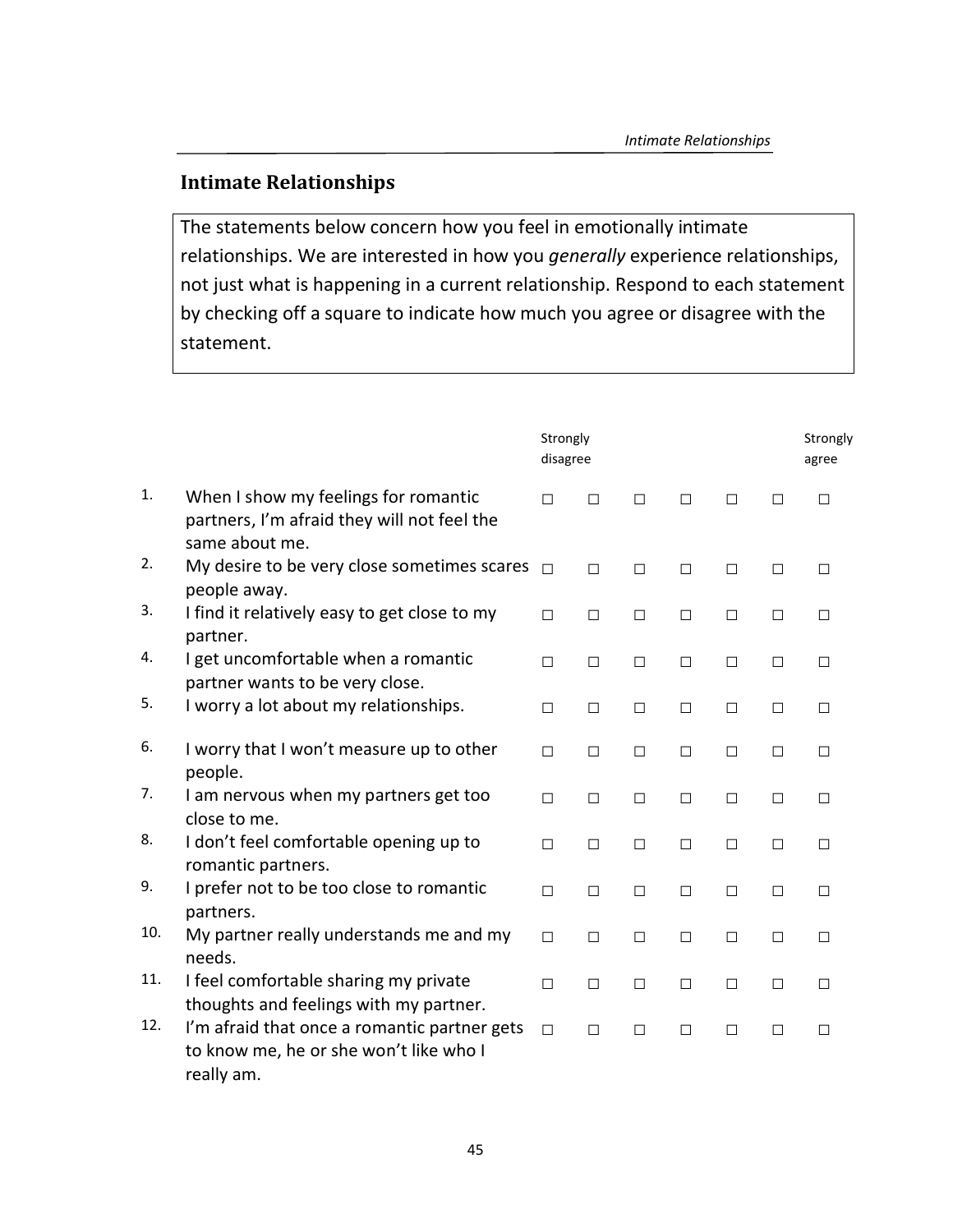## Intimate Relationships

The statements below concern how you feel in emotionally intimate relationships. We are interested in how you *generally* experience relationships, not just what is happening in a current relationship. Respond to each statement by checking off a square to indicate how much you agree or disagree with the statement.

| | | Strongly disagree | | | | | | Strongly agree |
|---|---|---|---|---|---|---|---|---|
| 1. | When I show my feelings for romantic partners, I'm afraid they will not feel the same about me. | □ | □ | □ | □ | □ | □ | □ |
| 2. | My desire to be very close sometimes scares people away. | □ | □ | □ | □ | □ | □ | □ |
| 3. | I find it relatively easy to get close to my partner. | □ | □ | □ | □ | □ | □ | □ |
| 4. | I get uncomfortable when a romantic partner wants to be very close. | □ | □ | □ | □ | □ | □ | □ |
| 5. | I worry a lot about my relationships. | □ | □ | □ | □ | □ | □ | □ |
| 6. | I worry that I won't measure up to other people. | □ | □ | □ | □ | □ | □ | □ |
| 7. | I am nervous when my partners get too close to me. | □ | □ | □ | □ | □ | □ | □ |
| 8. | I don't feel comfortable opening up to romantic partners. | □ | □ | □ | □ | □ | □ | □ |
| 9. | I prefer not to be too close to romantic partners. | □ | □ | □ | □ | □ | □ | □ |
| 10. | My partner really understands me and my needs. | □ | □ | □ | □ | □ | □ | □ |
| 11. | I feel comfortable sharing my private thoughts and feelings with my partner. | □ | □ | □ | □ | □ | □ | □ |
| 12. | I'm afraid that once a romantic partner gets to know me, he or she won't like who I really am. | □ | □ | □ | □ | □ | □ | □ |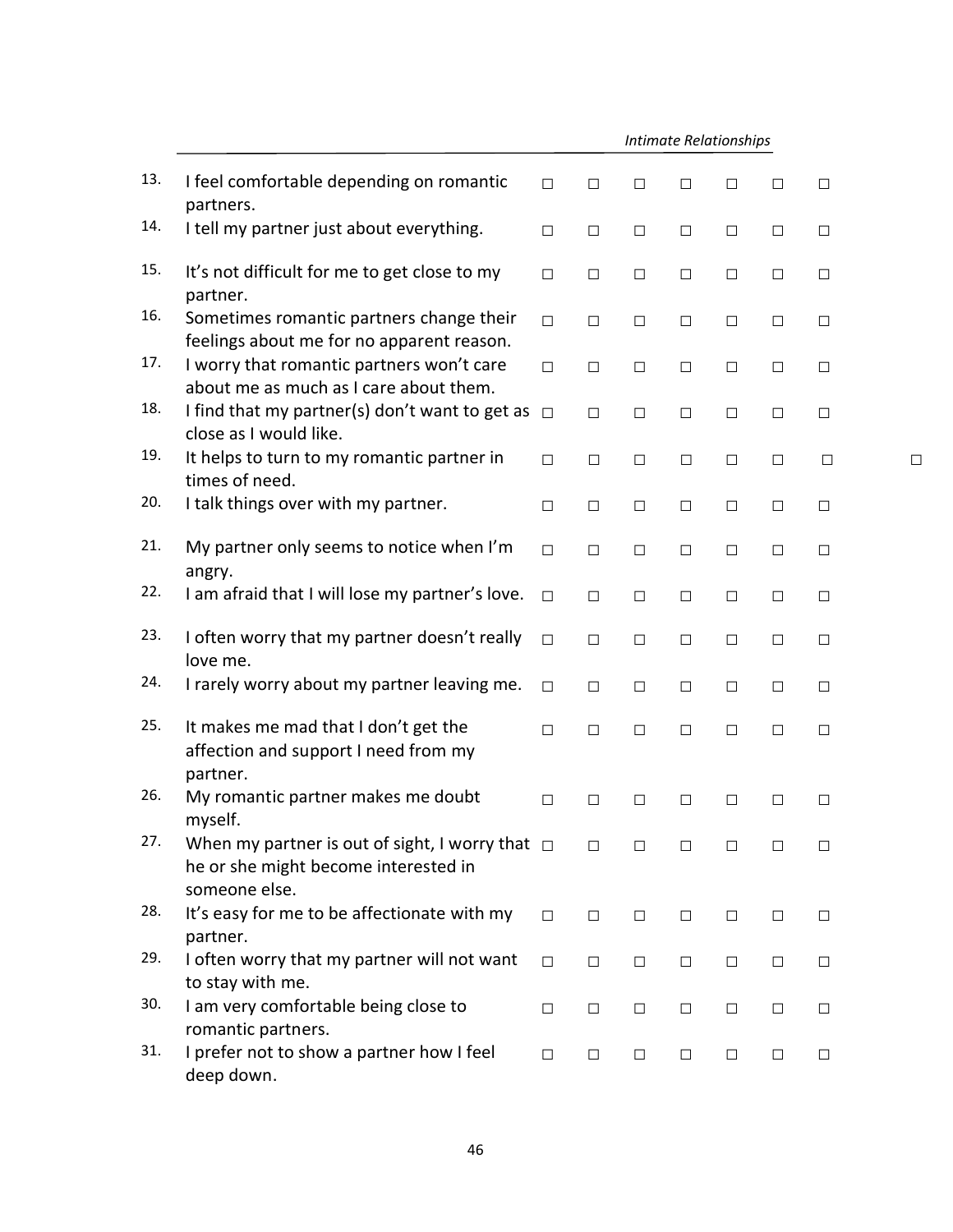| | | | | | | | | |
|---|---|---|---|---|---|---|---|---|
| 13. | I feel comfortable depending on romantic partners. | □ | □ | □ | □ | □ | □ | □ |
| 14. | I tell my partner just about everything. | □ | □ | □ | □ | □ | □ | □ |
| 15. | It's not difficult for me to get close to my partner. | □ | □ | □ | □ | □ | □ | □ |
| 16. | Sometimes romantic partners change their feelings about me for no apparent reason. | □ | □ | □ | □ | □ | □ | □ |
| 17. | I worry that romantic partners won't care about me as much as I care about them. | □ | □ | □ | □ | □ | □ | □ |
| 18. | I find that my partner(s) don't want to get as close as I would like. | □ | □ | □ | □ | □ | □ | □ |
| 19. | It helps to turn to my romantic partner in times of need. | □ | □ | □ | □ | □ | □ | □ |
| 20. | I talk things over with my partner. | □ | □ | □ | □ | □ | □ | □ |
| 21. | My partner only seems to notice when I'm angry. | □ | □ | □ | □ | □ | □ | □ |
| 22. | I am afraid that I will lose my partner's love. | □ | □ | □ | □ | □ | □ | □ |
| 23. | I often worry that my partner doesn't really love me. | □ | □ | □ | □ | □ | □ | □ |
| 24. | I rarely worry about my partner leaving me. | □ | □ | □ | □ | □ | □ | □ |
| 25. | It makes me mad that I don't get the affection and support I need from my partner. | □ | □ | □ | □ | □ | □ | □ |
| 26. | My romantic partner makes me doubt myself. | □ | □ | □ | □ | □ | □ | □ |
| 27. | When my partner is out of sight, I worry that he or she might become interested in someone else. | □ | □ | □ | □ | □ | □ | □ |
| 28. | It's easy for me to be affectionate with my partner. | □ | □ | □ | □ | □ | □ | □ |
| 29. | I often worry that my partner will not want to stay with me. | □ | □ | □ | □ | □ | □ | □ |
| 30. | I am very comfortable being close to romantic partners. | □ | □ | □ | □ | □ | □ | □ |
| 31. | I prefer not to show a partner how I feel deep down. | □ | □ | □ | □ | □ | □ | □ |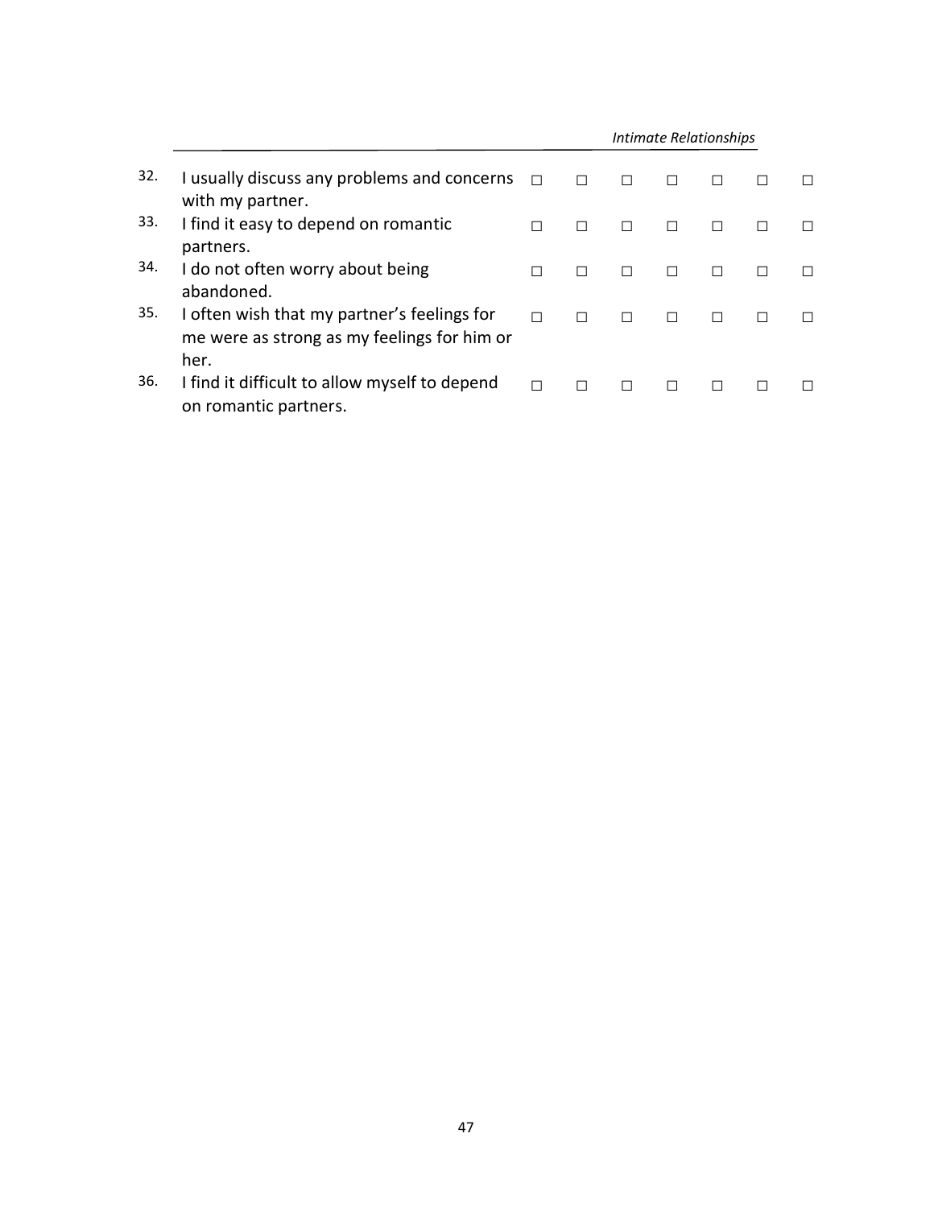| | | | | | | | | |
|---|---|---|---|---|---|---|---|---|
| 32. | I usually discuss any problems and concerns with my partner. | □ | □ | □ | □ | □ | □ | □ |
| 33. | I find it easy to depend on romantic partners. | □ | □ | □ | □ | □ | □ | □ |
| 34. | I do not often worry about being abandoned. | □ | □ | □ | □ | □ | □ | □ |
| 35. | I often wish that my partner's feelings for me were as strong as my feelings for him or her. | □ | □ | □ | □ | □ | □ | □ |
| 36. | I find it difficult to allow myself to depend on romantic partners. | □ | □ | □ | □ | □ | □ | □ |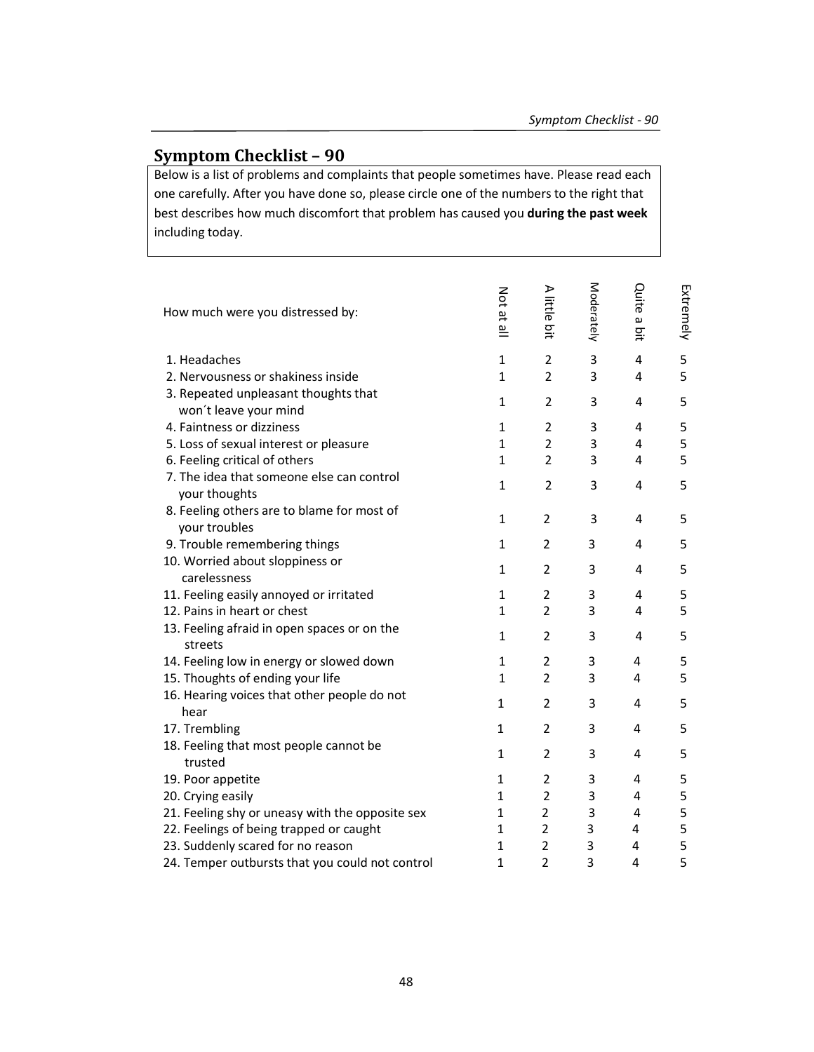## Symptom Checklist – 90

Below is a list of problems and complaints that people sometimes have. Please read each one carefully. After you have done so, please circle one of the numbers to the right that best describes how much discomfort that problem has caused you **during the past week** including today.

| How much were you distressed by: | Not at all | A little bit | Moderately | Quite a bit | Extremely |
|---|---|---|---|---|---|
| 1. Headaches | 1 | 2 | 3 | 4 | 5 |
| 2. Nervousness or shakiness inside | 1 | 2 | 3 | 4 | 5 |
| 3. Repeated unpleasant thoughts that won´t leave your mind | 1 | 2 | 3 | 4 | 5 |
| 4. Faintness or dizziness | 1 | 2 | 3 | 4 | 5 |
| 5. Loss of sexual interest or pleasure | 1 | 2 | 3 | 4 | 5 |
| 6. Feeling critical of others | 1 | 2 | 3 | 4 | 5 |
| 7. The idea that someone else can control your thoughts | 1 | 2 | 3 | 4 | 5 |
| 8. Feeling others are to blame for most of your troubles | 1 | 2 | 3 | 4 | 5 |
| 9. Trouble remembering things | 1 | 2 | 3 | 4 | 5 |
| 10. Worried about sloppiness or carelessness | 1 | 2 | 3 | 4 | 5 |
| 11. Feeling easily annoyed or irritated | 1 | 2 | 3 | 4 | 5 |
| 12. Pains in heart or chest | 1 | 2 | 3 | 4 | 5 |
| 13. Feeling afraid in open spaces or on the streets | 1 | 2 | 3 | 4 | 5 |
| 14. Feeling low in energy or slowed down | 1 | 2 | 3 | 4 | 5 |
| 15. Thoughts of ending your life | 1 | 2 | 3 | 4 | 5 |
| 16. Hearing voices that other people do not hear | 1 | 2 | 3 | 4 | 5 |
| 17. Trembling | 1 | 2 | 3 | 4 | 5 |
| 18. Feeling that most people cannot be trusted | 1 | 2 | 3 | 4 | 5 |
| 19. Poor appetite | 1 | 2 | 3 | 4 | 5 |
| 20. Crying easily | 1 | 2 | 3 | 4 | 5 |
| 21. Feeling shy or uneasy with the opposite sex | 1 | 2 | 3 | 4 | 5 |
| 22. Feelings of being trapped or caught | 1 | 2 | 3 | 4 | 5 |
| 23. Suddenly scared for no reason | 1 | 2 | 3 | 4 | 5 |
| 24. Temper outbursts that you could not control | 1 | 2 | 3 | 4 | 5 |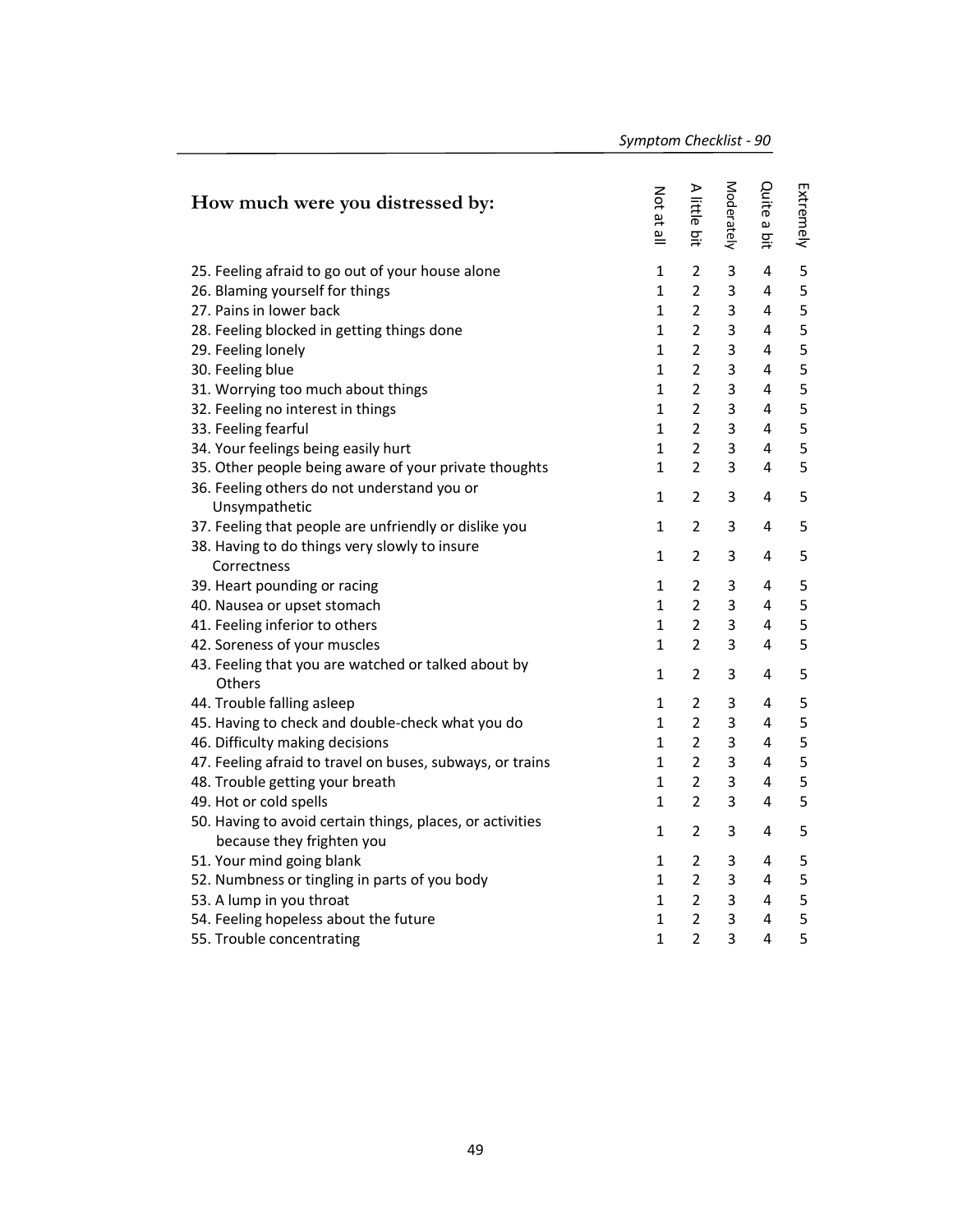| How much were you distressed by: | Not at all | A little bit | Moderately | Quite a bit | Extremely |
|---|---|---|---|---|---|
| 25. Feeling afraid to go out of your house alone | 1 | 2 | 3 | 4 | 5 |
| 26. Blaming yourself for things | 1 | 2 | 3 | 4 | 5 |
| 27. Pains in lower back | 1 | 2 | 3 | 4 | 5 |
| 28. Feeling blocked in getting things done | 1 | 2 | 3 | 4 | 5 |
| 29. Feeling lonely | 1 | 2 | 3 | 4 | 5 |
| 30. Feeling blue | 1 | 2 | 3 | 4 | 5 |
| 31. Worrying too much about things | 1 | 2 | 3 | 4 | 5 |
| 32. Feeling no interest in things | 1 | 2 | 3 | 4 | 5 |
| 33. Feeling fearful | 1 | 2 | 3 | 4 | 5 |
| 34. Your feelings being easily hurt | 1 | 2 | 3 | 4 | 5 |
| 35. Other people being aware of your private thoughts | 1 | 2 | 3 | 4 | 5 |
| 36. Feeling others do not understand you or Unsympathetic | 1 | 2 | 3 | 4 | 5 |
| 37. Feeling that people are unfriendly or dislike you | 1 | 2 | 3 | 4 | 5 |
| 38. Having to do things very slowly to insure Correctness | 1 | 2 | 3 | 4 | 5 |
| 39. Heart pounding or racing | 1 | 2 | 3 | 4 | 5 |
| 40. Nausea or upset stomach | 1 | 2 | 3 | 4 | 5 |
| 41. Feeling inferior to others | 1 | 2 | 3 | 4 | 5 |
| 42. Soreness of your muscles | 1 | 2 | 3 | 4 | 5 |
| 43. Feeling that you are watched or talked about by Others | 1 | 2 | 3 | 4 | 5 |
| 44. Trouble falling asleep | 1 | 2 | 3 | 4 | 5 |
| 45. Having to check and double-check what you do | 1 | 2 | 3 | 4 | 5 |
| 46. Difficulty making decisions | 1 | 2 | 3 | 4 | 5 |
| 47. Feeling afraid to travel on buses, subways, or trains | 1 | 2 | 3 | 4 | 5 |
| 48. Trouble getting your breath | 1 | 2 | 3 | 4 | 5 |
| 49. Hot or cold spells | 1 | 2 | 3 | 4 | 5 |
| 50. Having to avoid certain things, places, or activities because they frighten you | 1 | 2 | 3 | 4 | 5 |
| 51. Your mind going blank | 1 | 2 | 3 | 4 | 5 |
| 52. Numbness or tingling in parts of you body | 1 | 2 | 3 | 4 | 5 |
| 53. A lump in you throat | 1 | 2 | 3 | 4 | 5 |
| 54. Feeling hopeless about the future | 1 | 2 | 3 | 4 | 5 |
| 55. Trouble concentrating | 1 | 2 | 3 | 4 | 5 |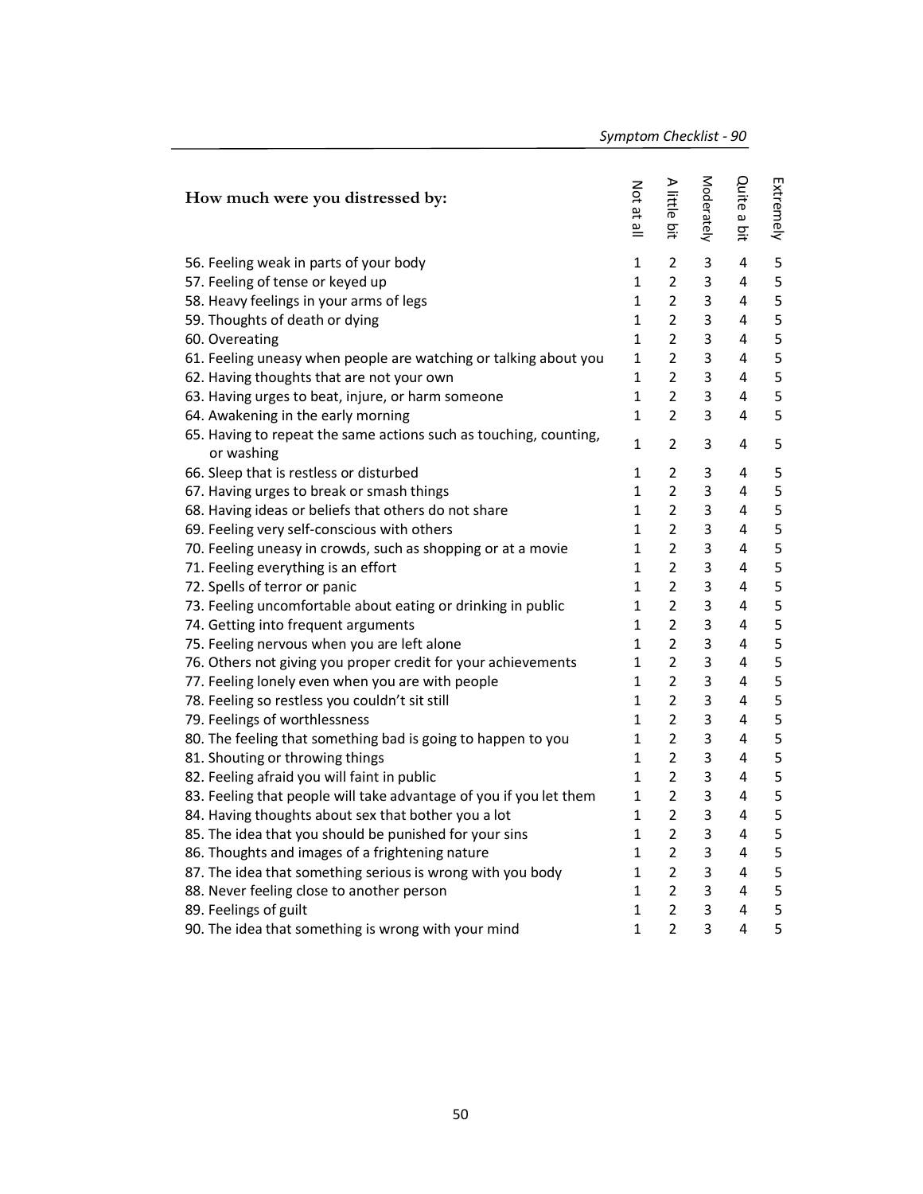| How much were you distressed by: | Not at all | A little bit | Moderately | Quite a bit | Extremely |
|---|---|---|---|---|---|
| 56. Feeling weak in parts of your body | 1 | 2 | 3 | 4 | 5 |
| 57. Feeling of tense or keyed up | 1 | 2 | 3 | 4 | 5 |
| 58. Heavy feelings in your arms of legs | 1 | 2 | 3 | 4 | 5 |
| 59. Thoughts of death or dying | 1 | 2 | 3 | 4 | 5 |
| 60. Overeating | 1 | 2 | 3 | 4 | 5 |
| 61. Feeling uneasy when people are watching or talking about you | 1 | 2 | 3 | 4 | 5 |
| 62. Having thoughts that are not your own | 1 | 2 | 3 | 4 | 5 |
| 63. Having urges to beat, injure, or harm someone | 1 | 2 | 3 | 4 | 5 |
| 64. Awakening in the early morning | 1 | 2 | 3 | 4 | 5 |
| 65. Having to repeat the same actions such as touching, counting, or washing | 1 | 2 | 3 | 4 | 5 |
| 66. Sleep that is restless or disturbed | 1 | 2 | 3 | 4 | 5 |
| 67. Having urges to break or smash things | 1 | 2 | 3 | 4 | 5 |
| 68. Having ideas or beliefs that others do not share | 1 | 2 | 3 | 4 | 5 |
| 69. Feeling very self-conscious with others | 1 | 2 | 3 | 4 | 5 |
| 70. Feeling uneasy in crowds, such as shopping or at a movie | 1 | 2 | 3 | 4 | 5 |
| 71. Feeling everything is an effort | 1 | 2 | 3 | 4 | 5 |
| 72. Spells of terror or panic | 1 | 2 | 3 | 4 | 5 |
| 73. Feeling uncomfortable about eating or drinking in public | 1 | 2 | 3 | 4 | 5 |
| 74. Getting into frequent arguments | 1 | 2 | 3 | 4 | 5 |
| 75. Feeling nervous when you are left alone | 1 | 2 | 3 | 4 | 5 |
| 76. Others not giving you proper credit for your achievements | 1 | 2 | 3 | 4 | 5 |
| 77. Feeling lonely even when you are with people | 1 | 2 | 3 | 4 | 5 |
| 78. Feeling so restless you couldn't sit still | 1 | 2 | 3 | 4 | 5 |
| 79. Feelings of worthlessness | 1 | 2 | 3 | 4 | 5 |
| 80. The feeling that something bad is going to happen to you | 1 | 2 | 3 | 4 | 5 |
| 81. Shouting or throwing things | 1 | 2 | 3 | 4 | 5 |
| 82. Feeling afraid you will faint in public | 1 | 2 | 3 | 4 | 5 |
| 83. Feeling that people will take advantage of you if you let them | 1 | 2 | 3 | 4 | 5 |
| 84. Having thoughts about sex that bother you a lot | 1 | 2 | 3 | 4 | 5 |
| 85. The idea that you should be punished for your sins | 1 | 2 | 3 | 4 | 5 |
| 86. Thoughts and images of a frightening nature | 1 | 2 | 3 | 4 | 5 |
| 87. The idea that something serious is wrong with you body | 1 | 2 | 3 | 4 | 5 |
| 88. Never feeling close to another person | 1 | 2 | 3 | 4 | 5 |
| 89. Feelings of guilt | 1 | 2 | 3 | 4 | 5 |
| 90. The idea that something is wrong with your mind | 1 | 2 | 3 | 4 | 5 |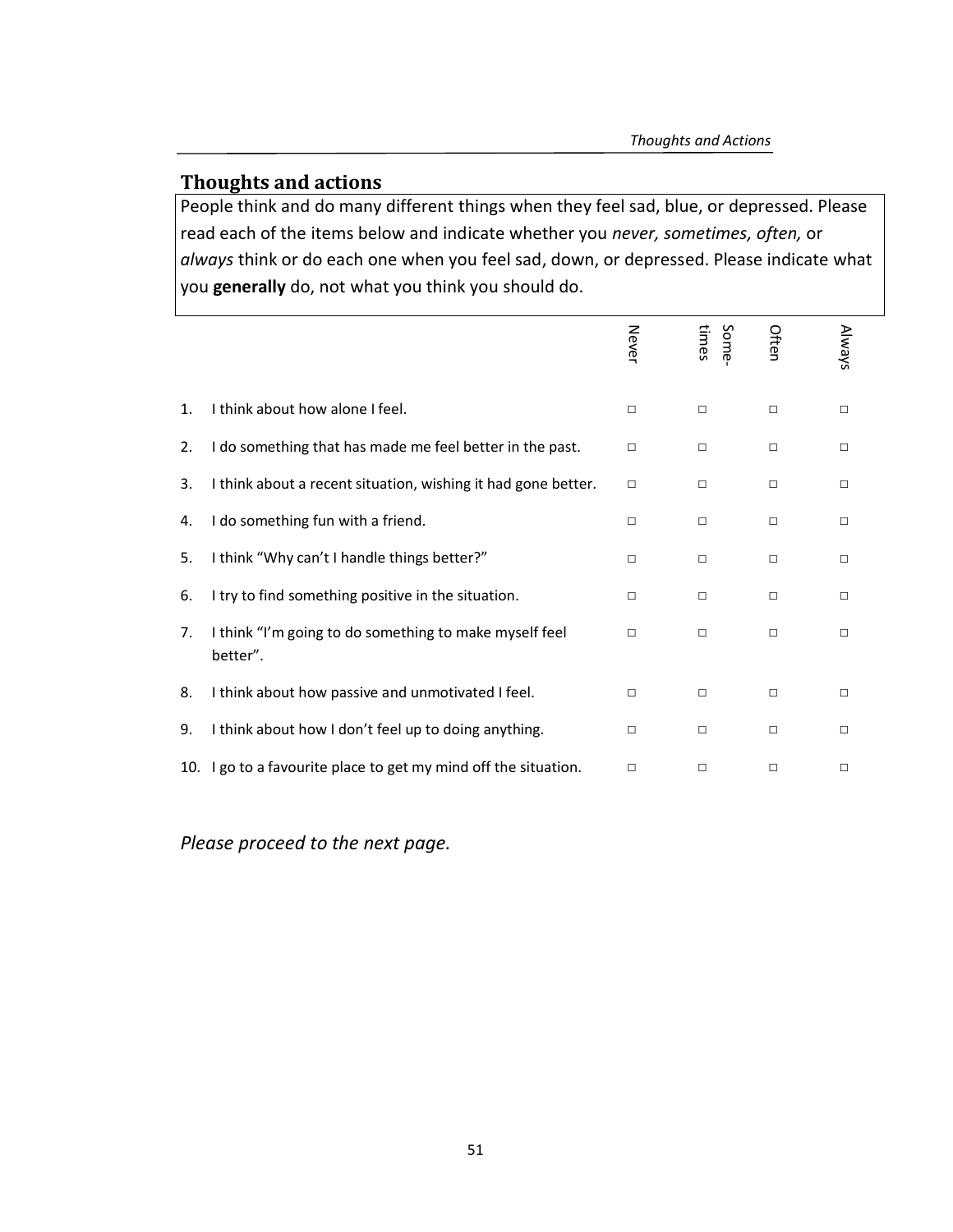## Thoughts and actions

People think and do many different things when they feel sad, blue, or depressed. Please read each of the items below and indicate whether you *never, sometimes, often,* or *always* think or do each one when you feel sad, down, or depressed. Please indicate what you **generally** do, not what you think you should do.

| | | Never | Some-times | Often | Always |
|---|---|---|---|---|---|
| 1. | I think about how alone I feel. | □ | □ | □ | □ |
| 2. | I do something that has made me feel better in the past. | □ | □ | □ | □ |
| 3. | I think about a recent situation, wishing it had gone better. | □ | □ | □ | □ |
| 4. | I do something fun with a friend. | □ | □ | □ | □ |
| 5. | I think "Why can't I handle things better?" | □ | □ | □ | □ |
| 6. | I try to find something positive in the situation. | □ | □ | □ | □ |
| 7. | I think "I'm going to do something to make myself feel better". | □ | □ | □ | □ |
| 8. | I think about how passive and unmotivated I feel. | □ | □ | □ | □ |
| 9. | I think about how I don't feel up to doing anything. | □ | □ | □ | □ |
| 10. | I go to a favourite place to get my mind off the situation. | □ | □ | □ | □ |

*Please proceed to the next page.*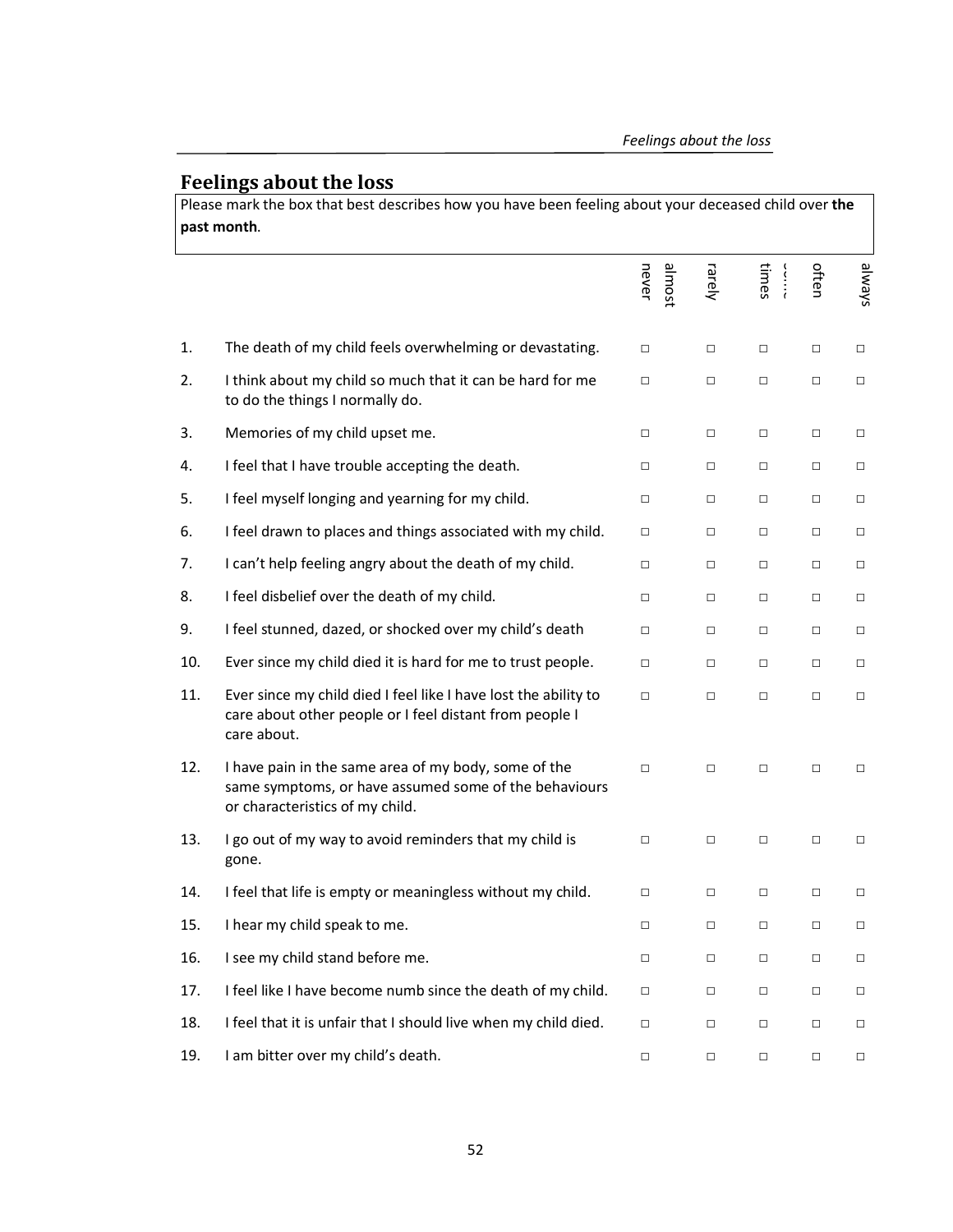## Feelings about the loss

Please mark the box that best describes how you have been feeling about your deceased child over **the past month**.

| | | almost never | rarely | some times | often | always |
|---|---|---|---|---|---|---|
| 1. | The death of my child feels overwhelming or devastating. | □ | □ | □ | □ | □ |
| 2. | I think about my child so much that it can be hard for me to do the things I normally do. | □ | □ | □ | □ | □ |
| 3. | Memories of my child upset me. | □ | □ | □ | □ | □ |
| 4. | I feel that I have trouble accepting the death. | □ | □ | □ | □ | □ |
| 5. | I feel myself longing and yearning for my child. | □ | □ | □ | □ | □ |
| 6. | I feel drawn to places and things associated with my child. | □ | □ | □ | □ | □ |
| 7. | I can't help feeling angry about the death of my child. | □ | □ | □ | □ | □ |
| 8. | I feel disbelief over the death of my child. | □ | □ | □ | □ | □ |
| 9. | I feel stunned, dazed, or shocked over my child's death | □ | □ | □ | □ | □ |
| 10. | Ever since my child died it is hard for me to trust people. | □ | □ | □ | □ | □ |
| 11. | Ever since my child died I feel like I have lost the ability to care about other people or I feel distant from people I care about. | □ | □ | □ | □ | □ |
| 12. | I have pain in the same area of my body, some of the same symptoms, or have assumed some of the behaviours or characteristics of my child. | □ | □ | □ | □ | □ |
| 13. | I go out of my way to avoid reminders that my child is gone. | □ | □ | □ | □ | □ |
| 14. | I feel that life is empty or meaningless without my child. | □ | □ | □ | □ | □ |
| 15. | I hear my child speak to me. | □ | □ | □ | □ | □ |
| 16. | I see my child stand before me. | □ | □ | □ | □ | □ |
| 17. | I feel like I have become numb since the death of my child. | □ | □ | □ | □ | □ |
| 18. | I feel that it is unfair that I should live when my child died. | □ | □ | □ | □ | □ |
| 19. | I am bitter over my child's death. | □ | □ | □ | □ | □ |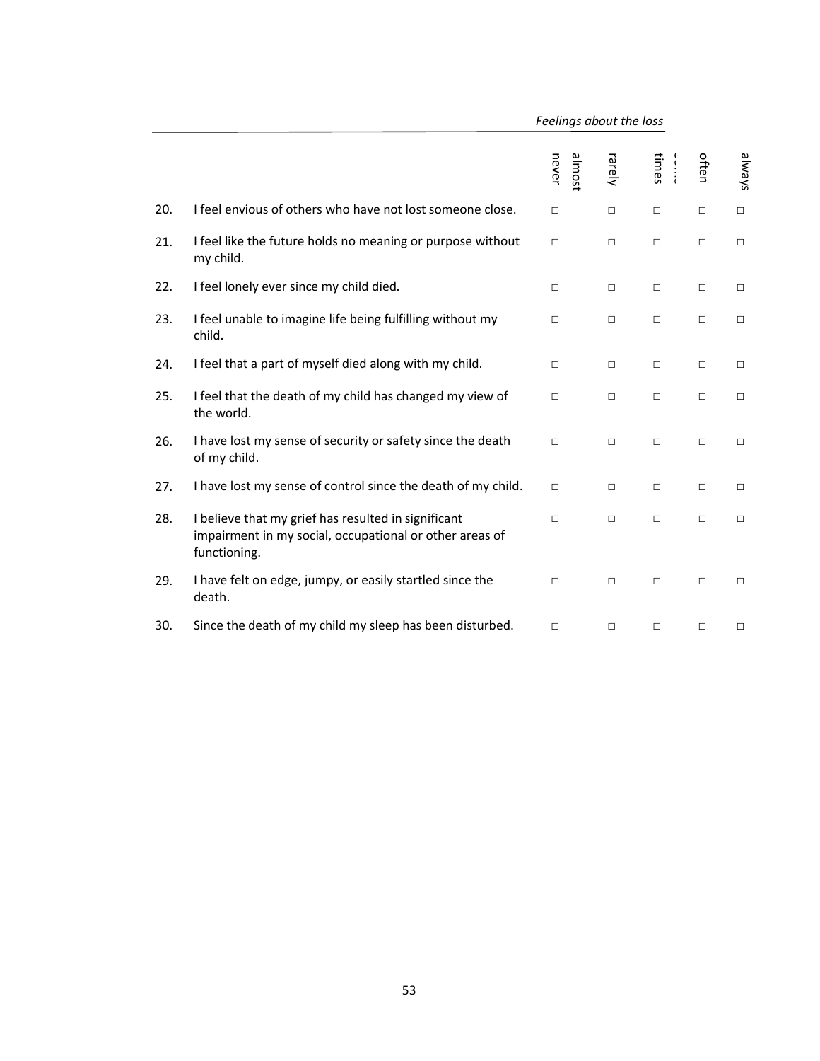*Feelings about the loss*

| | | almost never | rarely | some times | often | always |
|---|---|---|---|---|---|---|
| 20. | I feel envious of others who have not lost someone close. | □ | □ | □ | □ | □ |
| 21. | I feel like the future holds no meaning or purpose without my child. | □ | □ | □ | □ | □ |
| 22. | I feel lonely ever since my child died. | □ | □ | □ | □ | □ |
| 23. | I feel unable to imagine life being fulfilling without my child. | □ | □ | □ | □ | □ |
| 24. | I feel that a part of myself died along with my child. | □ | □ | □ | □ | □ |
| 25. | I feel that the death of my child has changed my view of the world. | □ | □ | □ | □ | □ |
| 26. | I have lost my sense of security or safety since the death of my child. | □ | □ | □ | □ | □ |
| 27. | I have lost my sense of control since the death of my child. | □ | □ | □ | □ | □ |
| 28. | I believe that my grief has resulted in significant impairment in my social, occupational or other areas of functioning. | □ | □ | □ | □ | □ |
| 29. | I have felt on edge, jumpy, or easily startled since the death. | □ | □ | □ | □ | □ |
| 30. | Since the death of my child my sleep has been disturbed. | □ | □ | □ | □ | □ |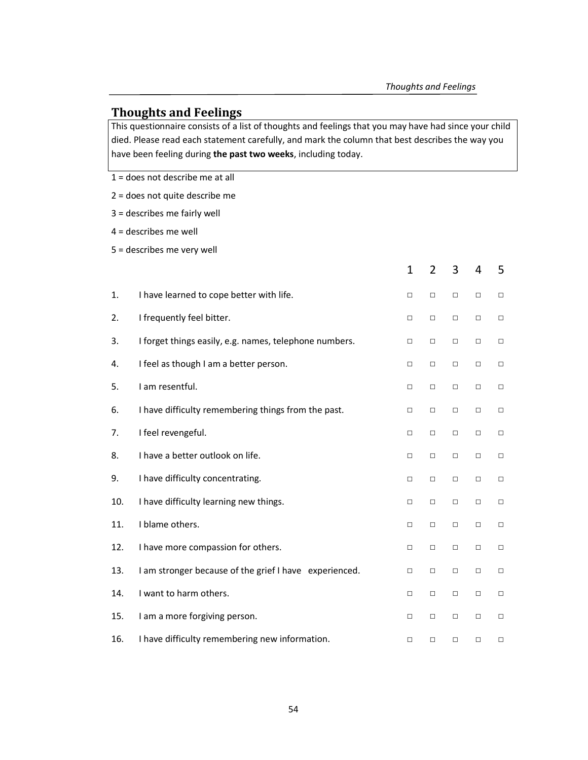## Thoughts and Feelings

This questionnaire consists of a list of thoughts and feelings that you may have had since your child died. Please read each statement carefully, and mark the column that best describes the way you have been feeling during **the past two weeks**, including today.

1 = does not describe me at all

2 = does not quite describe me

3 = describes me fairly well

4 = describes me well

5 = describes me very well

| | | 1 | 2 | 3 | 4 | 5 |
|---|---|---|---|---|---|---|
| 1. | I have learned to cope better with life. | □ | □ | □ | □ | □ |
| 2. | I frequently feel bitter. | □ | □ | □ | □ | □ |
| 3. | I forget things easily, e.g. names, telephone numbers. | □ | □ | □ | □ | □ |
| 4. | I feel as though I am a better person. | □ | □ | □ | □ | □ |
| 5. | I am resentful. | □ | □ | □ | □ | □ |
| 6. | I have difficulty remembering things from the past. | □ | □ | □ | □ | □ |
| 7. | I feel revengeful. | □ | □ | □ | □ | □ |
| 8. | I have a better outlook on life. | □ | □ | □ | □ | □ |
| 9. | I have difficulty concentrating. | □ | □ | □ | □ | □ |
| 10. | I have difficulty learning new things. | □ | □ | □ | □ | □ |
| 11. | I blame others. | □ | □ | □ | □ | □ |
| 12. | I have more compassion for others. | □ | □ | □ | □ | □ |
| 13. | I am stronger because of the grief I have experienced. | □ | □ | □ | □ | □ |
| 14. | I want to harm others. | □ | □ | □ | □ | □ |
| 15. | I am a more forgiving person. | □ | □ | □ | □ | □ |
| 16. | I have difficulty remembering new information. | □ | □ | □ | □ | □ |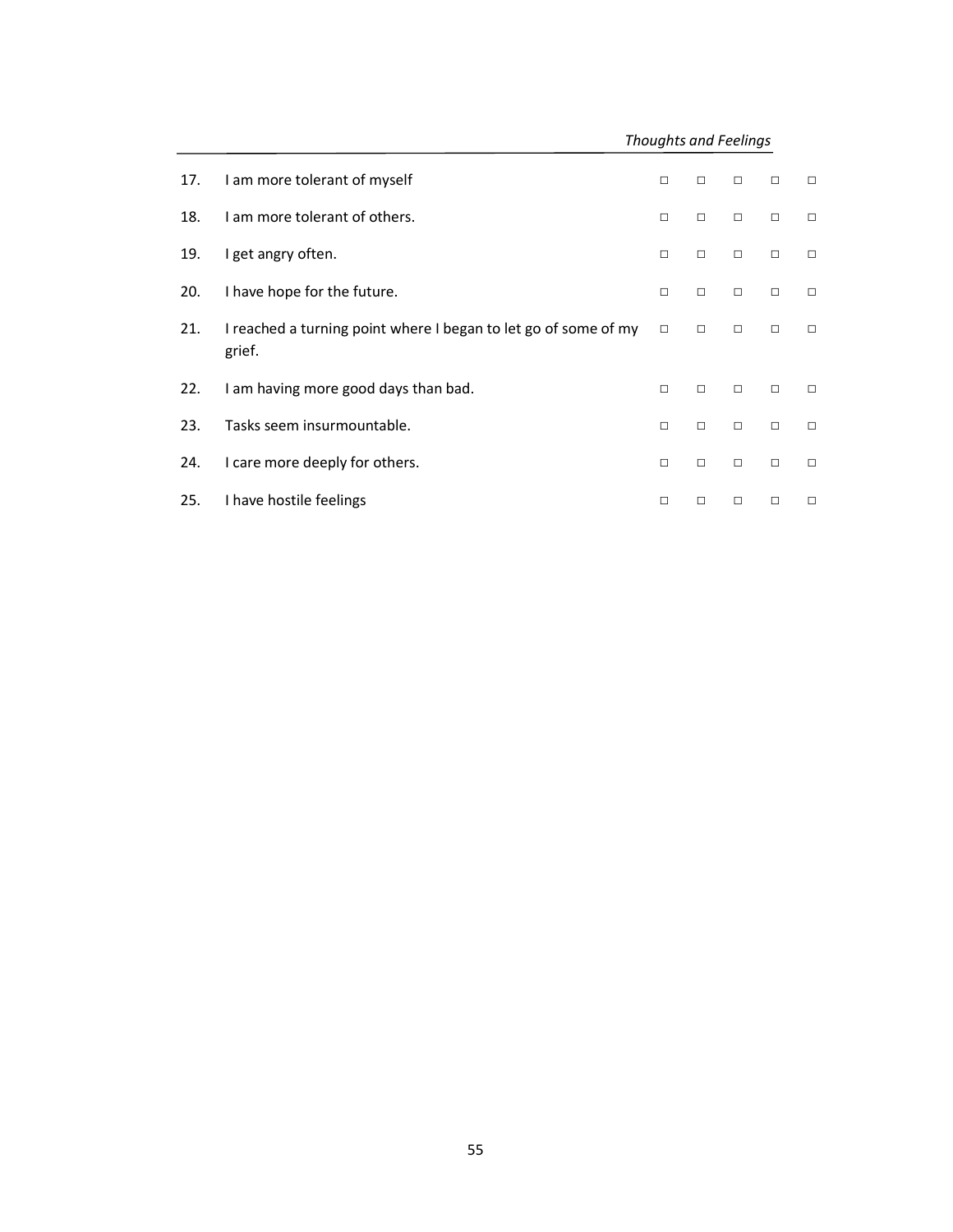*Thoughts and Feelings*

| | | | | | | |
|---|---|---|---|---|---|---|
| 17. | I am more tolerant of myself | □ | □ | □ | □ | □ |
| 18. | I am more tolerant of others. | □ | □ | □ | □ | □ |
| 19. | I get angry often. | □ | □ | □ | □ | □ |
| 20. | I have hope for the future. | □ | □ | □ | □ | □ |
| 21. | I reached a turning point where I began to let go of some of my grief. | □ | □ | □ | □ | □ |
| 22. | I am having more good days than bad. | □ | □ | □ | □ | □ |
| 23. | Tasks seem insurmountable. | □ | □ | □ | □ | □ |
| 24. | I care more deeply for others. | □ | □ | □ | □ | □ |
| 25. | I have hostile feelings | □ | □ | □ | □ | □ |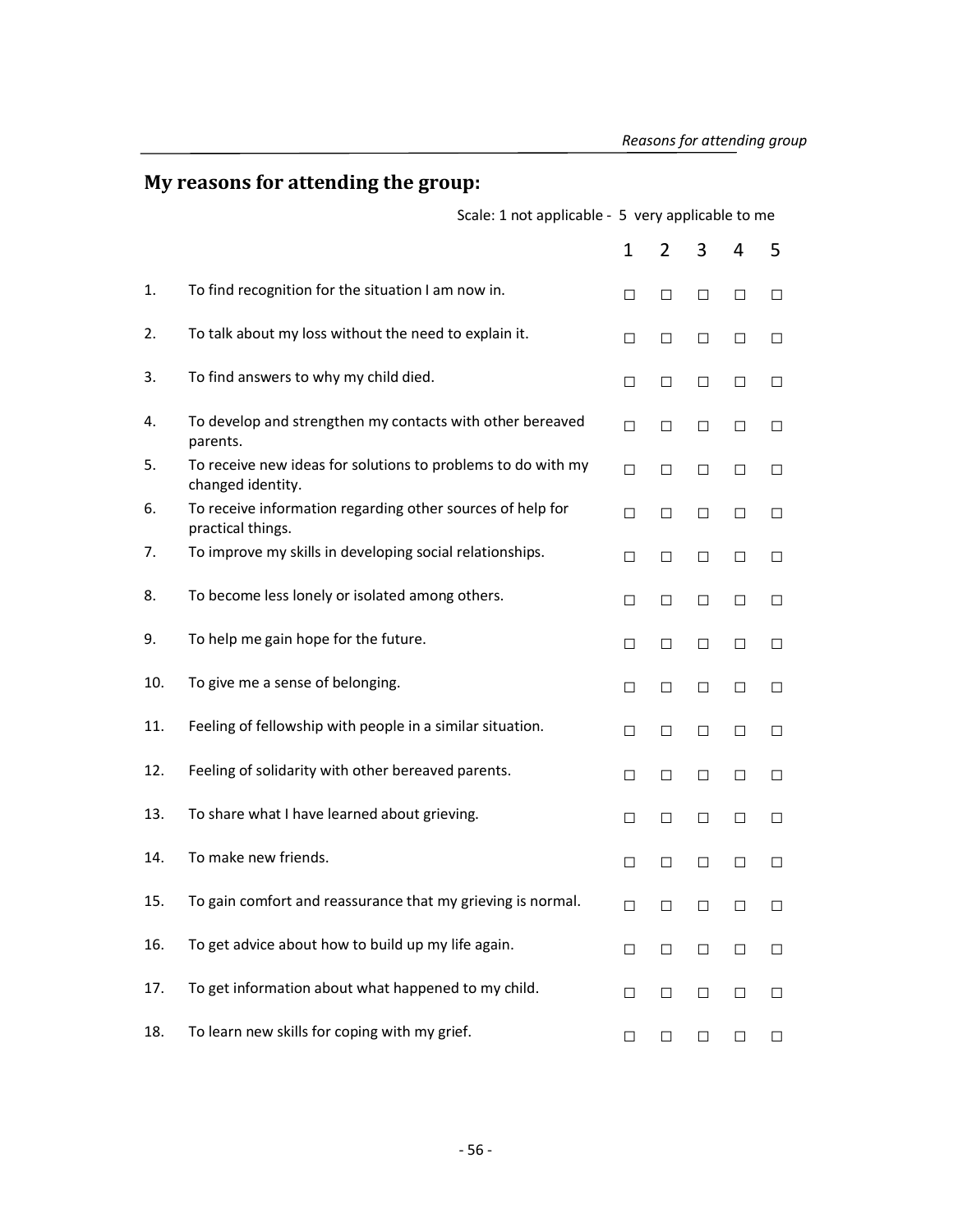## My reasons for attending the group:

Scale: 1 not applicable - 5 very applicable to me

| | | 1 | 2 | 3 | 4 | 5 |
|---|---|---|---|---|---|---|
| 1. | To find recognition for the situation I am now in. | ☐ | ☐ | ☐ | ☐ | ☐ |
| 2. | To talk about my loss without the need to explain it. | ☐ | ☐ | ☐ | ☐ | ☐ |
| 3. | To find answers to why my child died. | ☐ | ☐ | ☐ | ☐ | ☐ |
| 4. | To develop and strengthen my contacts with other bereaved parents. | ☐ | ☐ | ☐ | ☐ | ☐ |
| 5. | To receive new ideas for solutions to problems to do with my changed identity. | ☐ | ☐ | ☐ | ☐ | ☐ |
| 6. | To receive information regarding other sources of help for practical things. | ☐ | ☐ | ☐ | ☐ | ☐ |
| 7. | To improve my skills in developing social relationships. | ☐ | ☐ | ☐ | ☐ | ☐ |
| 8. | To become less lonely or isolated among others. | ☐ | ☐ | ☐ | ☐ | ☐ |
| 9. | To help me gain hope for the future. | ☐ | ☐ | ☐ | ☐ | ☐ |
| 10. | To give me a sense of belonging. | ☐ | ☐ | ☐ | ☐ | ☐ |
| 11. | Feeling of fellowship with people in a similar situation. | ☐ | ☐ | ☐ | ☐ | ☐ |
| 12. | Feeling of solidarity with other bereaved parents. | ☐ | ☐ | ☐ | ☐ | ☐ |
| 13. | To share what I have learned about grieving. | ☐ | ☐ | ☐ | ☐ | ☐ |
| 14. | To make new friends. | ☐ | ☐ | ☐ | ☐ | ☐ |
| 15. | To gain comfort and reassurance that my grieving is normal. | ☐ | ☐ | ☐ | ☐ | ☐ |
| 16. | To get advice about how to build up my life again. | ☐ | ☐ | ☐ | ☐ | ☐ |
| 17. | To get information about what happened to my child. | ☐ | ☐ | ☐ | ☐ | ☐ |
| 18. | To learn new skills for coping with my grief. | ☐ | ☐ | ☐ | ☐ | ☐ |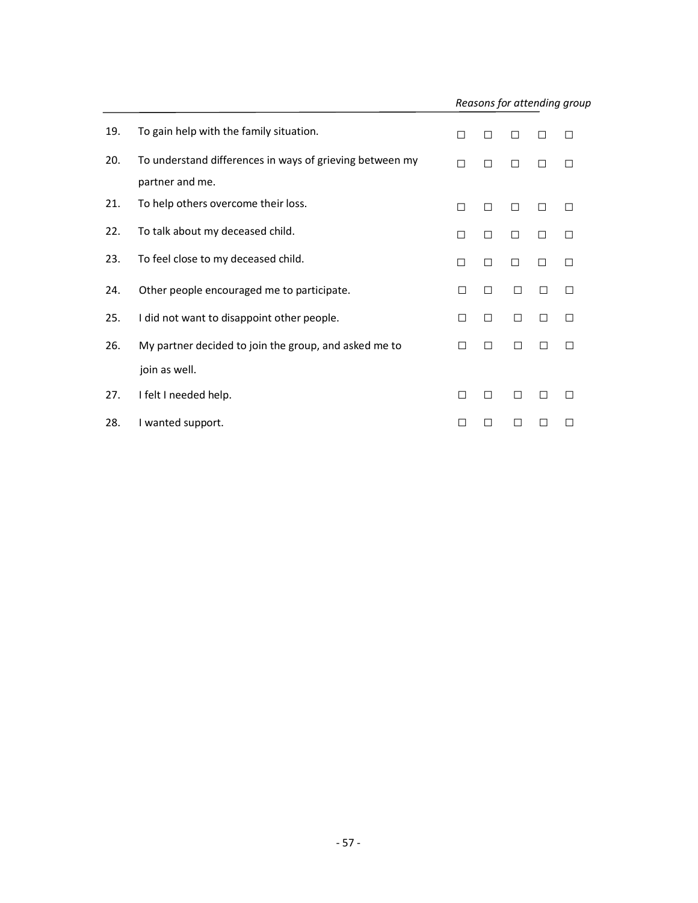*Reasons for attending group*

| | | | | | | |
|---|---|---|---|---|---|---|
| 19. | To gain help with the family situation. | ☐ | ☐ | ☐ | ☐ | ☐ |
| 20. | To understand differences in ways of grieving between my partner and me. | ☐ | ☐ | ☐ | ☐ | ☐ |
| 21. | To help others overcome their loss. | ☐ | ☐ | ☐ | ☐ | ☐ |
| 22. | To talk about my deceased child. | ☐ | ☐ | ☐ | ☐ | ☐ |
| 23. | To feel close to my deceased child. | ☐ | ☐ | ☐ | ☐ | ☐ |
| 24. | Other people encouraged me to participate. | ☐ | ☐ | ☐ | ☐ | ☐ |
| 25. | I did not want to disappoint other people. | ☐ | ☐ | ☐ | ☐ | ☐ |
| 26. | My partner decided to join the group, and asked me to join as well. | ☐ | ☐ | ☐ | ☐ | ☐ |
| 27. | I felt I needed help. | ☐ | ☐ | ☐ | ☐ | ☐ |
| 28. | I wanted support. | ☐ | ☐ | ☐ | ☐ | ☐ |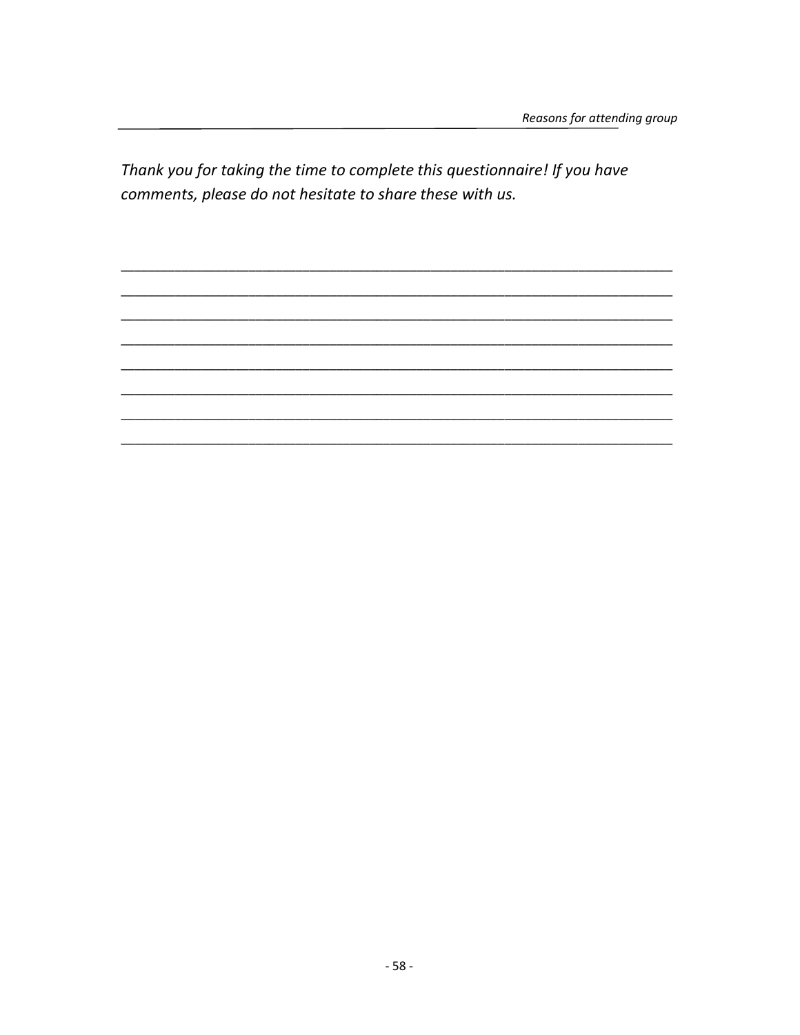*Thank you for taking the time to complete this questionnaire! If you have comments, please do not hesitate to share these with us.*

\_\_\_\_\_\_\_\_\_\_\_\_\_\_\_\_\_\_\_\_\_\_\_\_\_\_\_\_\_\_\_\_\_\_\_\_\_\_\_\_\_\_\_\_\_\_\_\_\_\_\_\_\_\_\_\_\_\_\_\_\_\_\_\_\_\_\_\_\_\_\_\_

\_\_\_\_\_\_\_\_\_\_\_\_\_\_\_\_\_\_\_\_\_\_\_\_\_\_\_\_\_\_\_\_\_\_\_\_\_\_\_\_\_\_\_\_\_\_\_\_\_\_\_\_\_\_\_\_\_\_\_\_\_\_\_\_\_\_\_\_\_\_\_\_

\_\_\_\_\_\_\_\_\_\_\_\_\_\_\_\_\_\_\_\_\_\_\_\_\_\_\_\_\_\_\_\_\_\_\_\_\_\_\_\_\_\_\_\_\_\_\_\_\_\_\_\_\_\_\_\_\_\_\_\_\_\_\_\_\_\_\_\_\_\_\_\_

\_\_\_\_\_\_\_\_\_\_\_\_\_\_\_\_\_\_\_\_\_\_\_\_\_\_\_\_\_\_\_\_\_\_\_\_\_\_\_\_\_\_\_\_\_\_\_\_\_\_\_\_\_\_\_\_\_\_\_\_\_\_\_\_\_\_\_\_\_\_\_\_

\_\_\_\_\_\_\_\_\_\_\_\_\_\_\_\_\_\_\_\_\_\_\_\_\_\_\_\_\_\_\_\_\_\_\_\_\_\_\_\_\_\_\_\_\_\_\_\_\_\_\_\_\_\_\_\_\_\_\_\_\_\_\_\_\_\_\_\_\_\_\_\_

\_\_\_\_\_\_\_\_\_\_\_\_\_\_\_\_\_\_\_\_\_\_\_\_\_\_\_\_\_\_\_\_\_\_\_\_\_\_\_\_\_\_\_\_\_\_\_\_\_\_\_\_\_\_\_\_\_\_\_\_\_\_\_\_\_\_\_\_\_\_\_\_

\_\_\_\_\_\_\_\_\_\_\_\_\_\_\_\_\_\_\_\_\_\_\_\_\_\_\_\_\_\_\_\_\_\_\_\_\_\_\_\_\_\_\_\_\_\_\_\_\_\_\_\_\_\_\_\_\_\_\_\_\_\_\_\_\_\_\_\_\_\_\_\_

\_\_\_\_\_\_\_\_\_\_\_\_\_\_\_\_\_\_\_\_\_\_\_\_\_\_\_\_\_\_\_\_\_\_\_\_\_\_\_\_\_\_\_\_\_\_\_\_\_\_\_\_\_\_\_\_\_\_\_\_\_\_\_\_\_\_\_\_\_\_\_\_